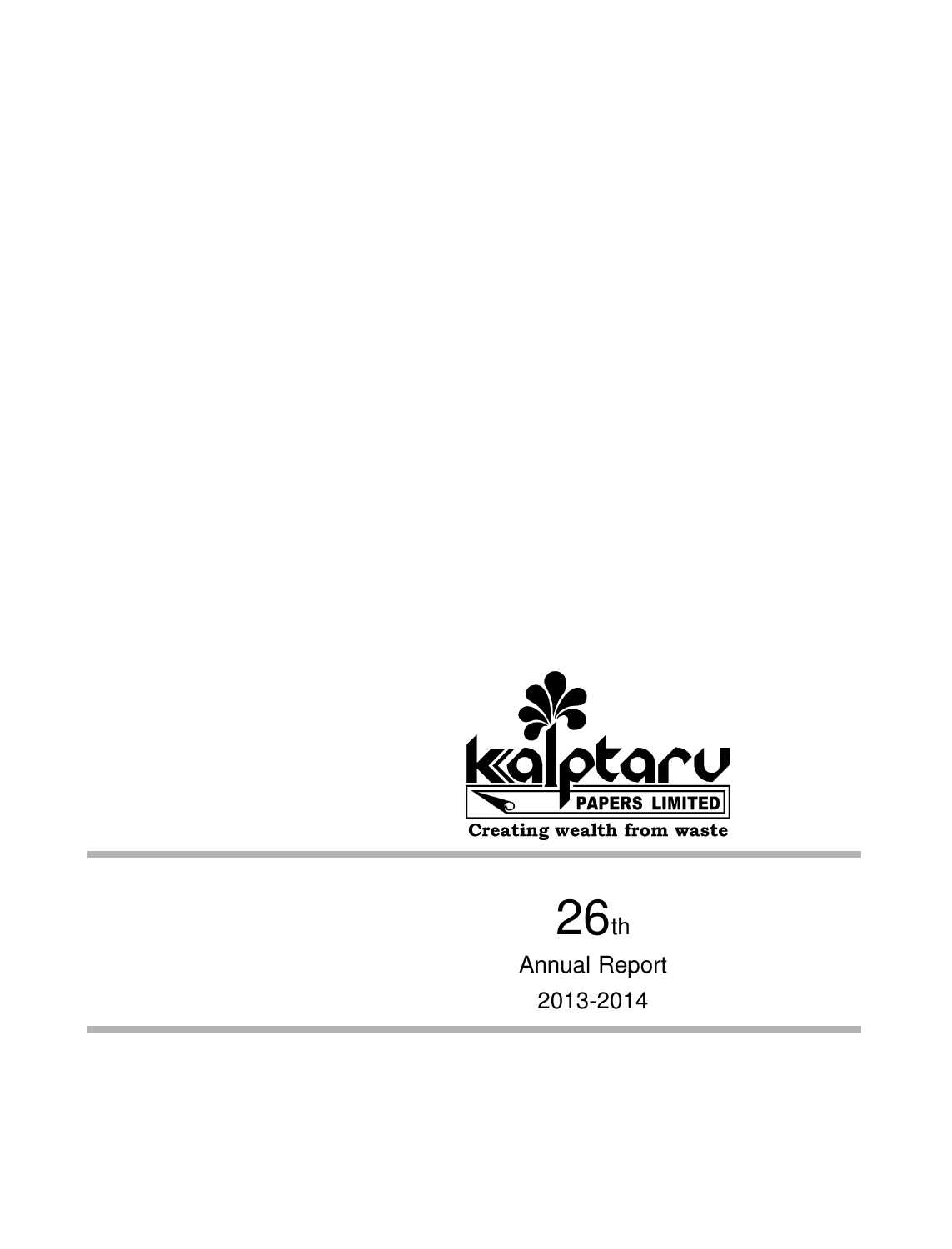kalptaru

PAPERS LIMITED

Creating wealth from waste

# 26th

Annual Report

2013-2014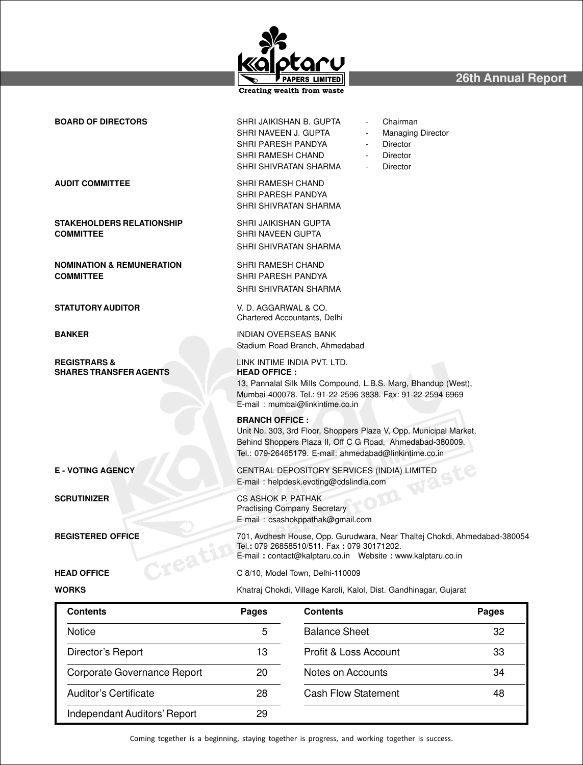Creating wealth from waste

# 26th Annual Report

**BOARD OF DIRECTORS**

SHRI JAIKISHAN B. GUPTA - Chairman
SHRI NAVEEN J. GUPTA - Managing Director
SHRI PARESH PANDYA - Director
SHRI RAMESH CHAND - Director
SHRI SHIVRATAN SHARMA - Director

**AUDIT COMMITTEE**

SHRI RAMESH CHAND
SHRI PARESH PANDYA
SHRI SHIVRATAN SHARMA

**STAKEHOLDERS RELATIONSHIP COMMITTEE**

SHRI JAIKISHAN GUPTA
SHRI NAVEEN GUPTA
SHRI SHIVRATAN SHARMA

**NOMINATION & REMUNERATION COMMITTEE**

SHRI RAMESH CHAND
SHRI PARESH PANDYA
SHRI SHIVRATAN SHARMA

**STATUTORY AUDITOR**

V. D. AGGARWAL & CO.
Chartered Accountants, Delhi

**BANKER**

INDIAN OVERSEAS BANK
Stadium Road Branch, Ahmedabad

**REGISTRARS & SHARES TRANSFER AGENTS**

LINK INTIME INDIA PVT. LTD.

**HEAD OFFICE :**
13, Pannalal Silk Mills Compound, L.B.S. Marg, Bhandup (West),
Mumbai-400078. Tel.: 91-22-2596 3838. Fax: 91-22-2594 6969
E-mail : mumbai@linkintime.co.in

**BRANCH OFFICE :**
Unit No. 303, 3rd Floor, Shoppers Plaza V, Opp. Municipal Market,
Behind Shoppers Plaza II, Off C G Road, Ahmedabad-380009.
Tel.: 079-26465179. E-mail: ahmedabad@linkintime.co.in

**E - VOTING AGENCY**

CENTRAL DEPOSITORY SERVICES (INDIA) LIMITED
E-mail : helpdesk.evoting@cdslindia.com

**SCRUTINIZER**

CS ASHOK P. PATHAK
Practising Company Secretary
E-mail : csashokppathak@gmail.com

**REGISTERED OFFICE**

701, Avdhesh House, Opp. Gurudwara, Near Thaltej Chokdi, Ahmedabad-380054
Tel.: 079 26858510/511. Fax : 079 30171202.
E-mail : contact@kalptaru.co.in Website : www.kalptaru.co.in

**HEAD OFFICE**

C 8/10, Model Town, Delhi-110009

**WORKS**

Khatraj Chokdi, Village Karoli, Kalol, Dist. Gandhinagar, Gujarat

| Contents | Pages | Contents | Pages |
|---|---|---|---|
| Notice | 5 | Balance Sheet | 32 |
| Director's Report | 13 | Profit & Loss Account | 33 |
| Corporate Governance Report | 20 | Notes on Accounts | 34 |
| Auditor's Certificate | 28 | Cash Flow Statement | 48 |
| Independant Auditors' Report | 29 | | |

Coming together is a beginning, staying together is progress, and working together is success.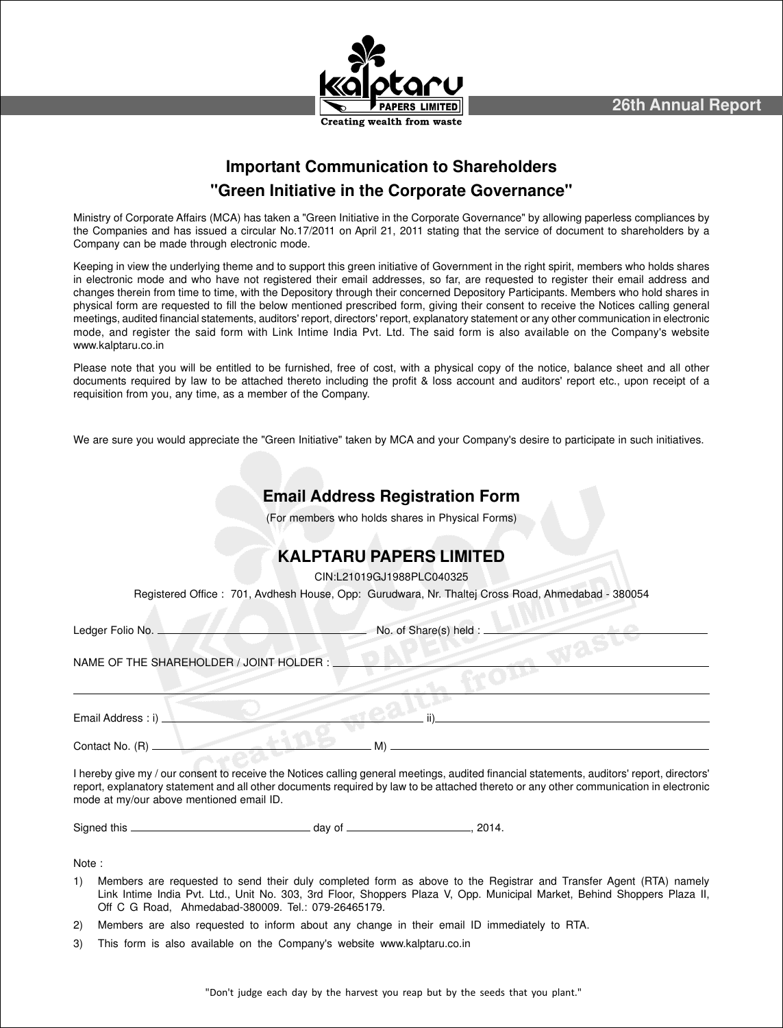# Important Communication to Shareholders

## "Green Initiative in the Corporate Governance"

Ministry of Corporate Affairs (MCA) has taken a "Green Initiative in the Corporate Governance" by allowing paperless compliances by the Companies and has issued a circular No.17/2011 on April 21, 2011 stating that the service of document to shareholders by a Company can be made through electronic mode.

Keeping in view the underlying theme and to support this green initiative of Government in the right spirit, members who holds shares in electronic mode and who have not registered their email addresses, so far, are requested to register their email address and changes therein from time to time, with the Depository through their concerned Depository Participants. Members who hold shares in physical form are requested to fill the below mentioned prescribed form, giving their consent to receive the Notices calling general meetings, audited financial statements, auditors' report, directors' report, explanatory statement or any other communication in electronic mode, and register the said form with Link Intime India Pvt. Ltd. The said form is also available on the Company's website www.kalptaru.co.in

Please note that you will be entitled to be furnished, free of cost, with a physical copy of the notice, balance sheet and all other documents required by law to be attached thereto including the profit & loss account and auditors' report etc., upon receipt of a requisition from you, any time, as a member of the Company.

We are sure you would appreciate the "Green Initiative" taken by MCA and your Company's desire to participate in such initiatives.

## Email Address Registration Form

(For members who holds shares in Physical Forms)

## KALPTARU PAPERS LIMITED

CIN:L21019GJ1988PLC040325

Registered Office : 701, Avdhesh House, Opp: Gurudwara, Nr. Thaltej Cross Road, Ahmedabad - 380054

Ledger Folio No. ______________________ No. of Share(s) held : ______________________

NAME OF THE SHAREHOLDER / JOINT HOLDER : ______________________

______________________________________________

Email Address : i) ______________________ ii) ______________________

Contact No. (R) ______________________ M) ______________________

I hereby give my / our consent to receive the Notices calling general meetings, audited financial statements, auditors' report, directors' report, explanatory statement and all other documents required by law to be attached thereto or any other communication in electronic mode at my/our above mentioned email ID.

Signed this ______________________ day of ______________________, 2014.

Note :

1) Members are requested to send their duly completed form as above to the Registrar and Transfer Agent (RTA) namely Link Intime India Pvt. Ltd., Unit No. 303, 3rd Floor, Shoppers Plaza V, Opp. Municipal Market, Behind Shoppers Plaza II, Off C G Road, Ahmedabad-380009. Tel.: 079-26465179.
2) Members are also requested to inform about any change in their email ID immediately to RTA.
3) This form is also available on the Company's website www.kalptaru.co.in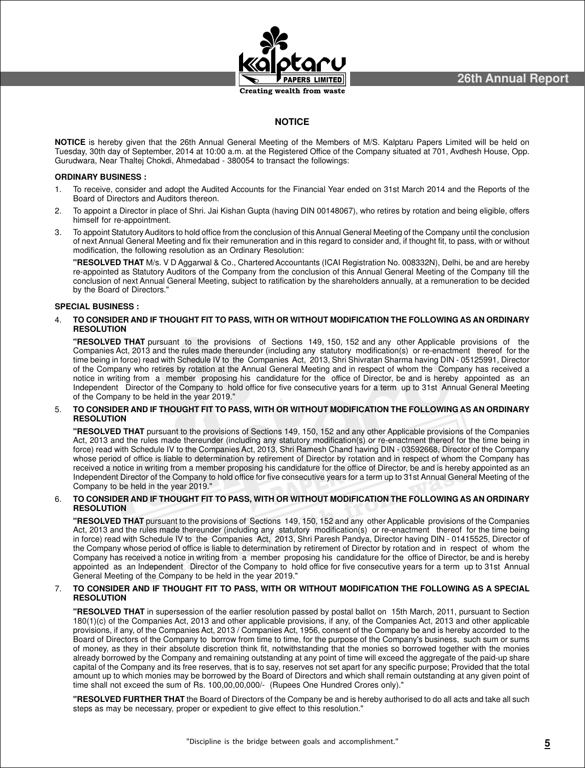## NOTICE

**NOTICE** is hereby given that the 26th Annual General Meeting of the Members of M/S. Kalptaru Papers Limited will be held on Tuesday, 30th day of September, 2014 at 10:00 a.m. at the Registered Office of the Company situated at 701, Avdhesh House, Opp. Gurudwara, Near Thaltej Chokdi, Ahmedabad - 380054 to transact the followings:

**ORDINARY BUSINESS :**

1. To receive, consider and adopt the Audited Accounts for the Financial Year ended on 31st March 2014 and the Reports of the Board of Directors and Auditors thereon.
2. To appoint a Director in place of Shri. Jai Kishan Gupta (having DIN 00148067), who retires by rotation and being eligible, offers himself for re-appointment.
3. To appoint Statutory Auditors to hold office from the conclusion of this Annual General Meeting of the Company until the conclusion of next Annual General Meeting and fix their remuneration and in this regard to consider and, if thought fit, to pass, with or without modification, the following resolution as an Ordinary Resolution:

   **"RESOLVED THAT** M/s. V D Aggarwal & Co., Chartered Accountants (ICAI Registration No. 008332N), Delhi, be and are hereby re-appointed as Statutory Auditors of the Company from the conclusion of this Annual General Meeting of the Company till the conclusion of next Annual General Meeting, subject to ratification by the shareholders annually, at a remuneration to be decided by the Board of Directors."

**SPECIAL BUSINESS :**

4. **TO CONSIDER AND IF THOUGHT FIT TO PASS, WITH OR WITHOUT MODIFICATION THE FOLLOWING AS AN ORDINARY RESOLUTION**

   **"RESOLVED THAT** pursuant to the provisions of Sections 149, 150, 152 and any other Applicable provisions of the Companies Act, 2013 and the rules made thereunder (including any statutory modification(s) or re-enactment thereof for the time being in force) read with Schedule IV to the Companies Act, 2013, Shri Shivratan Sharma having DIN - 05125991, Director of the Company who retires by rotation at the Annual General Meeting and in respect of whom the Company has received a notice in writing from a member proposing his candidature for the office of Director, be and is hereby appointed as an Independent Director of the Company to hold office for five consecutive years for a term up to 31st Annual General Meeting of the Company to be held in the year 2019."

5. **TO CONSIDER AND IF THOUGHT FIT TO PASS, WITH OR WITHOUT MODIFICATION THE FOLLOWING AS AN ORDINARY RESOLUTION**

   **"RESOLVED THAT** pursuant to the provisions of Sections 149, 150, 152 and any other Applicable provisions of the Companies Act, 2013 and the rules made thereunder (including any statutory modification(s) or re-enactment thereof for the time being in force) read with Schedule IV to the Companies Act, 2013, Shri Ramesh Chand having DIN - 03592668, Director of the Company whose period of office is liable to determination by retirement of Director by rotation and in respect of whom the Company has received a notice in writing from a member proposing his candidature for the office of Director, be and is hereby appointed as an Independent Director of the Company to hold office for five consecutive years for a term up to 31st Annual General Meeting of the Company to be held in the year 2019."

6. **TO CONSIDER AND IF THOUGHT FIT TO PASS, WITH OR WITHOUT MODIFICATION THE FOLLOWING AS AN ORDINARY RESOLUTION**

   **"RESOLVED THAT** pursuant to the provisions of Sections 149, 150, 152 and any other Applicable provisions of the Companies Act, 2013 and the rules made thereunder (including any statutory modification(s) or re-enactment thereof for the time being in force) read with Schedule IV to the Companies Act, 2013, Shri Paresh Pandya, Director having DIN - 01415525, Director of the Company whose period of office is liable to determination by retirement of Director by rotation and in respect of whom the Company has received a notice in writing from a member proposing his candidature for the office of Director, be and is hereby appointed as an Independent Director of the Company to hold office for five consecutive years for a term up to 31st Annual General Meeting of the Company to be held in the year 2019."

7. **TO CONSIDER AND IF THOUGHT FIT TO PASS, WITH OR WITHOUT MODIFICATION THE FOLLOWING AS A SPECIAL RESOLUTION**

   **"RESOLVED THAT** in supersession of the earlier resolution passed by postal ballot on 15th March, 2011, pursuant to Section 180(1)(c) of the Companies Act, 2013 and other applicable provisions, if any, of the Companies Act, 2013 and other applicable provisions, if any, of the Companies Act, 2013 / Companies Act, 1956, consent of the Company be and is hereby accorded to the Board of Directors of the Company to borrow from time to time, for the purpose of the Company's business, such sum or sums of money, as they in their absolute discretion think fit, notwithstanding that the monies so borrowed together with the monies already borrowed by the Company and remaining outstanding at any point of time will exceed the aggregate of the paid-up share capital of the Company and its free reserves, that is to say, reserves not set apart for any specific purpose; Provided that the total amount up to which monies may be borrowed by the Board of Directors and which shall remain outstanding at any given point of time shall not exceed the sum of Rs. 100,00,00,000/- (Rupees One Hundred Crores only)."

   **"RESOLVED FURTHER THAT** the Board of Directors of the Company be and is hereby authorised to do all acts and take all such steps as may be necessary, proper or expedient to give effect to this resolution."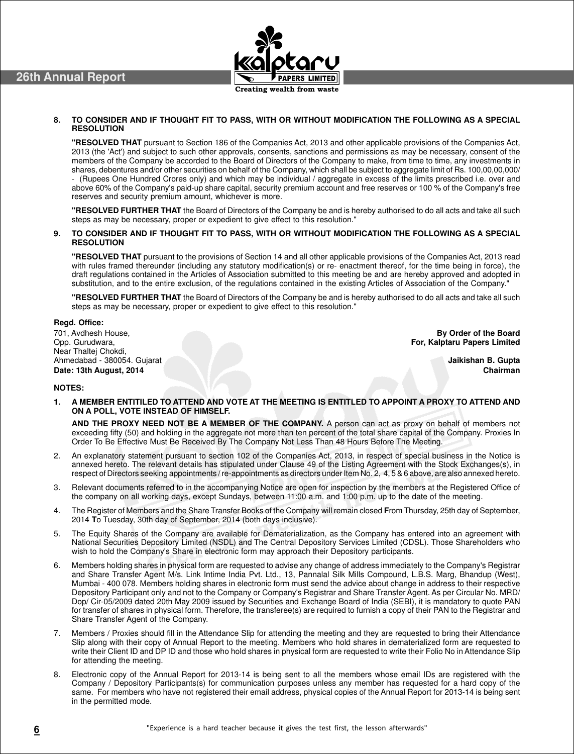**8. TO CONSIDER AND IF THOUGHT FIT TO PASS, WITH OR WITHOUT MODIFICATION THE FOLLOWING AS A SPECIAL RESOLUTION**

**"RESOLVED THAT** pursuant to Section 186 of the Companies Act, 2013 and other applicable provisions of the Companies Act, 2013 (the 'Act') and subject to such other approvals, consents, sanctions and permissions as may be necessary, consent of the members of the Company be accorded to the Board of Directors of the Company to make, from time to time, any investments in shares, debentures and/or other securities on behalf of the Company, which shall be subject to aggregate limit of Rs. 100,00,00,000/- (Rupees One Hundred Crores only) and which may be individual / aggregate in excess of the limits prescribed i.e. over and above 60% of the Company's paid-up share capital, security premium account and free reserves or 100 % of the Company's free reserves and security premium amount, whichever is more.

**"RESOLVED FURTHER THAT** the Board of Directors of the Company be and is hereby authorised to do all acts and take all such steps as may be necessary, proper or expedient to give effect to this resolution."

**9. TO CONSIDER AND IF THOUGHT FIT TO PASS, WITH OR WITHOUT MODIFICATION THE FOLLOWING AS A SPECIAL RESOLUTION**

**"RESOLVED THAT** pursuant to the provisions of Section 14 and all other applicable provisions of the Companies Act, 2013 read with rules framed thereunder (including any statutory modification(s) or re- enactment thereof, for the time being in force), the draft regulations contained in the Articles of Association submitted to this meeting be and are hereby approved and adopted in substitution, and to the entire exclusion, of the regulations contained in the existing Articles of Association of the Company."

**"RESOLVED FURTHER THAT** the Board of Directors of the Company be and is hereby authorised to do all acts and take all such steps as may be necessary, proper or expedient to give effect to this resolution."

**Regd. Office:**
701, Avdhesh House,
Opp. Gurudwara,
Near Thaltej Chokdi,
Ahmedabad - 380054. Gujarat
**Date: 13th August, 2014**

**By Order of the Board**
**For, Kalptaru Papers Limited**

**Jaikishan B. Gupta**
**Chairman**

**NOTES:**

1. **A MEMBER ENTITILED TO ATTEND AND VOTE AT THE MEETING IS ENTITLED TO APPOINT A PROXY TO ATTEND AND ON A POLL, VOTE INSTEAD OF HIMSELF.**

   **AND THE PROXY NEED NOT BE A MEMBER OF THE COMPANY.** A person can act as proxy on behalf of members not exceeding fifty (50) and holding in the aggregate not more than ten percent of the total share capital of the Company. Proxies In Order To Be Effective Must Be Received By The Company Not Less Than 48 Hours Before The Meeting.

2. An explanatory statement pursuant to section 102 of the Companies Act, 2013, in respect of special business in the Notice is annexed hereto. The relevant details has stipulated under Clause 49 of the Listing Agreement with the Stock Exchanges(s), in respect of Directors seeking appointments / re-appointments as directors under Item No. 2, 4, 5 & 6 above, are also annexed hereto.

3. Relevant documents referred to in the accompanying Notice are open for inspection by the members at the Registered Office of the company on all working days, except Sundays, between 11:00 a.m. and 1:00 p.m. up to the date of the meeting.

4. The Register of Members and the Share Transfer Books of the Company will remain closed **F**rom Thursday, 25th day of September, 2014 **T**o Tuesday, 30th day of September, 2014 (both days inclusive).

5. The Equity Shares of the Company are available for Dematerialization, as the Company has entered into an agreement with National Securities Depository Limited (NSDL) and The Central Depository Services Limited (CDSL). Those Shareholders who wish to hold the Company's Share in electronic form may approach their Depository participants.

6. Members holding shares in physical form are requested to advise any change of address immediately to the Company's Registrar and Share Transfer Agent M/s. Link Intime India Pvt. Ltd., 13, Pannalal Silk Mills Compound, L.B.S. Marg, Bhandup (West), Mumbai - 400 078. Members holding shares in electronic form must send the advice about change in address to their respective Depository Participant only and not to the Company or Company's Registrar and Share Transfer Agent. As per Circular No. MRD/ Dop/ Cir-05/2009 dated 20th May 2009 issued by Securities and Exchange Board of India (SEBI), it is mandatory to quote PAN for transfer of shares in physical form. Therefore, the transferee(s) are required to furnish a copy of their PAN to the Registrar and Share Transfer Agent of the Company.

7. Members / Proxies should fill in the Attendance Slip for attending the meeting and they are requested to bring their Attendance Slip along with their copy of Annual Report to the meeting. Members who hold shares in dematerialized form are requested to write their Client ID and DP ID and those who hold shares in physical form are requested to write their Folio No in Attendance Slip for attending the meeting.

8. Electronic copy of the Annual Report for 2013-14 is being sent to all the members whose email IDs are registered with the Company / Depository Participants(s) for communication purposes unless any member has requested for a hard copy of the same. For members who have not registered their email address, physical copies of the Annual Report for 2013-14 is being sent in the permitted mode.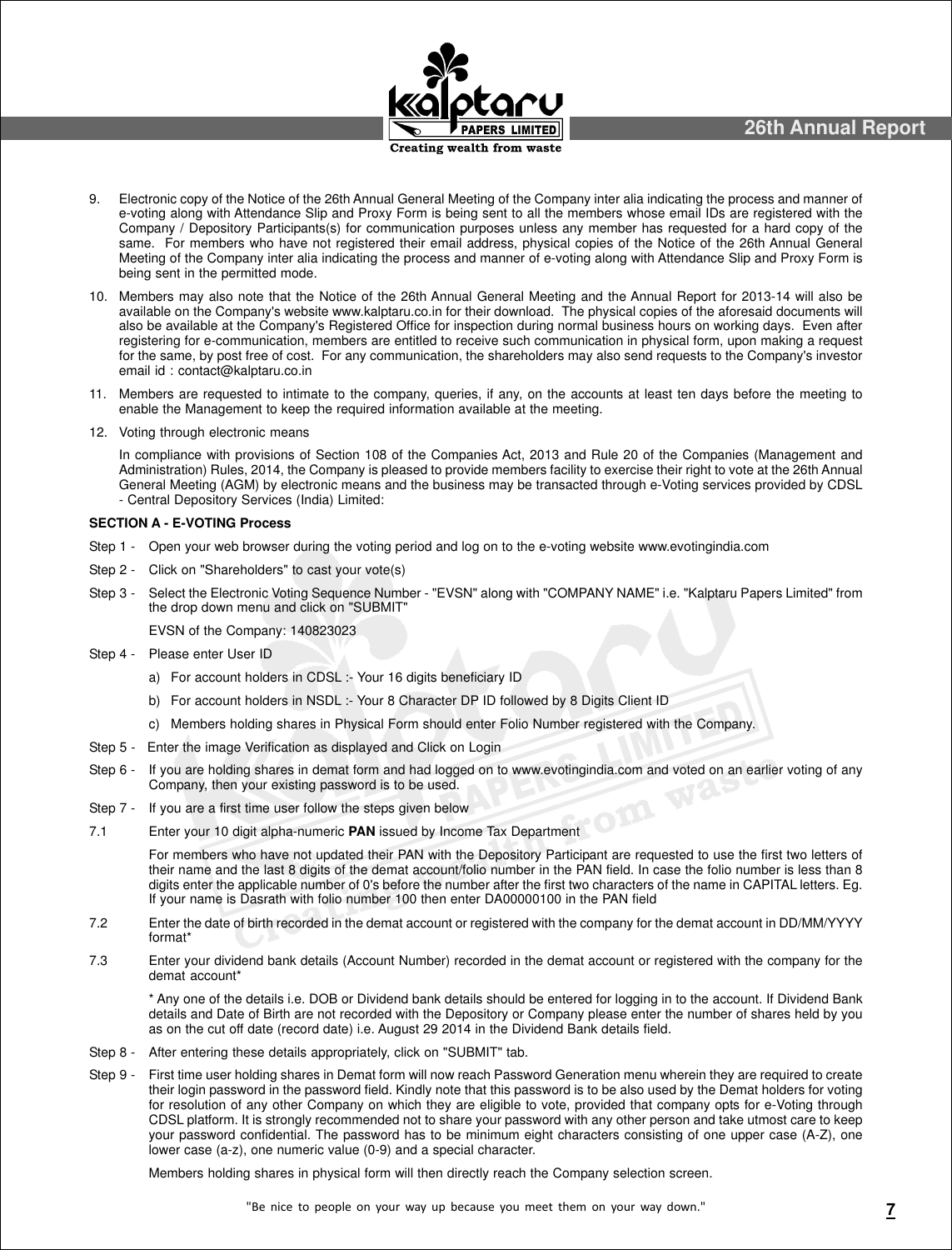9. Electronic copy of the Notice of the 26th Annual General Meeting of the Company inter alia indicating the process and manner of e-voting along with Attendance Slip and Proxy Form is being sent to all the members whose email IDs are registered with the Company / Depository Participants(s) for communication purposes unless any member has requested for a hard copy of the same. For members who have not registered their email address, physical copies of the Notice of the 26th Annual General Meeting of the Company inter alia indicating the process and manner of e-voting along with Attendance Slip and Proxy Form is being sent in the permitted mode.

10. Members may also note that the Notice of the 26th Annual General Meeting and the Annual Report for 2013-14 will also be available on the Company's website www.kalptaru.co.in for their download. The physical copies of the aforesaid documents will also be available at the Company's Registered Office for inspection during normal business hours on working days. Even after registering for e-communication, members are entitled to receive such communication in physical form, upon making a request for the same, by post free of cost. For any communication, the shareholders may also send requests to the Company's investor email id : contact@kalptaru.co.in

11. Members are requested to intimate to the company, queries, if any, on the accounts at least ten days before the meeting to enable the Management to keep the required information available at the meeting.

12. Voting through electronic means

    In compliance with provisions of Section 108 of the Companies Act, 2013 and Rule 20 of the Companies (Management and Administration) Rules, 2014, the Company is pleased to provide members facility to exercise their right to vote at the 26th Annual General Meeting (AGM) by electronic means and the business may be transacted through e-Voting services provided by CDSL - Central Depository Services (India) Limited:

**SECTION A - E-VOTING Process**

Step 1 - Open your web browser during the voting period and log on to the e-voting website www.evotingindia.com

Step 2 - Click on "Shareholders" to cast your vote(s)

Step 3 - Select the Electronic Voting Sequence Number - "EVSN" along with "COMPANY NAME" i.e. "Kalptaru Papers Limited" from the drop down menu and click on "SUBMIT"

EVSN of the Company: 140823023

Step 4 - Please enter User ID

a) For account holders in CDSL :- Your 16 digits beneficiary ID

b) For account holders in NSDL :- Your 8 Character DP ID followed by 8 Digits Client ID

c) Members holding shares in Physical Form should enter Folio Number registered with the Company.

Step 5 - Enter the image Verification as displayed and Click on Login

Step 6 - If you are holding shares in demat form and had logged on to www.evotingindia.com and voted on an earlier voting of any Company, then your existing password is to be used.

Step 7 - If you are a first time user follow the steps given below

7.1 Enter your 10 digit alpha-numeric **PAN** issued by Income Tax Department

For members who have not updated their PAN with the Depository Participant are requested to use the first two letters of their name and the last 8 digits of the demat account/folio number in the PAN field. In case the folio number is less than 8 digits enter the applicable number of 0's before the number after the first two characters of the name in CAPITAL letters. Eg. If your name is Dasrath with folio number 100 then enter DA00000100 in the PAN field

7.2 Enter the date of birth recorded in the demat account or registered with the company for the demat account in DD/MM/YYYY format*

7.3 Enter your dividend bank details (Account Number) recorded in the demat account or registered with the company for the demat account*

\* Any one of the details i.e. DOB or Dividend bank details should be entered for logging in to the account. If Dividend Bank details and Date of Birth are not recorded with the Depository or Company please enter the number of shares held by you as on the cut off date (record date) i.e. August 29 2014 in the Dividend Bank details field.

Step 8 - After entering these details appropriately, click on "SUBMIT" tab.

Step 9 - First time user holding shares in Demat form will now reach Password Generation menu wherein they are required to create their login password in the password field. Kindly note that this password is to be also used by the Demat holders for voting for resolution of any other Company on which they are eligible to vote, provided that company opts for e-Voting through CDSL platform. It is strongly recommended not to share your password with any other person and take utmost care to keep your password confidential. The password has to be minimum eight characters consisting of one upper case (A-Z), one lower case (a-z), one numeric value (0-9) and a special character.

Members holding shares in physical form will then directly reach the Company selection screen.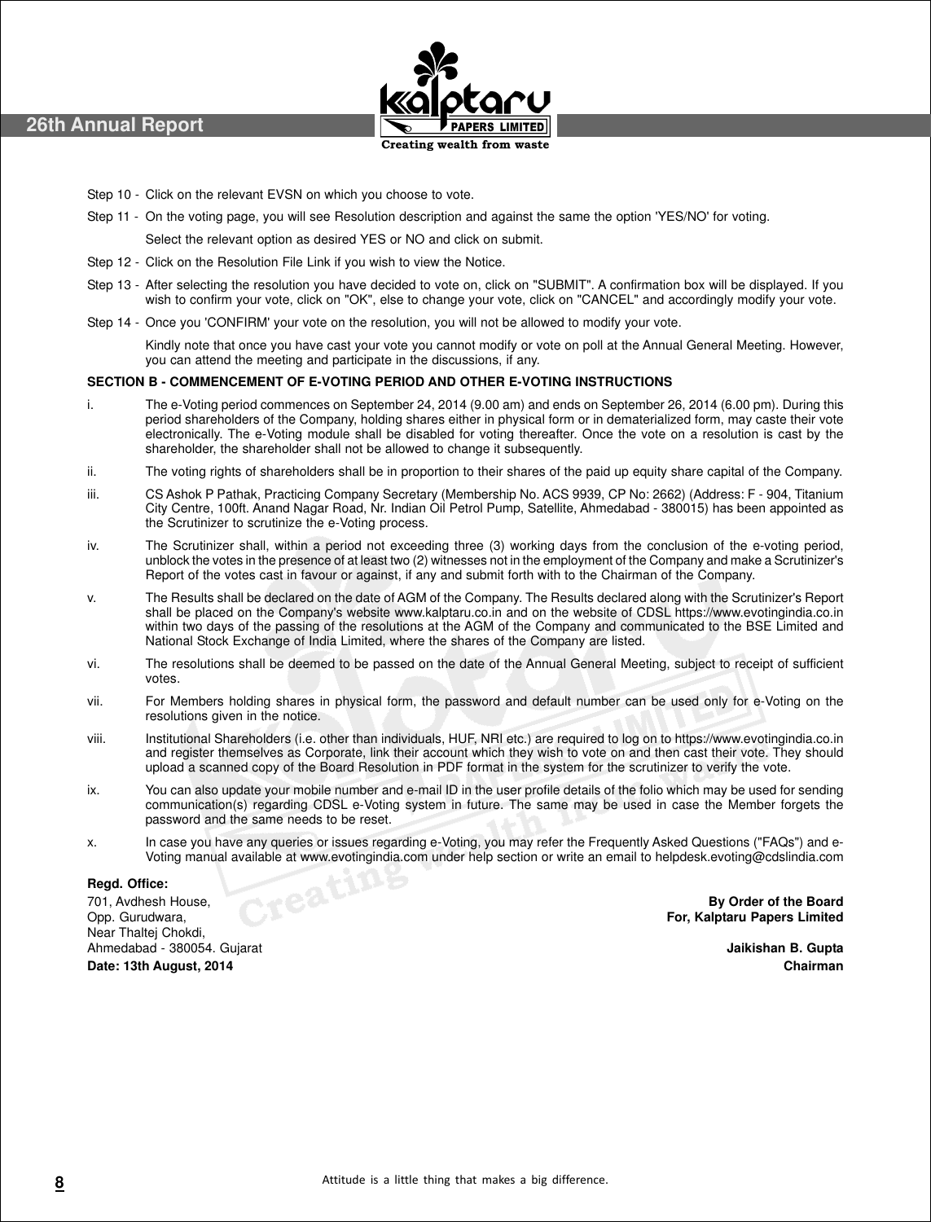Step 10 - Click on the relevant EVSN on which you choose to vote.

Step 11 - On the voting page, you will see Resolution description and against the same the option 'YES/NO' for voting.

Select the relevant option as desired YES or NO and click on submit.

Step 12 - Click on the Resolution File Link if you wish to view the Notice.

Step 13 - After selecting the resolution you have decided to vote on, click on "SUBMIT". A confirmation box will be displayed. If you wish to confirm your vote, click on "OK", else to change your vote, click on "CANCEL" and accordingly modify your vote.

Step 14 - Once you 'CONFIRM' your vote on the resolution, you will not be allowed to modify your vote.

Kindly note that once you have cast your vote you cannot modify or vote on poll at the Annual General Meeting. However, you can attend the meeting and participate in the discussions, if any.

**SECTION B - COMMENCEMENT OF E-VOTING PERIOD AND OTHER E-VOTING INSTRUCTIONS**

i. The e-Voting period commences on September 24, 2014 (9.00 am) and ends on September 26, 2014 (6.00 pm). During this period shareholders of the Company, holding shares either in physical form or in dematerialized form, may caste their vote electronically. The e-Voting module shall be disabled for voting thereafter. Once the vote on a resolution is cast by the shareholder, the shareholder shall not be allowed to change it subsequently.

ii. The voting rights of shareholders shall be in proportion to their shares of the paid up equity share capital of the Company.

iii. CS Ashok P Pathak, Practicing Company Secretary (Membership No. ACS 9939, CP No: 2662) (Address: F - 904, Titanium City Centre, 100ft. Anand Nagar Road, Nr. Indian Oil Petrol Pump, Satellite, Ahmedabad - 380015) has been appointed as the Scrutinizer to scrutinize the e-Voting process.

iv. The Scrutinizer shall, within a period not exceeding three (3) working days from the conclusion of the e-voting period, unblock the votes in the presence of at least two (2) witnesses not in the employment of the Company and make a Scrutinizer's Report of the votes cast in favour or against, if any and submit forth with to the Chairman of the Company.

v. The Results shall be declared on the date of AGM of the Company. The Results declared along with the Scrutinizer's Report shall be placed on the Company's website www.kalptaru.co.in and on the website of CDSL https://www.evotingindia.co.in within two days of the passing of the resolutions at the AGM of the Company and communicated to the BSE Limited and National Stock Exchange of India Limited, where the shares of the Company are listed.

vi. The resolutions shall be deemed to be passed on the date of the Annual General Meeting, subject to receipt of sufficient votes.

vii. For Members holding shares in physical form, the password and default number can be used only for e-Voting on the resolutions given in the notice.

viii. Institutional Shareholders (i.e. other than individuals, HUF, NRI etc.) are required to log on to https://www.evotingindia.co.in and register themselves as Corporate, link their account which they wish to vote on and then cast their vote. They should upload a scanned copy of the Board Resolution in PDF format in the system for the scrutinizer to verify the vote.

ix. You can also update your mobile number and e-mail ID in the user profile details of the folio which may be used for sending communication(s) regarding CDSL e-Voting system in future. The same may be used in case the Member forgets the password and the same needs to be reset.

x. In case you have any queries or issues regarding e-Voting, you may refer the Frequently Asked Questions ("FAQs") and e-Voting manual available at www.evotingindia.com under help section or write an email to helpdesk.evoting@cdslindia.com

**Regd. Office:**
701, Avdhesh House,
Opp. Gurudwara,
Near Thaltej Chokdi,
Ahmedabad - 380054. Gujarat
**Date: 13th August, 2014**

**By Order of the Board**
**For, Kalptaru Papers Limited**

**Jaikishan B. Gupta**
**Chairman**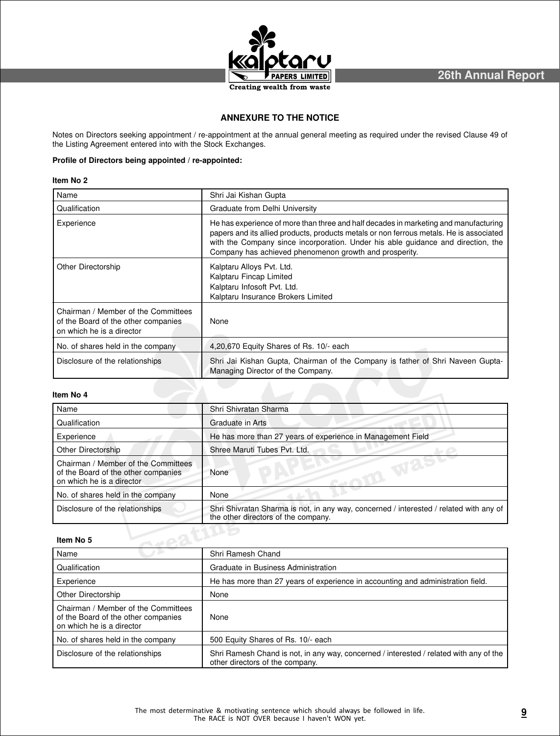## ANNEXURE TO THE NOTICE

Notes on Directors seeking appointment / re-appointment at the annual general meeting as required under the revised Clause 49 of the Listing Agreement entered into with the Stock Exchanges.

**Profile of Directors being appointed / re-appointed:**

**Item No 2**

| | |
|---|---|
| Name | Shri Jai Kishan Gupta |
| Qualification | Graduate from Delhi University |
| Experience | He has experience of more than three and half decades in marketing and manufacturing papers and its allied products, products metals or non ferrous metals. He is associated with the Company since incorporation. Under his able guidance and direction, the Company has achieved phenomenon growth and prosperity. |
| Other Directorship | Kalptaru Alloys Pvt. Ltd.<br>Kalptaru Fincap Limited<br>Kalptaru Infosoft Pvt. Ltd.<br>Kalptaru Insurance Brokers Limited |
| Chairman / Member of the Committees of the Board of the other companies on which he is a director | None |
| No. of shares held in the company | 4,20,670 Equity Shares of Rs. 10/- each |
| Disclosure of the relationships | Shri Jai Kishan Gupta, Chairman of the Company is father of Shri Naveen Gupta- Managing Director of the Company. |

**Item No 4**

| | |
|---|---|
| Name | Shri Shivratan Sharma |
| Qualification | Graduate in Arts |
| Experience | He has more than 27 years of experience in Management Field |
| Other Directorship | Shree Maruti Tubes Pvt. Ltd. |
| Chairman / Member of the Committees of the Board of the other companies on which he is a director | None |
| No. of shares held in the company | None |
| Disclosure of the relationships | Shri Shivratan Sharma is not, in any way, concerned / interested / related with any of the other directors of the company. |

**Item No 5**

| | |
|---|---|
| Name | Shri Ramesh Chand |
| Qualification | Graduate in Business Administration |
| Experience | He has more than 27 years of experience in accounting and administration field. |
| Other Directorship | None |
| Chairman / Member of the Committees of the Board of the other companies on which he is a director | None |
| No. of shares held in the company | 500 Equity Shares of Rs. 10/- each |
| Disclosure of the relationships | Shri Ramesh Chand is not, in any way, concerned / interested / related with any of the other directors of the company. |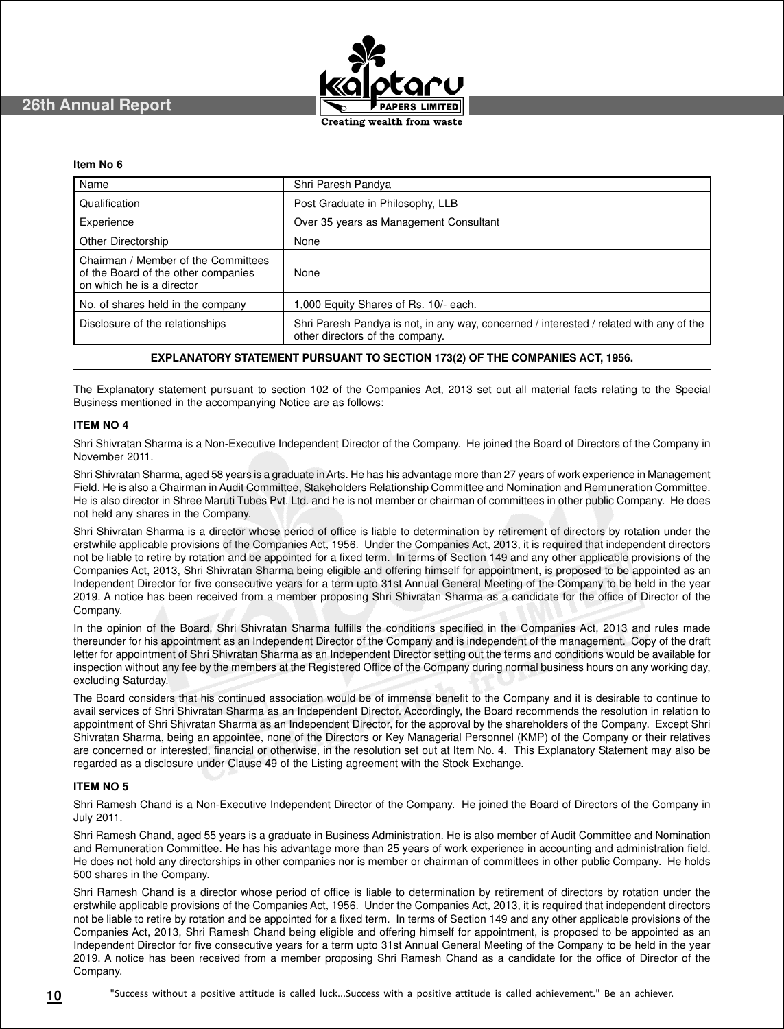**Item No 6**

| | |
|---|---|
| Name | Shri Paresh Pandya |
| Qualification | Post Graduate in Philosophy, LLB |
| Experience | Over 35 years as Management Consultant |
| Other Directorship | None |
| Chairman / Member of the Committees of the Board of the other companies on which he is a director | None |
| No. of shares held in the company | 1,000 Equity Shares of Rs. 10/- each. |
| Disclosure of the relationships | Shri Paresh Pandya is not, in any way, concerned / interested / related with any of the other directors of the company. |

**EXPLANATORY STATEMENT PURSUANT TO SECTION 173(2) OF THE COMPANIES ACT, 1956.**

The Explanatory statement pursuant to section 102 of the Companies Act, 2013 set out all material facts relating to the Special Business mentioned in the accompanying Notice are as follows:

**ITEM NO 4**

Shri Shivratan Sharma is a Non-Executive Independent Director of the Company. He joined the Board of Directors of the Company in November 2011.

Shri Shivratan Sharma, aged 58 years is a graduate in Arts. He has his advantage more than 27 years of work experience in Management Field. He is also a Chairman in Audit Committee, Stakeholders Relationship Committee and Nomination and Remuneration Committee. He is also director in Shree Maruti Tubes Pvt. Ltd. and he is not member or chairman of committees in other public Company. He does not held any shares in the Company.

Shri Shivratan Sharma is a director whose period of office is liable to determination by retirement of directors by rotation under the erstwhile applicable provisions of the Companies Act, 1956. Under the Companies Act, 2013, it is required that independent directors not be liable to retire by rotation and be appointed for a fixed term. In terms of Section 149 and any other applicable provisions of the Companies Act, 2013, Shri Shivratan Sharma being eligible and offering himself for appointment, is proposed to be appointed as an Independent Director for five consecutive years for a term upto 31st Annual General Meeting of the Company to be held in the year 2019. A notice has been received from a member proposing Shri Shivratan Sharma as a candidate for the office of Director of the Company.

In the opinion of the Board, Shri Shivratan Sharma fulfills the conditions specified in the Companies Act, 2013 and rules made thereunder for his appointment as an Independent Director of the Company and is independent of the management. Copy of the draft letter for appointment of Shri Shivratan Sharma as an Independent Director setting out the terms and conditions would be available for inspection without any fee by the members at the Registered Office of the Company during normal business hours on any working day, excluding Saturday.

The Board considers that his continued association would be of immense benefit to the Company and it is desirable to continue to avail services of Shri Shivratan Sharma as an Independent Director. Accordingly, the Board recommends the resolution in relation to appointment of Shri Shivratan Sharma as an Independent Director, for the approval by the shareholders of the Company. Except Shri Shivratan Sharma, being an appointee, none of the Directors or Key Managerial Personnel (KMP) of the Company or their relatives are concerned or interested, financial or otherwise, in the resolution set out at Item No. 4. This Explanatory Statement may also be regarded as a disclosure under Clause 49 of the Listing agreement with the Stock Exchange.

**ITEM NO 5**

Shri Ramesh Chand is a Non-Executive Independent Director of the Company. He joined the Board of Directors of the Company in July 2011.

Shri Ramesh Chand, aged 55 years is a graduate in Business Administration. He is also member of Audit Committee and Nomination and Remuneration Committee. He has his advantage more than 25 years of work experience in accounting and administration field. He does not hold any directorships in other companies nor is member or chairman of committees in other public Company. He holds 500 shares in the Company.

Shri Ramesh Chand is a director whose period of office is liable to determination by retirement of directors by rotation under the erstwhile applicable provisions of the Companies Act, 1956. Under the Companies Act, 2013, it is required that independent directors not be liable to retire by rotation and be appointed for a fixed term. In terms of Section 149 and any other applicable provisions of the Companies Act, 2013, Shri Ramesh Chand being eligible and offering himself for appointment, is proposed to be appointed as an Independent Director for five consecutive years for a term upto 31st Annual General Meeting of the Company to be held in the year 2019. A notice has been received from a member proposing Shri Ramesh Chand as a candidate for the office of Director of the Company.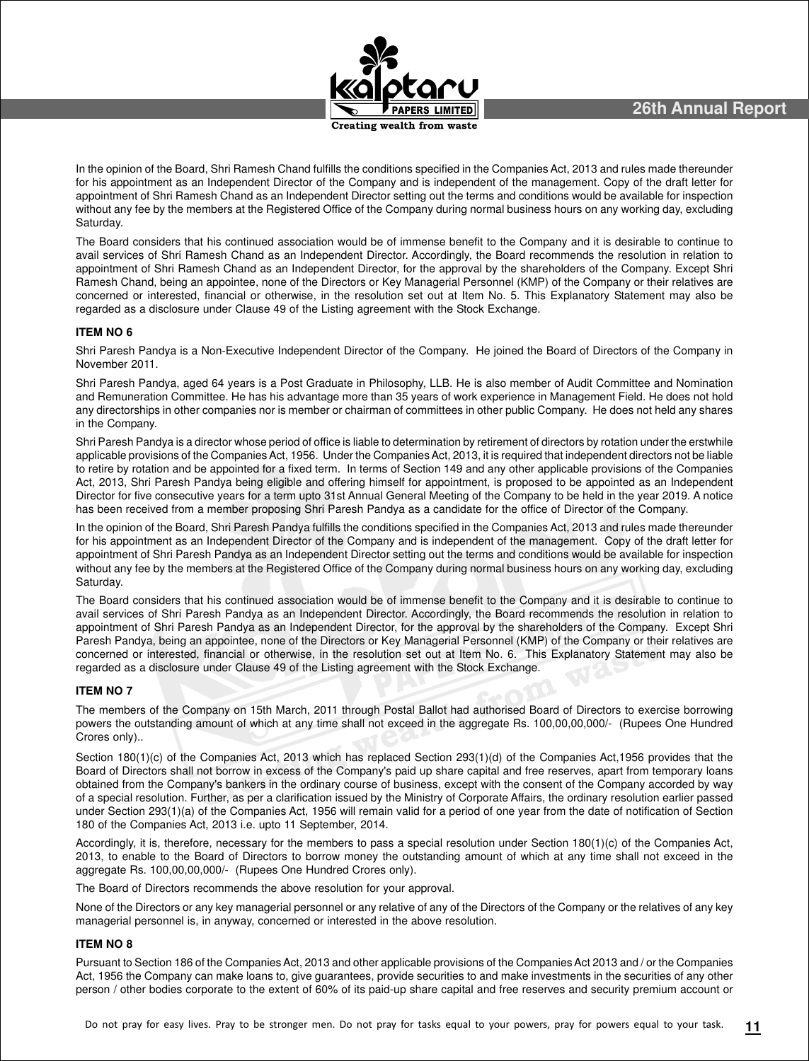In the opinion of the Board, Shri Ramesh Chand fulfills the conditions specified in the Companies Act, 2013 and rules made thereunder for his appointment as an Independent Director of the Company and is independent of the management. Copy of the draft letter for appointment of Shri Ramesh Chand as an Independent Director setting out the terms and conditions would be available for inspection without any fee by the members at the Registered Office of the Company during normal business hours on any working day, excluding Saturday.

The Board considers that his continued association would be of immense benefit to the Company and it is desirable to continue to avail services of Shri Ramesh Chand as an Independent Director. Accordingly, the Board recommends the resolution in relation to appointment of Shri Ramesh Chand as an Independent Director, for the approval by the shareholders of the Company. Except Shri Ramesh Chand, being an appointee, none of the Directors or Key Managerial Personnel (KMP) of the Company or their relatives are concerned or interested, financial or otherwise, in the resolution set out at Item No. 5. This Explanatory Statement may also be regarded as a disclosure under Clause 49 of the Listing agreement with the Stock Exchange.

**ITEM NO 6**

Shri Paresh Pandya is a Non-Executive Independent Director of the Company. He joined the Board of Directors of the Company in November 2011.

Shri Paresh Pandya, aged 64 years is a Post Graduate in Philosophy, LLB. He is also member of Audit Committee and Nomination and Remuneration Committee. He has his advantage more than 35 years of work experience in Management Field. He does not hold any directorships in other companies nor is member or chairman of committees in other public Company. He does not held any shares in the Company.

Shri Paresh Pandya is a director whose period of office is liable to determination by retirement of directors by rotation under the erstwhile applicable provisions of the Companies Act, 1956. Under the Companies Act, 2013, it is required that independent directors not be liable to retire by rotation and be appointed for a fixed term. In terms of Section 149 and any other applicable provisions of the Companies Act, 2013, Shri Paresh Pandya being eligible and offering himself for appointment, is proposed to be appointed as an Independent Director for five consecutive years for a term upto 31st Annual General Meeting of the Company to be held in the year 2019. A notice has been received from a member proposing Shri Paresh Pandya as a candidate for the office of Director of the Company.

In the opinion of the Board, Shri Paresh Pandya fulfills the conditions specified in the Companies Act, 2013 and rules made thereunder for his appointment as an Independent Director of the Company and is independent of the management. Copy of the draft letter for appointment of Shri Paresh Pandya as an Independent Director setting out the terms and conditions would be available for inspection without any fee by the members at the Registered Office of the Company during normal business hours on any working day, excluding Saturday.

The Board considers that his continued association would be of immense benefit to the Company and it is desirable to continue to avail services of Shri Paresh Pandya as an Independent Director. Accordingly, the Board recommends the resolution in relation to appointment of Shri Paresh Pandya as an Independent Director, for the approval by the shareholders of the Company. Except Shri Paresh Pandya, being an appointee, none of the Directors or Key Managerial Personnel (KMP) of the Company or their relatives are concerned or interested, financial or otherwise, in the resolution set out at Item No. 6. This Explanatory Statement may also be regarded as a disclosure under Clause 49 of the Listing agreement with the Stock Exchange.

**ITEM NO 7**

The members of the Company on 15th March, 2011 through Postal Ballot had authorised Board of Directors to exercise borrowing powers the outstanding amount of which at any time shall not exceed in the aggregate Rs. 100,00,00,000/- (Rupees One Hundred Crores only)..

Section 180(1)(c) of the Companies Act, 2013 which has replaced Section 293(1)(d) of the Companies Act,1956 provides that the Board of Directors shall not borrow in excess of the Company's paid up share capital and free reserves, apart from temporary loans obtained from the Company's bankers in the ordinary course of business, except with the consent of the Company accorded by way of a special resolution. Further, as per a clarification issued by the Ministry of Corporate Affairs, the ordinary resolution earlier passed under Section 293(1)(a) of the Companies Act, 1956 will remain valid for a period of one year from the date of notification of Section 180 of the Companies Act, 2013 i.e. upto 11 September, 2014.

Accordingly, it is, therefore, necessary for the members to pass a special resolution under Section 180(1)(c) of the Companies Act, 2013, to enable to the Board of Directors to borrow money the outstanding amount of which at any time shall not exceed in the aggregate Rs. 100,00,00,000/- (Rupees One Hundred Crores only).

The Board of Directors recommends the above resolution for your approval.

None of the Directors or any key managerial personnel or any relative of any of the Directors of the Company or the relatives of any key managerial personnel is, in anyway, concerned or interested in the above resolution.

**ITEM NO 8**

Pursuant to Section 186 of the Companies Act, 2013 and other applicable provisions of the Companies Act 2013 and / or the Companies Act, 1956 the Company can make loans to, give guarantees, provide securities to and make investments in the securities of any other person / other bodies corporate to the extent of 60% of its paid-up share capital and free reserves and security premium account or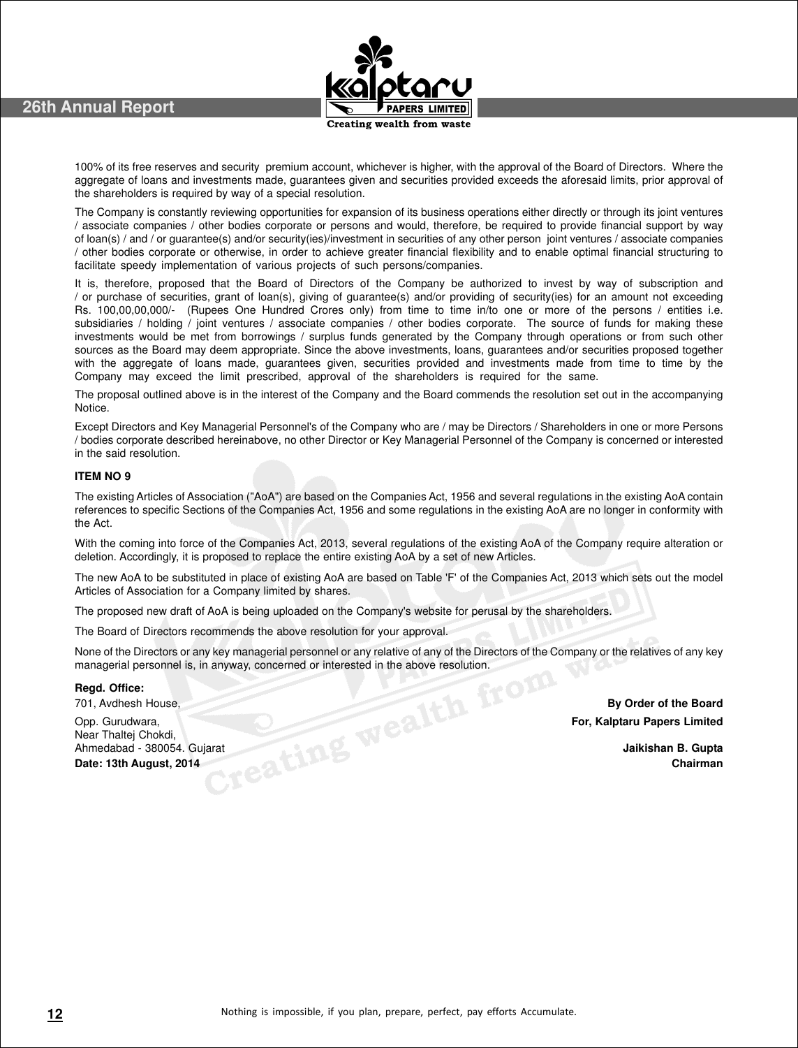100% of its free reserves and security premium account, whichever is higher, with the approval of the Board of Directors. Where the aggregate of loans and investments made, guarantees given and securities provided exceeds the aforesaid limits, prior approval of the shareholders is required by way of a special resolution.

The Company is constantly reviewing opportunities for expansion of its business operations either directly or through its joint ventures / associate companies / other bodies corporate or persons and would, therefore, be required to provide financial support by way of loan(s) / and / or guarantee(s) and/or security(ies)/investment in securities of any other person joint ventures / associate companies / other bodies corporate or otherwise, in order to achieve greater financial flexibility and to enable optimal financial structuring to facilitate speedy implementation of various projects of such persons/companies.

It is, therefore, proposed that the Board of Directors of the Company be authorized to invest by way of subscription and / or purchase of securities, grant of loan(s), giving of guarantee(s) and/or providing of security(ies) for an amount not exceeding Rs. 100,00,00,000/- (Rupees One Hundred Crores only) from time to time in/to one or more of the persons / entities i.e. subsidiaries / holding / joint ventures / associate companies / other bodies corporate. The source of funds for making these investments would be met from borrowings / surplus funds generated by the Company through operations or from such other sources as the Board may deem appropriate. Since the above investments, loans, guarantees and/or securities proposed together with the aggregate of loans made, guarantees given, securities provided and investments made from time to time by the Company may exceed the limit prescribed, approval of the shareholders is required for the same.

The proposal outlined above is in the interest of the Company and the Board commends the resolution set out in the accompanying Notice.

Except Directors and Key Managerial Personnel's of the Company who are / may be Directors / Shareholders in one or more Persons / bodies corporate described hereinabove, no other Director or Key Managerial Personnel of the Company is concerned or interested in the said resolution.

**ITEM NO 9**

The existing Articles of Association ("AoA") are based on the Companies Act, 1956 and several regulations in the existing AoA contain references to specific Sections of the Companies Act, 1956 and some regulations in the existing AoA are no longer in conformity with the Act.

With the coming into force of the Companies Act, 2013, several regulations of the existing AoA of the Company require alteration or deletion. Accordingly, it is proposed to replace the entire existing AoA by a set of new Articles.

The new AoA to be substituted in place of existing AoA are based on Table 'F' of the Companies Act, 2013 which sets out the model Articles of Association for a Company limited by shares.

The proposed new draft of AoA is being uploaded on the Company's website for perusal by the shareholders.

The Board of Directors recommends the above resolution for your approval.

None of the Directors or any key managerial personnel or any relative of any of the Directors of the Company or the relatives of any key managerial personnel is, in anyway, concerned or interested in the above resolution.

**Regd. Office:**
701, Avdhesh House,
Opp. Gurudwara,
Near Thaltej Chokdi,
Ahmedabad - 380054. Gujarat
**Date: 13th August, 2014**

**By Order of the Board**
**For, Kalptaru Papers Limited**

**Jaikishan B. Gupta**
**Chairman**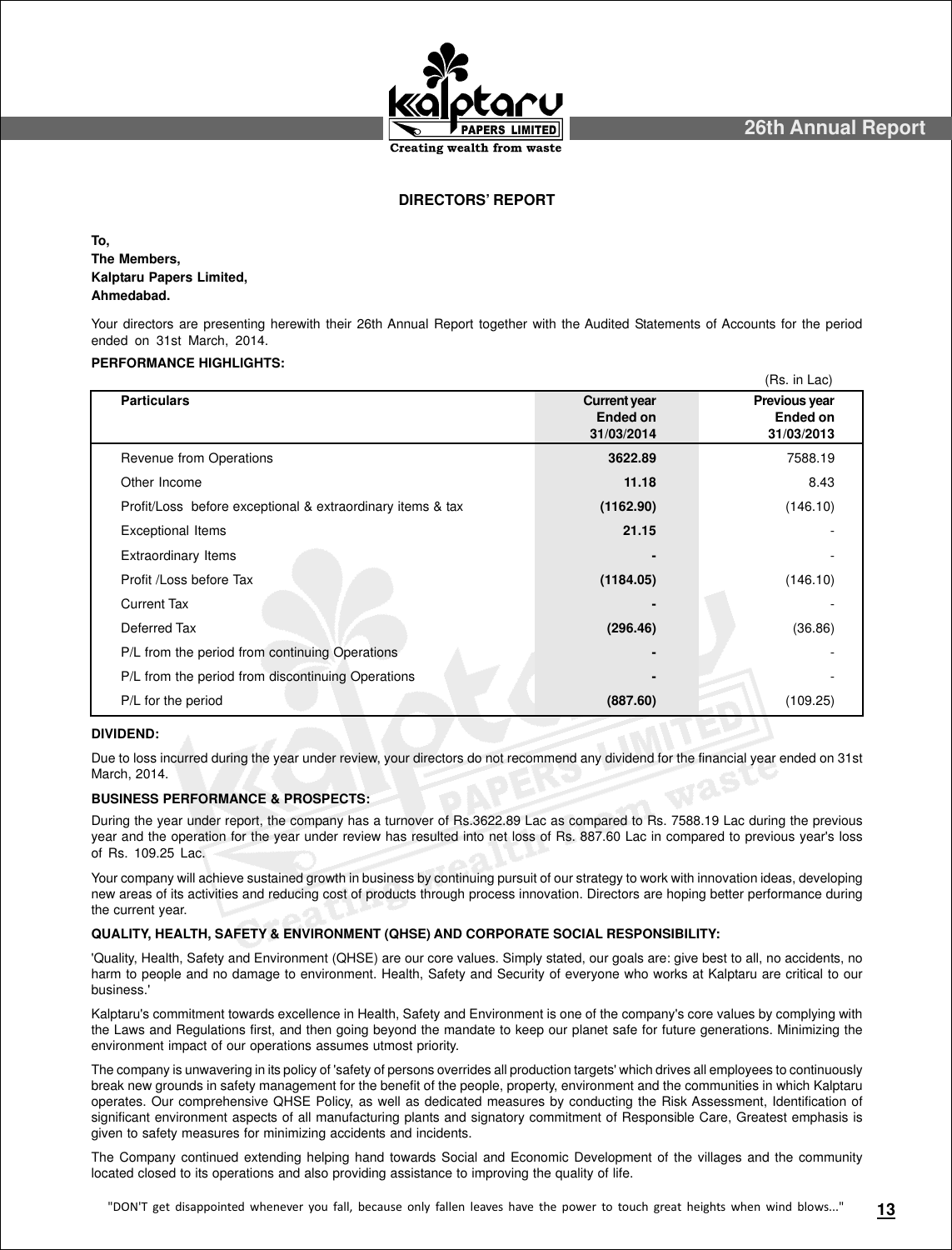## DIRECTORS' REPORT

**To,**
**The Members,**
**Kalptaru Papers Limited,**
**Ahmedabad.**

Your directors are presenting herewith their 26th Annual Report together with the Audited Statements of Accounts for the period ended on 31st March, 2014.

**PERFORMANCE HIGHLIGHTS:**

(Rs. in Lac)

| Particulars | Current year Ended on 31/03/2014 | Previous year Ended on 31/03/2013 |
|---|---|---|
| Revenue from Operations | **3622.89** | 7588.19 |
| Other Income | **11.18** | 8.43 |
| Profit/Loss before exceptional & extraordinary items & tax | **(1162.90)** | (146.10) |
| Exceptional Items | **21.15** | - |
| Extraordinary Items | **-** | - |
| Profit /Loss before Tax | **(1184.05)** | (146.10) |
| Current Tax | **-** | - |
| Deferred Tax | **(296.46)** | (36.86) |
| P/L from the period from continuing Operations | **-** | - |
| P/L from the period from discontinuing Operations | **-** | - |
| P/L for the period | **(887.60)** | (109.25) |

**DIVIDEND:**

Due to loss incurred during the year under review, your directors do not recommend any dividend for the financial year ended on 31st March, 2014.

**BUSINESS PERFORMANCE & PROSPECTS:**

During the year under report, the company has a turnover of Rs.3622.89 Lac as compared to Rs. 7588.19 Lac during the previous year and the operation for the year under review has resulted into net loss of Rs. 887.60 Lac in compared to previous year's loss of Rs. 109.25 Lac.

Your company will achieve sustained growth in business by continuing pursuit of our strategy to work with innovation ideas, developing new areas of its activities and reducing cost of products through process innovation. Directors are hoping better performance during the current year.

**QUALITY, HEALTH, SAFETY & ENVIRONMENT (QHSE) AND CORPORATE SOCIAL RESPONSIBILITY:**

'Quality, Health, Safety and Environment (QHSE) are our core values. Simply stated, our goals are: give best to all, no accidents, no harm to people and no damage to environment. Health, Safety and Security of everyone who works at Kalptaru are critical to our business.'

Kalptaru's commitment towards excellence in Health, Safety and Environment is one of the company's core values by complying with the Laws and Regulations first, and then going beyond the mandate to keep our planet safe for future generations. Minimizing the environment impact of our operations assumes utmost priority.

The company is unwavering in its policy of 'safety of persons overrides all production targets' which drives all employees to continuously break new grounds in safety management for the benefit of the people, property, environment and the communities in which Kalptaru operates. Our comprehensive QHSE Policy, as well as dedicated measures by conducting the Risk Assessment, Identification of significant environment aspects of all manufacturing plants and signatory commitment of Responsible Care, Greatest emphasis is given to safety measures for minimizing accidents and incidents.

The Company continued extending helping hand towards Social and Economic Development of the villages and the community located closed to its operations and also providing assistance to improving the quality of life.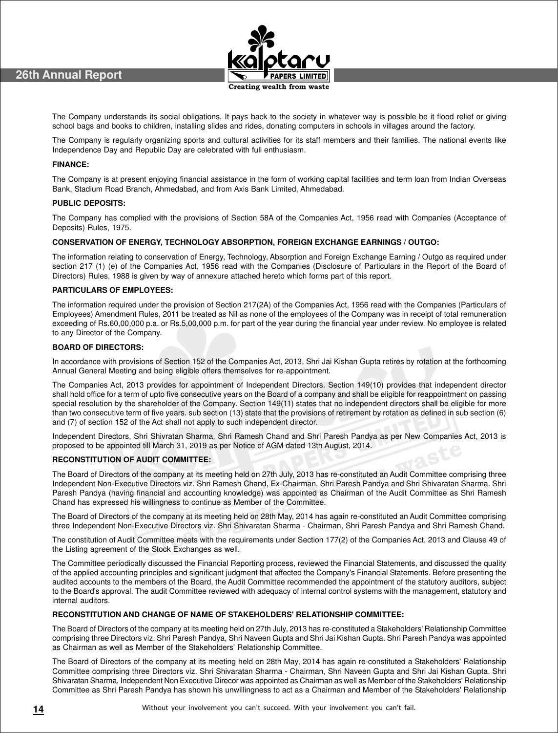The Company understands its social obligations. It pays back to the society in whatever way is possible be it flood relief or giving school bags and books to children, installing slides and rides, donating computers in schools in villages around the factory.

The Company is regularly organizing sports and cultural activities for its staff members and their families. The national events like Independence Day and Republic Day are celebrated with full enthusiasm.

**FINANCE:**

The Company is at present enjoying financial assistance in the form of working capital facilities and term loan from Indian Overseas Bank, Stadium Road Branch, Ahmedabad, and from Axis Bank Limited, Ahmedabad.

**PUBLIC DEPOSITS:**

The Company has complied with the provisions of Section 58A of the Companies Act, 1956 read with Companies (Acceptance of Deposits) Rules, 1975.

**CONSERVATION OF ENERGY, TECHNOLOGY ABSORPTION, FOREIGN EXCHANGE EARNINGS / OUTGO:**

The information relating to conservation of Energy, Technology, Absorption and Foreign Exchange Earning / Outgo as required under section 217 (1) (e) of the Companies Act, 1956 read with the Companies (Disclosure of Particulars in the Report of the Board of Directors) Rules, 1988 is given by way of annexure attached hereto which forms part of this report.

**PARTICULARS OF EMPLOYEES:**

The information required under the provision of Section 217(2A) of the Companies Act, 1956 read with the Companies (Particulars of Employees) Amendment Rules, 2011 be treated as Nil as none of the employees of the Company was in receipt of total remuneration exceeding of Rs.60,00,000 p.a. or Rs.5,00,000 p.m. for part of the year during the financial year under review. No employee is related to any Director of the Company.

**BOARD OF DIRECTORS:**

In accordance with provisions of Section 152 of the Companies Act, 2013, Shri Jai Kishan Gupta retires by rotation at the forthcoming Annual General Meeting and being eligible offers themselves for re-appointment.

The Companies Act, 2013 provides for appointment of Independent Directors. Section 149(10) provides that independent director shall hold office for a term of upto five consecutive years on the Board of a company and shall be eligible for reappointment on passing special resolution by the shareholder of the Company. Section 149(11) states that no independent directors shall be eligible for more than two consecutive term of five years. sub section (13) state that the provisions of retirement by rotation as defined in sub section (6) and (7) of section 152 of the Act shall not apply to such independent director.

Independent Directors, Shri Shivratan Sharma, Shri Ramesh Chand and Shri Paresh Pandya as per New Companies Act, 2013 is proposed to be appointed till March 31, 2019 as per Notice of AGM dated 13th August, 2014.

**RECONSTITUTION OF AUDIT COMMITTEE:**

The Board of Directors of the company at its meeting held on 27th July, 2013 has re-constituted an Audit Committee comprising three Independent Non-Executive Directors viz. Shri Ramesh Chand, Ex-Chairman, Shri Paresh Pandya and Shri Shivaratan Sharma. Shri Paresh Pandya (having financial and accounting knowledge) was appointed as Chairman of the Audit Committee as Shri Ramesh Chand has expressed his willingness to continue as Member of the Committee.

The Board of Directors of the company at its meeting held on 28th May, 2014 has again re-constituted an Audit Committee comprising three Independent Non-Executive Directors viz. Shri Shivaratan Sharma - Chairman, Shri Paresh Pandya and Shri Ramesh Chand.

The constitution of Audit Committee meets with the requirements under Section 177(2) of the Companies Act, 2013 and Clause 49 of the Listing agreement of the Stock Exchanges as well.

The Committee periodically discussed the Financial Reporting process, reviewed the Financial Statements, and discussed the quality of the applied accounting principles and significant judgment that affected the Company's Financial Statements. Before presenting the audited accounts to the members of the Board, the Audit Committee recommended the appointment of the statutory auditors, subject to the Board's approval. The audit Committee reviewed with adequacy of internal control systems with the management, statutory and internal auditors.

**RECONSTITUTION AND CHANGE OF NAME OF STAKEHOLDERS' RELATIONSHIP COMMITTEE:**

The Board of Directors of the company at its meeting held on 27th July, 2013 has re-constituted a Stakeholders' Relationship Committee comprising three Directors viz. Shri Paresh Pandya, Shri Naveen Gupta and Shri Jai Kishan Gupta. Shri Paresh Pandya was appointed as Chairman as well as Member of the Stakeholders' Relationship Committee.

The Board of Directors of the company at its meeting held on 28th May, 2014 has again re-constituted a Stakeholders' Relationship Committee comprising three Directors viz. Shri Shivaratan Sharma - Chairman, Shri Naveen Gupta and Shri Jai Kishan Gupta. Shri Shivaratan Sharma, Independent Non Executive Direcor was appointed as Chairman as well as Member of the Stakeholders' Relationship Committee as Shri Paresh Pandya has shown his unwillingness to act as a Chairman and Member of the Stakeholders' Relationship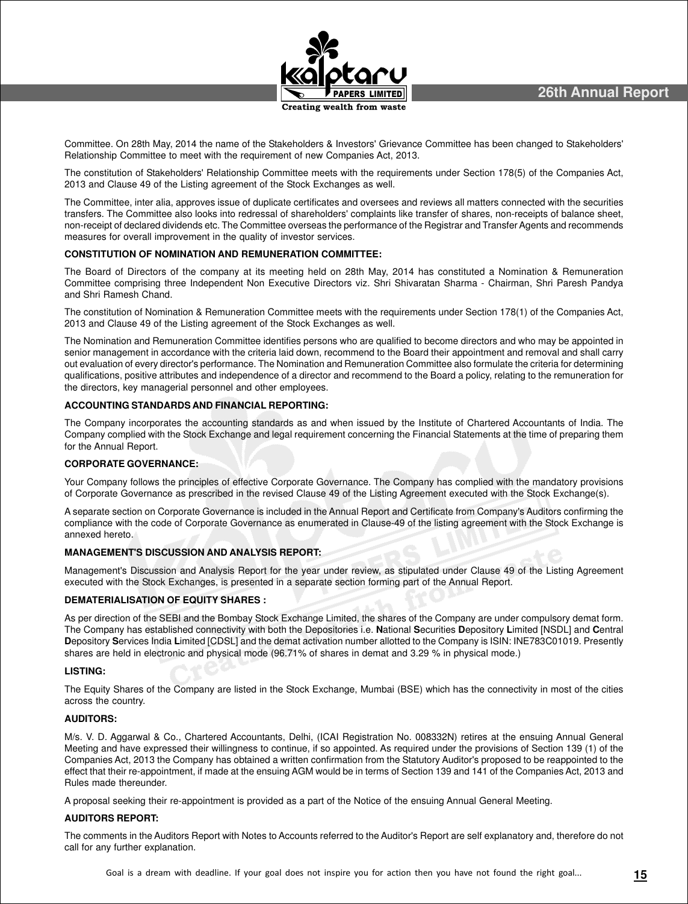Committee. On 28th May, 2014 the name of the Stakeholders & Investors' Grievance Committee has been changed to Stakeholders' Relationship Committee to meet with the requirement of new Companies Act, 2013.

The constitution of Stakeholders' Relationship Committee meets with the requirements under Section 178(5) of the Companies Act, 2013 and Clause 49 of the Listing agreement of the Stock Exchanges as well.

The Committee, inter alia, approves issue of duplicate certificates and oversees and reviews all matters connected with the securities transfers. The Committee also looks into redressal of shareholders' complaints like transfer of shares, non-receipts of balance sheet, non-receipt of declared dividends etc. The Committee overseas the performance of the Registrar and Transfer Agents and recommends measures for overall improvement in the quality of investor services.

**CONSTITUTION OF NOMINATION AND REMUNERATION COMMITTEE:**

The Board of Directors of the company at its meeting held on 28th May, 2014 has constituted a Nomination & Remuneration Committee comprising three Independent Non Executive Directors viz. Shri Shivaratan Sharma - Chairman, Shri Paresh Pandya and Shri Ramesh Chand.

The constitution of Nomination & Remuneration Committee meets with the requirements under Section 178(1) of the Companies Act, 2013 and Clause 49 of the Listing agreement of the Stock Exchanges as well.

The Nomination and Remuneration Committee identifies persons who are qualified to become directors and who may be appointed in senior management in accordance with the criteria laid down, recommend to the Board their appointment and removal and shall carry out evaluation of every director's performance. The Nomination and Remuneration Committee also formulate the criteria for determining qualifications, positive attributes and independence of a director and recommend to the Board a policy, relating to the remuneration for the directors, key managerial personnel and other employees.

**ACCOUNTING STANDARDS AND FINANCIAL REPORTING:**

The Company incorporates the accounting standards as and when issued by the Institute of Chartered Accountants of India. The Company complied with the Stock Exchange and legal requirement concerning the Financial Statements at the time of preparing them for the Annual Report.

**CORPORATE GOVERNANCE:**

Your Company follows the principles of effective Corporate Governance. The Company has complied with the mandatory provisions of Corporate Governance as prescribed in the revised Clause 49 of the Listing Agreement executed with the Stock Exchange(s).

A separate section on Corporate Governance is included in the Annual Report and Certificate from Company's Auditors confirming the compliance with the code of Corporate Governance as enumerated in Clause-49 of the listing agreement with the Stock Exchange is annexed hereto.

**MANAGEMENT'S DISCUSSION AND ANALYSIS REPORT:**

Management's Discussion and Analysis Report for the year under review, as stipulated under Clause 49 of the Listing Agreement executed with the Stock Exchanges, is presented in a separate section forming part of the Annual Report.

**DEMATERIALISATION OF EQUITY SHARES :**

As per direction of the SEBI and the Bombay Stock Exchange Limited, the shares of the Company are under compulsory demat form. The Company has established connectivity with both the Depositories i.e. **N**ational **S**ecurities **D**epository **L**imited [NSDL] and **C**entral **D**epository **S**ervices India **L**imited [CDSL] and the demat activation number allotted to the Company is ISIN: INE783C01019. Presently shares are held in electronic and physical mode (96.71% of shares in demat and 3.29 % in physical mode.)

**LISTING:**

The Equity Shares of the Company are listed in the Stock Exchange, Mumbai (BSE) which has the connectivity in most of the cities across the country.

**AUDITORS:**

M/s. V. D. Aggarwal & Co., Chartered Accountants, Delhi, (ICAI Registration No. 008332N) retires at the ensuing Annual General Meeting and have expressed their willingness to continue, if so appointed. As required under the provisions of Section 139 (1) of the Companies Act, 2013 the Company has obtained a written confirmation from the Statutory Auditor's proposed to be reappointed to the effect that their re-appointment, if made at the ensuing AGM would be in terms of Section 139 and 141 of the Companies Act, 2013 and Rules made thereunder.

A proposal seeking their re-appointment is provided as a part of the Notice of the ensuing Annual General Meeting.

**AUDITORS REPORT:**

The comments in the Auditors Report with Notes to Accounts referred to the Auditor's Report are self explanatory and, therefore do not call for any further explanation.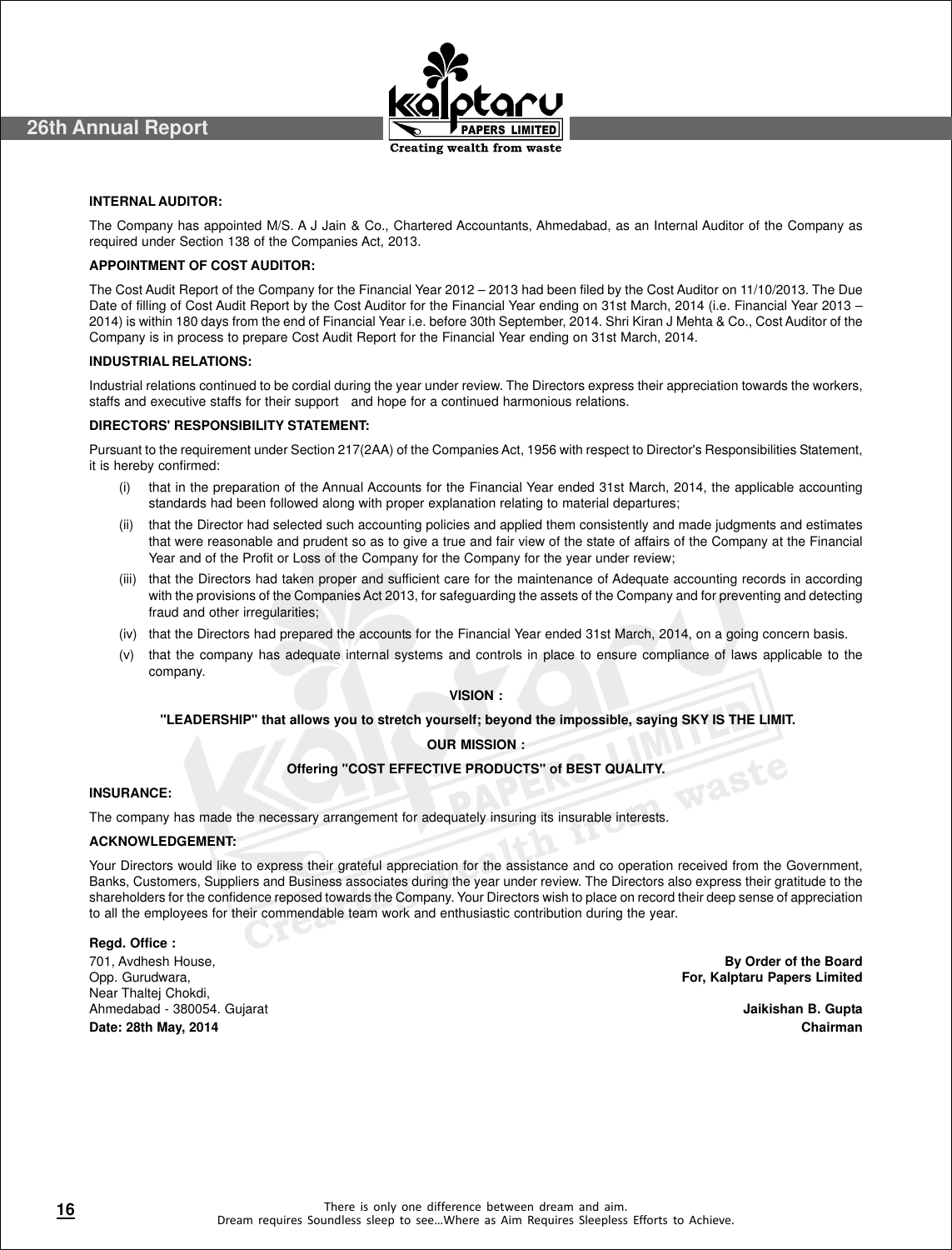**INTERNAL AUDITOR:**

The Company has appointed M/S. A J Jain & Co., Chartered Accountants, Ahmedabad, as an Internal Auditor of the Company as required under Section 138 of the Companies Act, 2013.

**APPOINTMENT OF COST AUDITOR:**

The Cost Audit Report of the Company for the Financial Year 2012 – 2013 had been filed by the Cost Auditor on 11/10/2013. The Due Date of filling of Cost Audit Report by the Cost Auditor for the Financial Year ending on 31st March, 2014 (i.e. Financial Year 2013 – 2014) is within 180 days from the end of Financial Year i.e. before 30th September, 2014. Shri Kiran J Mehta & Co., Cost Auditor of the Company is in process to prepare Cost Audit Report for the Financial Year ending on 31st March, 2014.

**INDUSTRIAL RELATIONS:**

Industrial relations continued to be cordial during the year under review. The Directors express their appreciation towards the workers, staffs and executive staffs for their support and hope for a continued harmonious relations.

**DIRECTORS' RESPONSIBILITY STATEMENT:**

Pursuant to the requirement under Section 217(2AA) of the Companies Act, 1956 with respect to Director's Responsibilities Statement, it is hereby confirmed:

(i) that in the preparation of the Annual Accounts for the Financial Year ended 31st March, 2014, the applicable accounting standards had been followed along with proper explanation relating to material departures;

(ii) that the Director had selected such accounting policies and applied them consistently and made judgments and estimates that were reasonable and prudent so as to give a true and fair view of the state of affairs of the Company at the Financial Year and of the Profit or Loss of the Company for the Company for the year under review;

(iii) that the Directors had taken proper and sufficient care for the maintenance of Adequate accounting records in according with the provisions of the Companies Act 2013, for safeguarding the assets of the Company and for preventing and detecting fraud and other irregularities;

(iv) that the Directors had prepared the accounts for the Financial Year ended 31st March, 2014, on a going concern basis.

(v) that the company has adequate internal systems and controls in place to ensure compliance of laws applicable to the company.

**VISION :**

**"LEADERSHIP" that allows you to stretch yourself; beyond the impossible, saying SKY IS THE LIMIT.**

**OUR MISSION :**

**Offering "COST EFFECTIVE PRODUCTS" of BEST QUALITY.**

**INSURANCE:**

The company has made the necessary arrangement for adequately insuring its insurable interests.

**ACKNOWLEDGEMENT:**

Your Directors would like to express their grateful appreciation for the assistance and co operation received from the Government, Banks, Customers, Suppliers and Business associates during the year under review. The Directors also express their gratitude to the shareholders for the confidence reposed towards the Company. Your Directors wish to place on record their deep sense of appreciation to all the employees for their commendable team work and enthusiastic contribution during the year.

**Regd. Office :**
701, Avdhesh House,
Opp. Gurudwara,
Near Thaltej Chokdi,
Ahmedabad - 380054. Gujarat
**Date: 28th May, 2014**

**By Order of the Board**
**For, Kalptaru Papers Limited**

**Jaikishan B. Gupta**
**Chairman**

There is only one difference between dream and aim.
Dream requires Soundless sleep to see...Where as Aim Requires Sleepless Efforts to Achieve.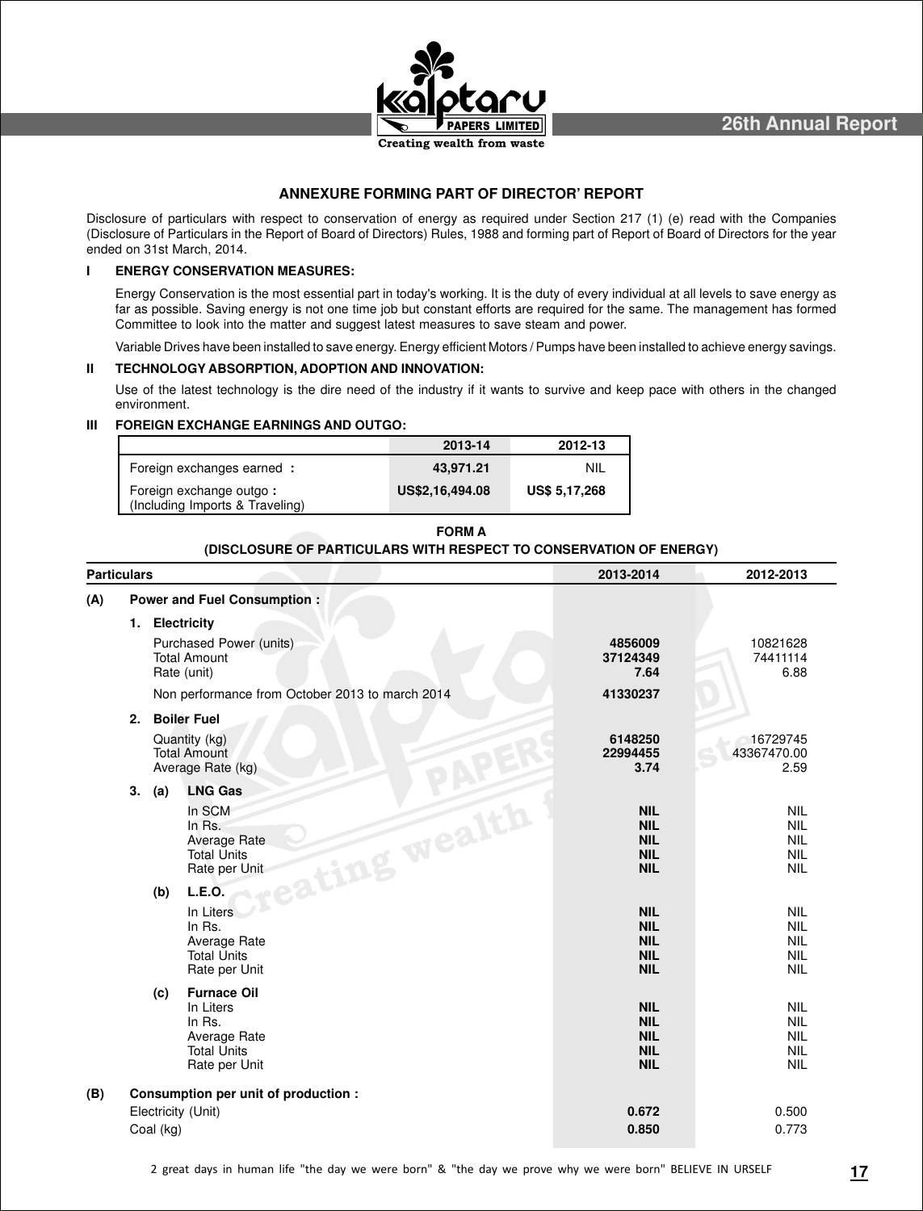## ANNEXURE FORMING PART OF DIRECTOR' REPORT

Disclosure of particulars with respect to conservation of energy as required under Section 217 (1) (e) read with the Companies (Disclosure of Particulars in the Report of Board of Directors) Rules, 1988 and forming part of Report of Board of Directors for the year ended on 31st March, 2014.

### I ENERGY CONSERVATION MEASURES:

Energy Conservation is the most essential part in today's working. It is the duty of every individual at all levels to save energy as far as possible. Saving energy is not one time job but constant efforts are required for the same. The management has formed Committee to look into the matter and suggest latest measures to save steam and power.

Variable Drives have been installed to save energy. Energy efficient Motors / Pumps have been installed to achieve energy savings.

### II TECHNOLOGY ABSORPTION, ADOPTION AND INNOVATION:

Use of the latest technology is the dire need of the industry if it wants to survive and keep pace with others in the changed environment.

### III FOREIGN EXCHANGE EARNINGS AND OUTGO:

| | 2013-14 | 2012-13 |
|---|---|---|
| Foreign exchanges earned **:** | **43,971.21** | NIL |
| Foreign exchange outgo **:** (Including Imports & Traveling) | **US$2,16,494.08** | **US$ 5,17,268** |

**FORM A**

**(DISCLOSURE OF PARTICULARS WITH RESPECT TO CONSERVATION OF ENERGY)**

| Particulars | 2013-2014 | 2012-2013 |
|---|---|---|
| **(A) Power and Fuel Consumption :** | | |
| **1. Electricity** | | |
| Purchased Power (units) | **4856009** | 10821628 |
| Total Amount | **37124349** | 74411114 |
| Rate (unit) | **7.64** | 6.88 |
| Non performance from October 2013 to march 2014 | **41330237** | |
| **2. Boiler Fuel** | | |
| Quantity (kg) | **6148250** | 16729745 |
| Total Amount | **22994455** | 43367470.00 |
| Average Rate (kg) | **3.74** | 2.59 |
| **3. (a) LNG Gas** | | |
| In SCM | **NIL** | NIL |
| In Rs. | **NIL** | NIL |
| Average Rate | **NIL** | NIL |
| Total Units | **NIL** | NIL |
| Rate per Unit | **NIL** | NIL |
| **(b) L.E.O.** | | |
| In Liters | **NIL** | NIL |
| In Rs. | **NIL** | NIL |
| Average Rate | **NIL** | NIL |
| Total Units | **NIL** | NIL |
| Rate per Unit | **NIL** | NIL |
| **(c) Furnace Oil** | | |
| In Liters | **NIL** | NIL |
| In Rs. | **NIL** | NIL |
| Average Rate | **NIL** | NIL |
| Total Units | **NIL** | NIL |
| Rate per Unit | **NIL** | NIL |
| **(B) Consumption per unit of production :** | | |
| Electricity (Unit) | **0.672** | 0.500 |
| Coal (kg) | **0.850** | 0.773 |

2 great days in human life "the day we were born" & "the day we prove why we were born" BELIEVE IN URSELF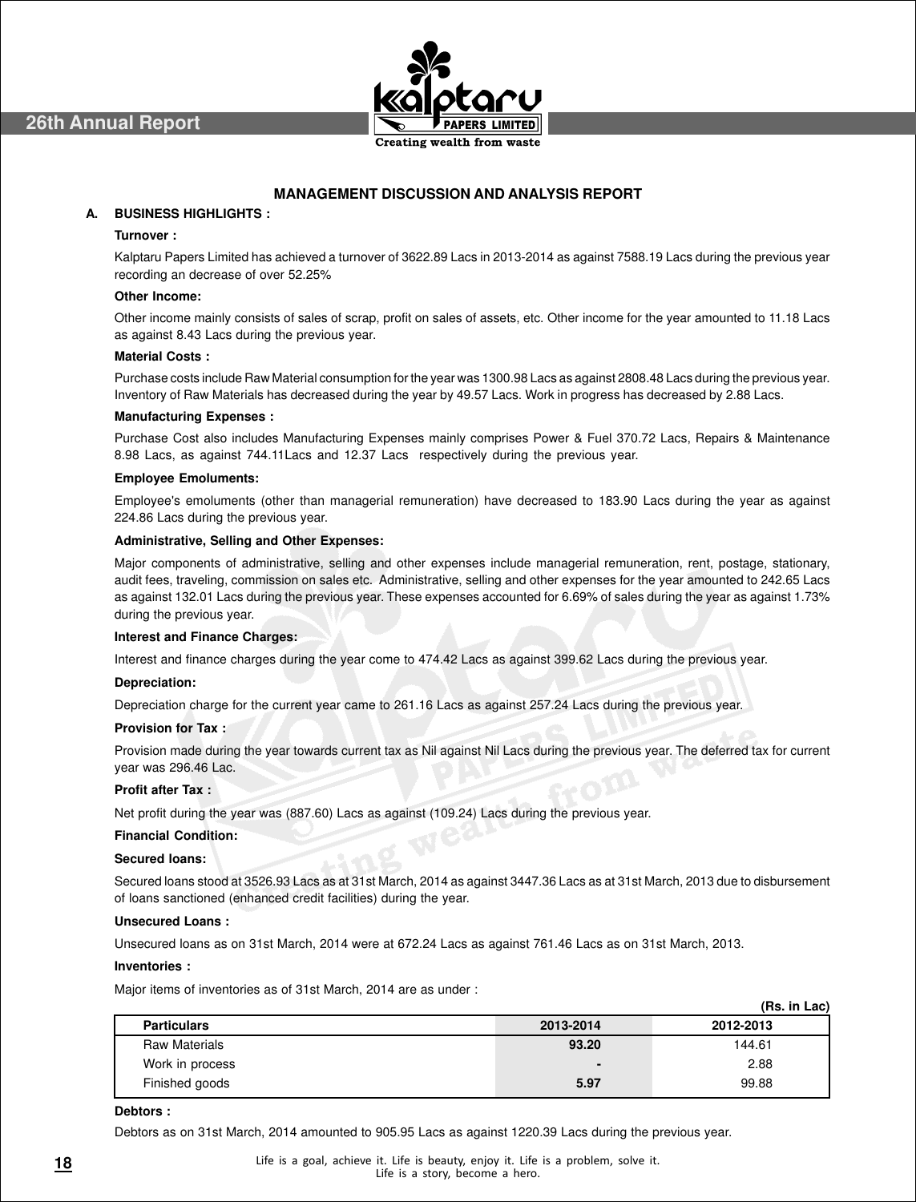## MANAGEMENT DISCUSSION AND ANALYSIS REPORT

### A. BUSINESS HIGHLIGHTS :

**Turnover :**

Kalptaru Papers Limited has achieved a turnover of 3622.89 Lacs in 2013-2014 as against 7588.19 Lacs during the previous year recording an decrease of over 52.25%

**Other Income:**

Other income mainly consists of sales of scrap, profit on sales of assets, etc. Other income for the year amounted to 11.18 Lacs as against 8.43 Lacs during the previous year.

**Material Costs :**

Purchase costs include Raw Material consumption for the year was 1300.98 Lacs as against 2808.48 Lacs during the previous year. Inventory of Raw Materials has decreased during the year by 49.57 Lacs. Work in progress has decreased by 2.88 Lacs.

**Manufacturing Expenses :**

Purchase Cost also includes Manufacturing Expenses mainly comprises Power & Fuel 370.72 Lacs, Repairs & Maintenance 8.98 Lacs, as against 744.11Lacs and 12.37 Lacs respectively during the previous year.

**Employee Emoluments:**

Employee's emoluments (other than managerial remuneration) have decreased to 183.90 Lacs during the year as against 224.86 Lacs during the previous year.

**Administrative, Selling and Other Expenses:**

Major components of administrative, selling and other expenses include managerial remuneration, rent, postage, stationary, audit fees, traveling, commission on sales etc. Administrative, selling and other expenses for the year amounted to 242.65 Lacs as against 132.01 Lacs during the previous year. These expenses accounted for 6.69% of sales during the year as against 1.73% during the previous year.

**Interest and Finance Charges:**

Interest and finance charges during the year come to 474.42 Lacs as against 399.62 Lacs during the previous year.

**Depreciation:**

Depreciation charge for the current year came to 261.16 Lacs as against 257.24 Lacs during the previous year.

**Provision for Tax :**

Provision made during the year towards current tax as Nil against Nil Lacs during the previous year. The deferred tax for current year was 296.46 Lac.

**Profit after Tax :**

Net profit during the year was (887.60) Lacs as against (109.24) Lacs during the previous year.

**Financial Condition:**

**Secured loans:**

Secured loans stood at 3526.93 Lacs as at 31st March, 2014 as against 3447.36 Lacs as at 31st March, 2013 due to disbursement of loans sanctioned (enhanced credit facilities) during the year.

**Unsecured Loans :**

Unsecured loans as on 31st March, 2014 were at 672.24 Lacs as against 761.46 Lacs as on 31st March, 2013.

**Inventories :**

Major items of inventories as of 31st March, 2014 are as under :

(Rs. in Lac)

| Particulars | 2013-2014 | 2012-2013 |
|---|---|---|
| Raw Materials | **93.20** | 144.61 |
| Work in process | **-** | 2.88 |
| Finished goods | **5.97** | 99.88 |

**Debtors :**

Debtors as on 31st March, 2014 amounted to 905.95 Lacs as against 1220.39 Lacs during the previous year.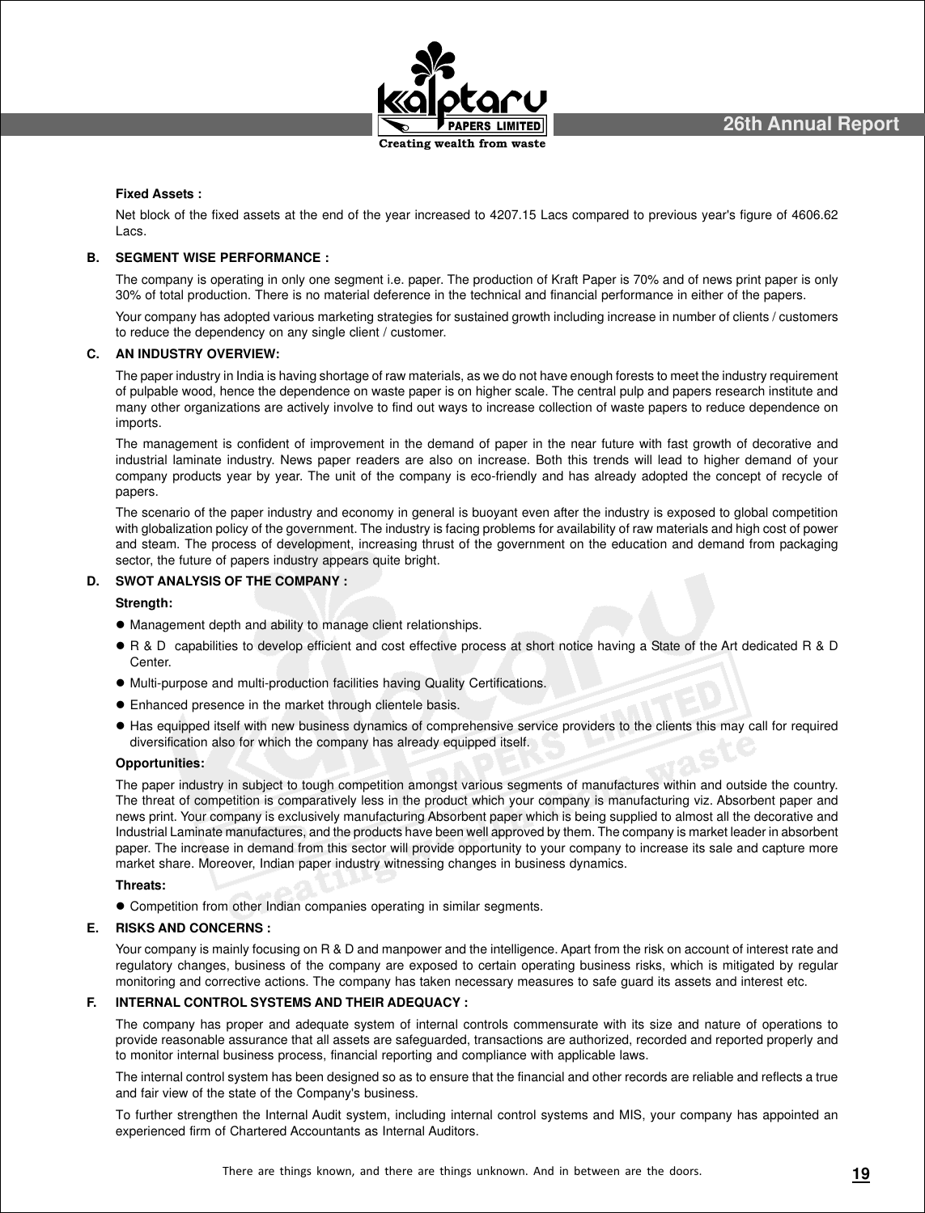**Fixed Assets :**

Net block of the fixed assets at the end of the year increased to 4207.15 Lacs compared to previous year's figure of 4606.62 Lacs.

## B. SEGMENT WISE PERFORMANCE :

The company is operating in only one segment i.e. paper. The production of Kraft Paper is 70% and of news print paper is only 30% of total production. There is no material deference in the technical and financial performance in either of the papers.

Your company has adopted various marketing strategies for sustained growth including increase in number of clients / customers to reduce the dependency on any single client / customer.

## C. AN INDUSTRY OVERVIEW:

The paper industry in India is having shortage of raw materials, as we do not have enough forests to meet the industry requirement of pulpable wood, hence the dependence on waste paper is on higher scale. The central pulp and papers research institute and many other organizations are actively involve to find out ways to increase collection of waste papers to reduce dependence on imports.

The management is confident of improvement in the demand of paper in the near future with fast growth of decorative and industrial laminate industry. News paper readers are also on increase. Both this trends will lead to higher demand of your company products year by year. The unit of the company is eco-friendly and has already adopted the concept of recycle of papers.

The scenario of the paper industry and economy in general is buoyant even after the industry is exposed to global competition with globalization policy of the government. The industry is facing problems for availability of raw materials and high cost of power and steam. The process of development, increasing thrust of the government on the education and demand from packaging sector, the future of papers industry appears quite bright.

## D. SWOT ANALYSIS OF THE COMPANY :

**Strength:**

- Management depth and ability to manage client relationships.
- R & D capabilities to develop efficient and cost effective process at short notice having a State of the Art dedicated R & D Center.
- Multi-purpose and multi-production facilities having Quality Certifications.
- Enhanced presence in the market through clientele basis.
- Has equipped itself with new business dynamics of comprehensive service providers to the clients this may call for required diversification also for which the company has already equipped itself.

**Opportunities:**

The paper industry in subject to tough competition amongst various segments of manufactures within and outside the country. The threat of competition is comparatively less in the product which your company is manufacturing viz. Absorbent paper and news print. Your company is exclusively manufacturing Absorbent paper which is being supplied to almost all the decorative and Industrial Laminate manufactures, and the products have been well approved by them. The company is market leader in absorbent paper. The increase in demand from this sector will provide opportunity to your company to increase its sale and capture more market share. Moreover, Indian paper industry witnessing changes in business dynamics.

**Threats:**

- Competition from other Indian companies operating in similar segments.

## E. RISKS AND CONCERNS :

Your company is mainly focusing on R & D and manpower and the intelligence. Apart from the risk on account of interest rate and regulatory changes, business of the company are exposed to certain operating business risks, which is mitigated by regular monitoring and corrective actions. The company has taken necessary measures to safe guard its assets and interest etc.

## F. INTERNAL CONTROL SYSTEMS AND THEIR ADEQUACY :

The company has proper and adequate system of internal controls commensurate with its size and nature of operations to provide reasonable assurance that all assets are safeguarded, transactions are authorized, recorded and reported properly and to monitor internal business process, financial reporting and compliance with applicable laws.

The internal control system has been designed so as to ensure that the financial and other records are reliable and reflects a true and fair view of the state of the Company's business.

To further strengthen the Internal Audit system, including internal control systems and MIS, your company has appointed an experienced firm of Chartered Accountants as Internal Auditors.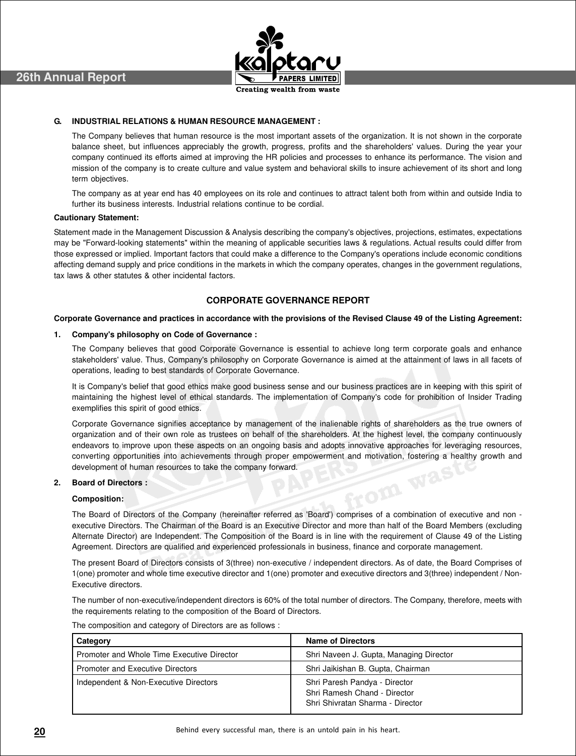### G. INDUSTRIAL RELATIONS & HUMAN RESOURCE MANAGEMENT :

The Company believes that human resource is the most important assets of the organization. It is not shown in the corporate balance sheet, but influences appreciably the growth, progress, profits and the shareholders' values. During the year your company continued its efforts aimed at improving the HR policies and processes to enhance its performance. The vision and mission of the company is to create culture and value system and behavioral skills to insure achievement of its short and long term objectives.

The company as at year end has 40 employees on its role and continues to attract talent both from within and outside India to further its business interests. Industrial relations continue to be cordial.

**Cautionary Statement:**

Statement made in the Management Discussion & Analysis describing the company's objectives, projections, estimates, expectations may be "Forward-looking statements" within the meaning of applicable securities laws & regulations. Actual results could differ from those expressed or implied. Important factors that could make a difference to the Company's operations include economic conditions affecting demand supply and price conditions in the markets in which the company operates, changes in the government regulations, tax laws & other statutes & other incidental factors.

## CORPORATE GOVERNANCE REPORT

**Corporate Governance and practices in accordance with the provisions of the Revised Clause 49 of the Listing Agreement:**

### 1. Company's philosophy on Code of Governance :

The Company believes that good Corporate Governance is essential to achieve long term corporate goals and enhance stakeholders' value. Thus, Company's philosophy on Corporate Governance is aimed at the attainment of laws in all facets of operations, leading to best standards of Corporate Governance.

It is Company's belief that good ethics make good business sense and our business practices are in keeping with this spirit of maintaining the highest level of ethical standards. The implementation of Company's code for prohibition of Insider Trading exemplifies this spirit of good ethics.

Corporate Governance signifies acceptance by management of the inalienable rights of shareholders as the true owners of organization and of their own role as trustees on behalf of the shareholders. At the highest level, the company continuously endeavors to improve upon these aspects on an ongoing basis and adopts innovative approaches for leveraging resources, converting opportunities into achievements through proper empowerment and motivation, fostering a healthy growth and development of human resources to take the company forward.

### 2. Board of Directors :

**Composition:**

The Board of Directors of the Company (hereinafter referred as 'Board') comprises of a combination of executive and non - executive Directors. The Chairman of the Board is an Executive Director and more than half of the Board Members (excluding Alternate Director) are Independent. The Composition of the Board is in line with the requirement of Clause 49 of the Listing Agreement. Directors are qualified and experienced professionals in business, finance and corporate management.

The present Board of Directors consists of 3(three) non-executive / independent directors. As of date, the Board Comprises of 1(one) promoter and whole time executive director and 1(one) promoter and executive directors and 3(three) independent / Non-Executive directors.

The number of non-executive/independent directors is 60% of the total number of directors. The Company, therefore, meets with the requirements relating to the composition of the Board of Directors.

The composition and category of Directors are as follows :

| Category | Name of Directors |
|---|---|
| Promoter and Whole Time Executive Director | Shri Naveen J. Gupta, Managing Director |
| Promoter and Executive Directors | Shri Jaikishan B. Gupta, Chairman |
| Independent & Non-Executive Directors | Shri Paresh Pandya - Director<br>Shri Ramesh Chand - Director<br>Shri Shivratan Sharma - Director |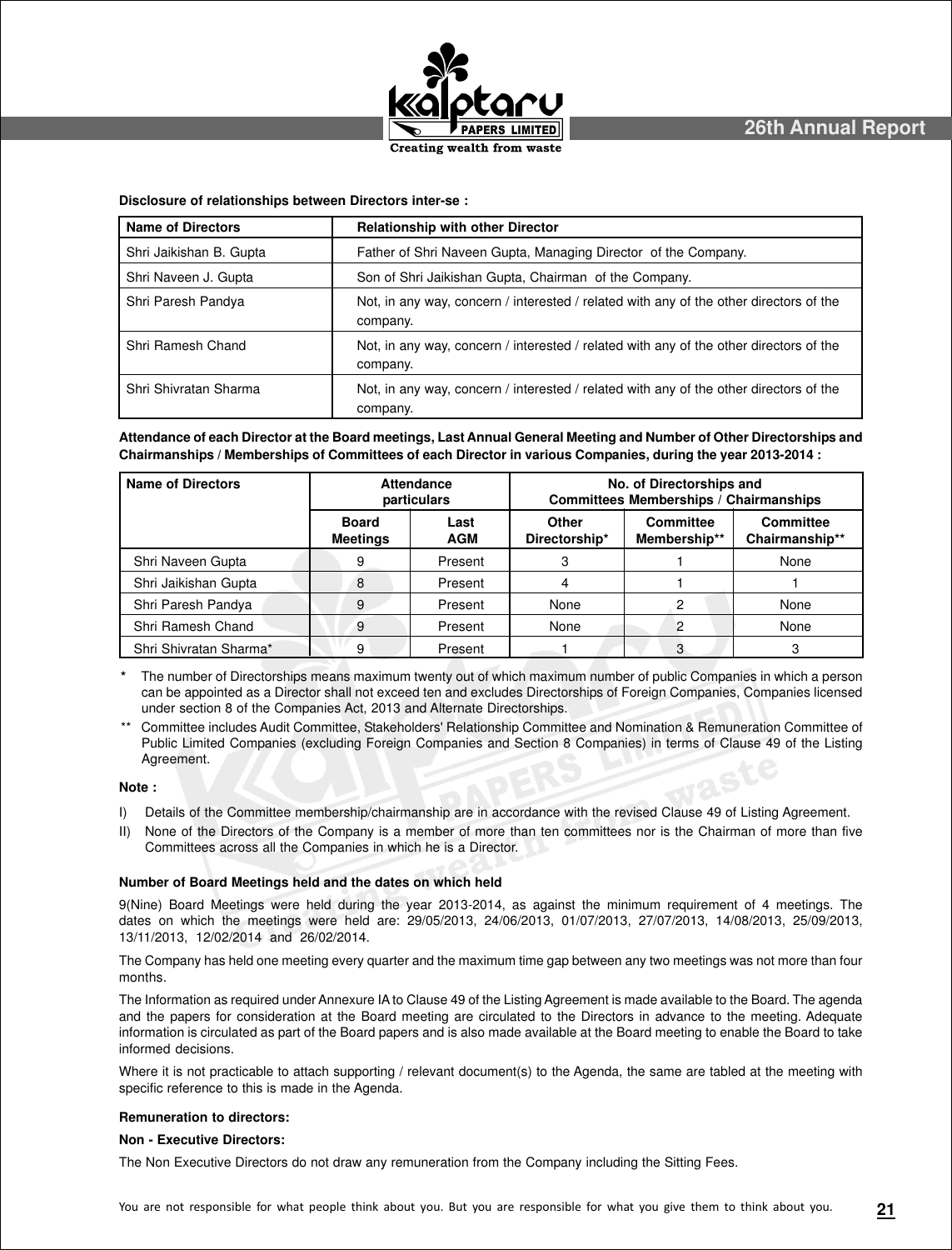**Disclosure of relationships between Directors inter-se :**

| Name of Directors | Relationship with other Director |
|---|---|
| Shri Jaikishan B. Gupta | Father of Shri Naveen Gupta, Managing Director of the Company. |
| Shri Naveen J. Gupta | Son of Shri Jaikishan Gupta, Chairman of the Company. |
| Shri Paresh Pandya | Not, in any way, concern / interested / related with any of the other directors of the company. |
| Shri Ramesh Chand | Not, in any way, concern / interested / related with any of the other directors of the company. |
| Shri Shivratan Sharma | Not, in any way, concern / interested / related with any of the other directors of the company. |

**Attendance of each Director at the Board meetings, Last Annual General Meeting and Number of Other Directorships and Chairmanships / Memberships of Committees of each Director in various Companies, during the year 2013-2014 :**

| Name of Directors | Attendance particulars | | No. of Directorships and Committees Memberships / Chairmanships | | |
|---|---|---|---|---|---|
| | Board Meetings | Last AGM | Other Directorship* | Committee Membership** | Committee Chairmanship** |
| Shri Naveen Gupta | 9 | Present | 3 | 1 | None |
| Shri Jaikishan Gupta | 8 | Present | 4 | 1 | 1 |
| Shri Paresh Pandya | 9 | Present | None | 2 | None |
| Shri Ramesh Chand | 9 | Present | None | 2 | None |
| Shri Shivratan Sharma* | 9 | Present | 1 | 3 | 3 |

\* The number of Directorships means maximum twenty out of which maximum number of public Companies in which a person can be appointed as a Director shall not exceed ten and excludes Directorships of Foreign Companies, Companies licensed under section 8 of the Companies Act, 2013 and Alternate Directorships.

** Committee includes Audit Committee, Stakeholders' Relationship Committee and Nomination & Remuneration Committee of Public Limited Companies (excluding Foreign Companies and Section 8 Companies) in terms of Clause 49 of the Listing Agreement.

**Note :**

I) Details of the Committee membership/chairmanship are in accordance with the revised Clause 49 of Listing Agreement.

II) None of the Directors of the Company is a member of more than ten committees nor is the Chairman of more than five Committees across all the Companies in which he is a Director.

**Number of Board Meetings held and the dates on which held**

9(Nine) Board Meetings were held during the year 2013-2014, as against the minimum requirement of 4 meetings. The dates on which the meetings were held are: 29/05/2013, 24/06/2013, 01/07/2013, 27/07/2013, 14/08/2013, 25/09/2013, 13/11/2013, 12/02/2014 and 26/02/2014.

The Company has held one meeting every quarter and the maximum time gap between any two meetings was not more than four months.

The Information as required under Annexure IA to Clause 49 of the Listing Agreement is made available to the Board. The agenda and the papers for consideration at the Board meeting are circulated to the Directors in advance to the meeting. Adequate information is circulated as part of the Board papers and is also made available at the Board meeting to enable the Board to take informed decisions.

Where it is not practicable to attach supporting / relevant document(s) to the Agenda, the same are tabled at the meeting with specific reference to this is made in the Agenda.

**Remuneration to directors:**

**Non - Executive Directors:**

The Non Executive Directors do not draw any remuneration from the Company including the Sitting Fees.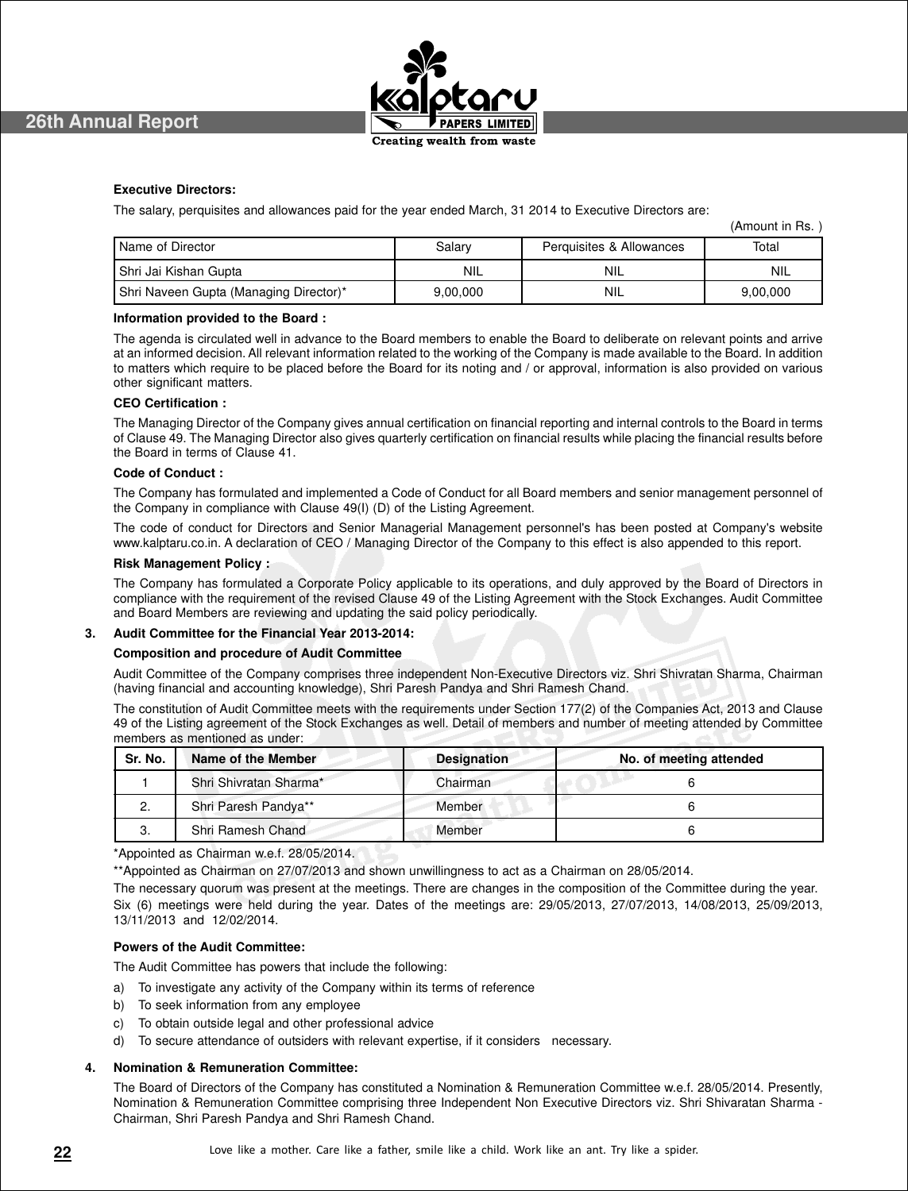**Executive Directors:**

The salary, perquisites and allowances paid for the year ended March, 31 2014 to Executive Directors are:

(Amount in Rs. )

| Name of Director | Salary | Perquisites & Allowances | Total |
|---|---|---|---|
| Shri Jai Kishan Gupta | NIL | NIL | NIL |
| Shri Naveen Gupta (Managing Director)* | 9,00,000 | NIL | 9,00,000 |

**Information provided to the Board :**

The agenda is circulated well in advance to the Board members to enable the Board to deliberate on relevant points and arrive at an informed decision. All relevant information related to the working of the Company is made available to the Board. In addition to matters which require to be placed before the Board for its noting and / or approval, information is also provided on various other significant matters.

**CEO Certification :**

The Managing Director of the Company gives annual certification on financial reporting and internal controls to the Board in terms of Clause 49. The Managing Director also gives quarterly certification on financial results while placing the financial results before the Board in terms of Clause 41.

**Code of Conduct :**

The Company has formulated and implemented a Code of Conduct for all Board members and senior management personnel of the Company in compliance with Clause 49(I) (D) of the Listing Agreement.

The code of conduct for Directors and Senior Managerial Management personnel's has been posted at Company's website www.kalptaru.co.in. A declaration of CEO / Managing Director of the Company to this effect is also appended to this report.

**Risk Management Policy :**

The Company has formulated a Corporate Policy applicable to its operations, and duly approved by the Board of Directors in compliance with the requirement of the revised Clause 49 of the Listing Agreement with the Stock Exchanges. Audit Committee and Board Members are reviewing and updating the said policy periodically.

**3. Audit Committee for the Financial Year 2013-2014:**

**Composition and procedure of Audit Committee**

Audit Committee of the Company comprises three independent Non-Executive Directors viz. Shri Shivratan Sharma, Chairman (having financial and accounting knowledge), Shri Paresh Pandya and Shri Ramesh Chand.

The constitution of Audit Committee meets with the requirements under Section 177(2) of the Companies Act, 2013 and Clause 49 of the Listing agreement of the Stock Exchanges as well. Detail of members and number of meeting attended by Committee members as mentioned as under:

| Sr. No. | Name of the Member | Designation | No. of meeting attended |
|---|---|---|---|
| 1 | Shri Shivratan Sharma* | Chairman | 6 |
| 2. | Shri Paresh Pandya** | Member | 6 |
| 3. | Shri Ramesh Chand | Member | 6 |

*Appointed as Chairman w.e.f. 28/05/2014.

**Appointed as Chairman on 27/07/2013 and shown unwillingness to act as a Chairman on 28/05/2014.

The necessary quorum was present at the meetings. There are changes in the composition of the Committee during the year.

Six (6) meetings were held during the year. Dates of the meetings are: 29/05/2013, 27/07/2013, 14/08/2013, 25/09/2013, 13/11/2013 and 12/02/2014.

**Powers of the Audit Committee:**

The Audit Committee has powers that include the following:

a) To investigate any activity of the Company within its terms of reference
b) To seek information from any employee
c) To obtain outside legal and other professional advice
d) To secure attendance of outsiders with relevant expertise, if it considers necessary.

**4. Nomination & Remuneration Committee:**

The Board of Directors of the Company has constituted a Nomination & Remuneration Committee w.e.f. 28/05/2014. Presently, Nomination & Remuneration Committee comprising three Independent Non Executive Directors viz. Shri Shivaratan Sharma - Chairman, Shri Paresh Pandya and Shri Ramesh Chand.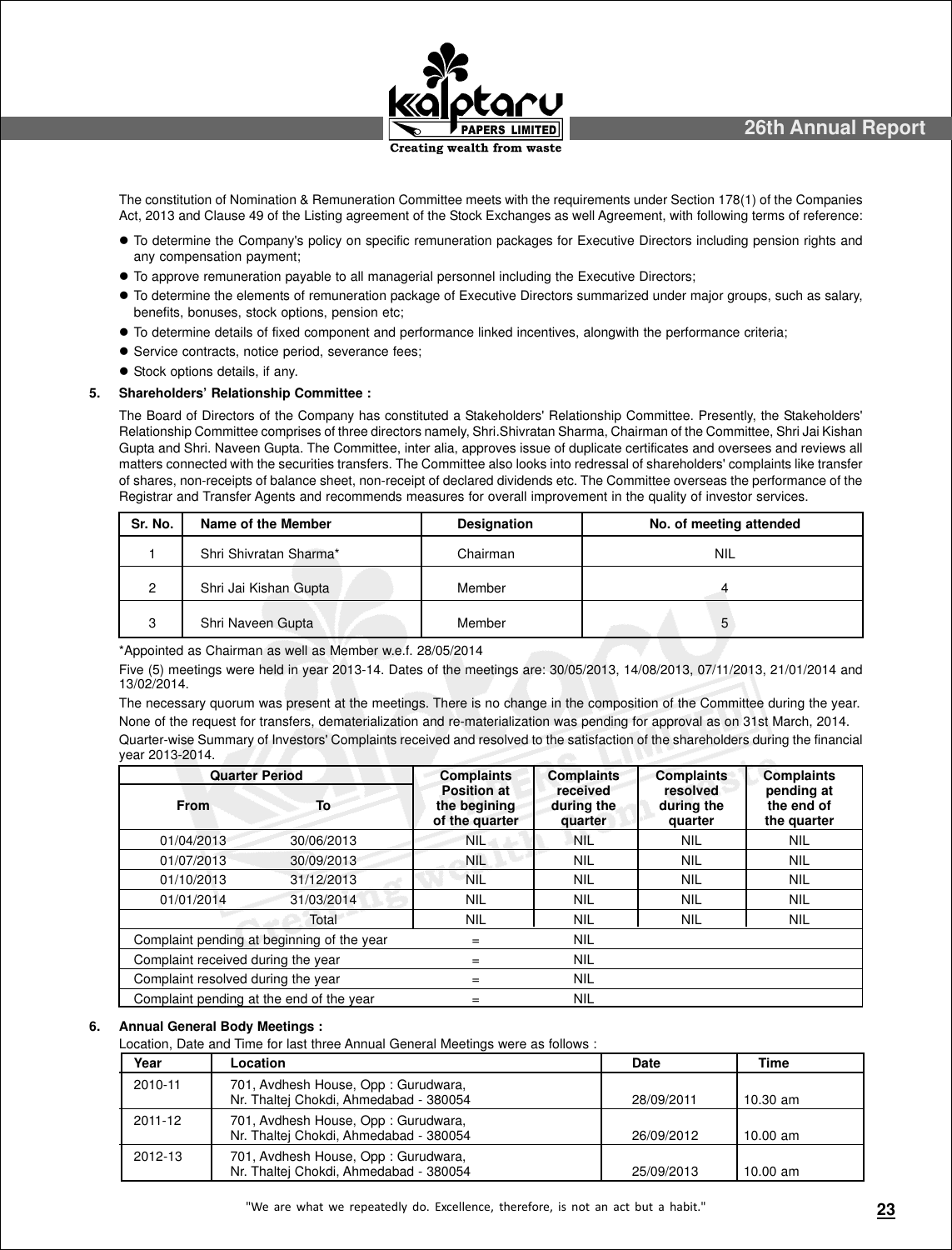The constitution of Nomination & Remuneration Committee meets with the requirements under Section 178(1) of the Companies Act, 2013 and Clause 49 of the Listing agreement of the Stock Exchanges as well Agreement, with following terms of reference:

- To determine the Company's policy on specific remuneration packages for Executive Directors including pension rights and any compensation payment;
- To approve remuneration payable to all managerial personnel including the Executive Directors;
- To determine the elements of remuneration package of Executive Directors summarized under major groups, such as salary, benefits, bonuses, stock options, pension etc;
- To determine details of fixed component and performance linked incentives, alongwith the performance criteria;
- Service contracts, notice period, severance fees;
- Stock options details, if any.

**5. Shareholders' Relationship Committee :**

The Board of Directors of the Company has constituted a Stakeholders' Relationship Committee. Presently, the Stakeholders' Relationship Committee comprises of three directors namely, Shri.Shivratan Sharma, Chairman of the Committee, Shri Jai Kishan Gupta and Shri. Naveen Gupta. The Committee, inter alia, approves issue of duplicate certificates and oversees and reviews all matters connected with the securities transfers. The Committee also looks into redressal of shareholders' complaints like transfer of shares, non-receipts of balance sheet, non-receipt of declared dividends etc. The Committee overseas the performance of the Registrar and Transfer Agents and recommends measures for overall improvement in the quality of investor services.

| Sr. No. | Name of the Member | Designation | No. of meeting attended |
|---|---|---|---|
| 1 | Shri Shivratan Sharma* | Chairman | NIL |
| 2 | Shri Jai Kishan Gupta | Member | 4 |
| 3 | Shri Naveen Gupta | Member | 5 |

*Appointed as Chairman as well as Member w.e.f. 28/05/2014

Five (5) meetings were held in year 2013-14. Dates of the meetings are: 30/05/2013, 14/08/2013, 07/11/2013, 21/01/2014 and 13/02/2014.

The necessary quorum was present at the meetings. There is no change in the composition of the Committee during the year.

None of the request for transfers, dematerialization and re-materialization was pending for approval as on 31st March, 2014.

Quarter-wise Summary of Investors' Complaints received and resolved to the satisfaction of the shareholders during the financial year 2013-2014.

| Quarter Period | | Complaints Position at the begining of the quarter | Complaints received during the quarter | Complaints resolved during the quarter | Complaints pending at the end of the quarter |
|---|---|---|---|---|---|
| From | To | | | | |
| 01/04/2013 | 30/06/2013 | NIL | NIL | NIL | NIL |
| 01/07/2013 | 30/09/2013 | NIL | NIL | NIL | NIL |
| 01/10/2013 | 31/12/2013 | NIL | NIL | NIL | NIL |
| 01/01/2014 | 31/03/2014 | NIL | NIL | NIL | NIL |
| | Total | NIL | NIL | NIL | NIL |

| | | |
|---|---|---|
| Complaint pending at beginning of the year | = | NIL |
| Complaint received during the year | = | NIL |
| Complaint resolved during the year | = | NIL |
| Complaint pending at the end of the year | = | NIL |

**6. Annual General Body Meetings :**

Location, Date and Time for last three Annual General Meetings were as follows :

| Year | Location | Date | Time |
|---|---|---|---|
| 2010-11 | 701, Avdhesh House, Opp : Gurudwara, Nr. Thaltej Chokdi, Ahmedabad - 380054 | 28/09/2011 | 10.30 am |
| 2011-12 | 701, Avdhesh House, Opp : Gurudwara, Nr. Thaltej Chokdi, Ahmedabad - 380054 | 26/09/2012 | 10.00 am |
| 2012-13 | 701, Avdhesh House, Opp : Gurudwara, Nr. Thaltej Chokdi, Ahmedabad - 380054 | 25/09/2013 | 10.00 am |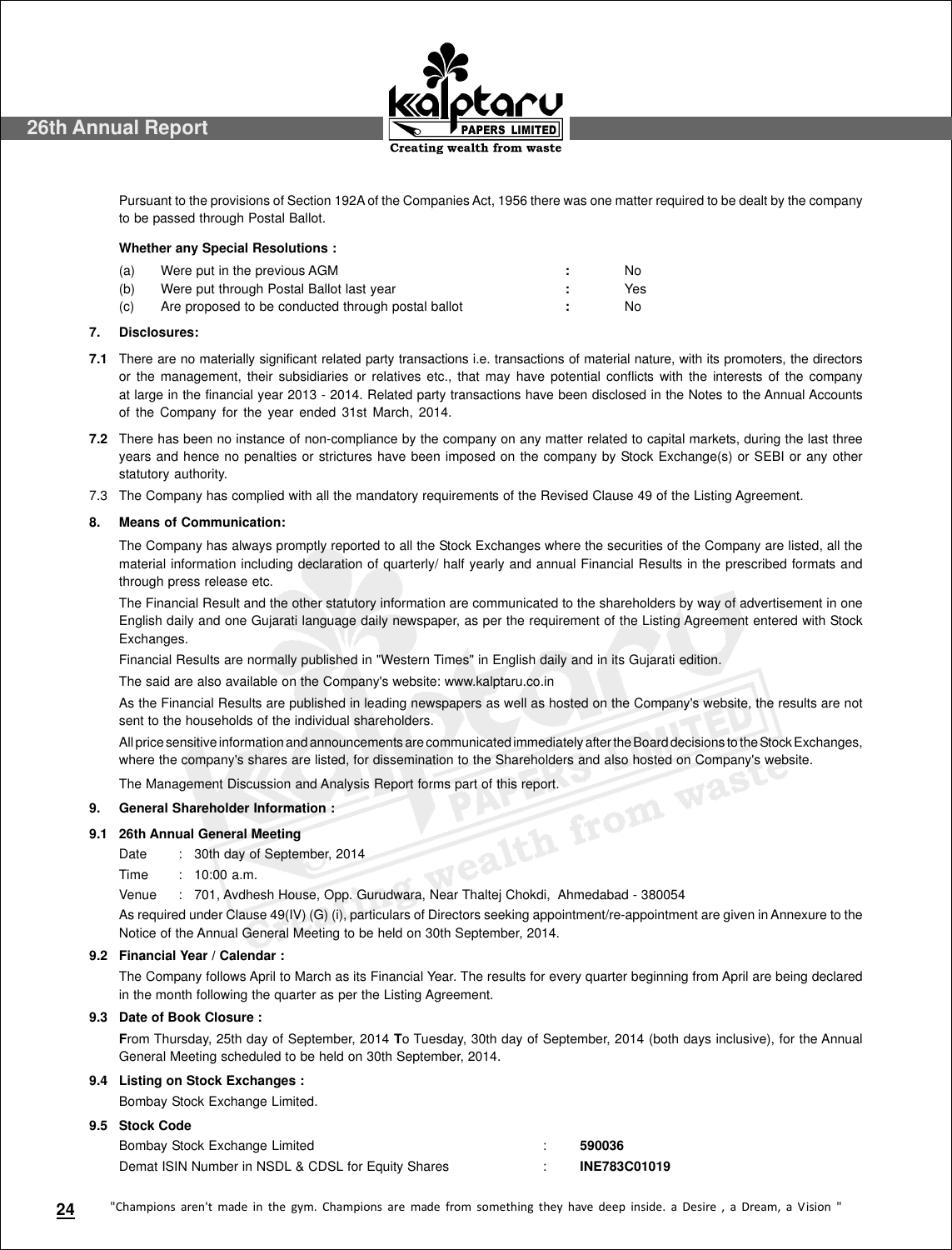Pursuant to the provisions of Section 192A of the Companies Act, 1956 there was one matter required to be dealt by the company to be passed through Postal Ballot.

**Whether any Special Resolutions :**

| | | | |
|---|---|---|---|
| (a) | Were put in the previous AGM | : | No |
| (b) | Were put through Postal Ballot last year | : | Yes |
| (c) | Are proposed to be conducted through postal ballot | : | No |

### 7. Disclosures:

**7.1** There are no materially significant related party transactions i.e. transactions of material nature, with its promoters, the directors or the management, their subsidiaries or relatives etc., that may have potential conflicts with the interests of the company at large in the financial year 2013 - 2014. Related party transactions have been disclosed in the Notes to the Annual Accounts of the Company for the year ended 31st March, 2014.

**7.2** There has been no instance of non-compliance by the company on any matter related to capital markets, during the last three years and hence no penalties or strictures have been imposed on the company by Stock Exchange(s) or SEBI or any other statutory authority.

7.3 The Company has complied with all the mandatory requirements of the Revised Clause 49 of the Listing Agreement.

### 8. Means of Communication:

The Company has always promptly reported to all the Stock Exchanges where the securities of the Company are listed, all the material information including declaration of quarterly/ half yearly and annual Financial Results in the prescribed formats and through press release etc.

The Financial Result and the other statutory information are communicated to the shareholders by way of advertisement in one English daily and one Gujarati language daily newspaper, as per the requirement of the Listing Agreement entered with Stock Exchanges.

Financial Results are normally published in "Western Times" in English daily and in its Gujarati edition.

The said are also available on the Company's website: www.kalptaru.co.in

As the Financial Results are published in leading newspapers as well as hosted on the Company's website, the results are not sent to the households of the individual shareholders.

All price sensitive information and announcements are communicated immediately after the Board decisions to the Stock Exchanges, where the company's shares are listed, for dissemination to the Shareholders and also hosted on Company's website.

The Management Discussion and Analysis Report forms part of this report.

### 9. General Shareholder Information :

**9.1 26th Annual General Meeting**

Date : 30th day of September, 2014

Time : 10:00 a.m.

Venue : 701, Avdhesh House, Opp. Gurudwara, Near Thaltej Chokdi, Ahmedabad - 380054

As required under Clause 49(IV) (G) (i), particulars of Directors seeking appointment/re-appointment are given in Annexure to the Notice of the Annual General Meeting to be held on 30th September, 2014.

**9.2 Financial Year / Calendar :**

The Company follows April to March as its Financial Year. The results for every quarter beginning from April are being declared in the month following the quarter as per the Listing Agreement.

**9.3 Date of Book Closure :**

**F**rom Thursday, 25th day of September, 2014 **T**o Tuesday, 30th day of September, 2014 (both days inclusive), for the Annual General Meeting scheduled to be held on 30th September, 2014.

**9.4 Listing on Stock Exchanges :**

Bombay Stock Exchange Limited.

**9.5 Stock Code**

| | | |
|---|---|---|
| Bombay Stock Exchange Limited | : | **590036** |
| Demat ISIN Number in NSDL & CDSL for Equity Shares | : | **INE783C01019** |

"Champions aren't made in the gym. Champions are made from something they have deep inside. a Desire , a Dream, a Vision "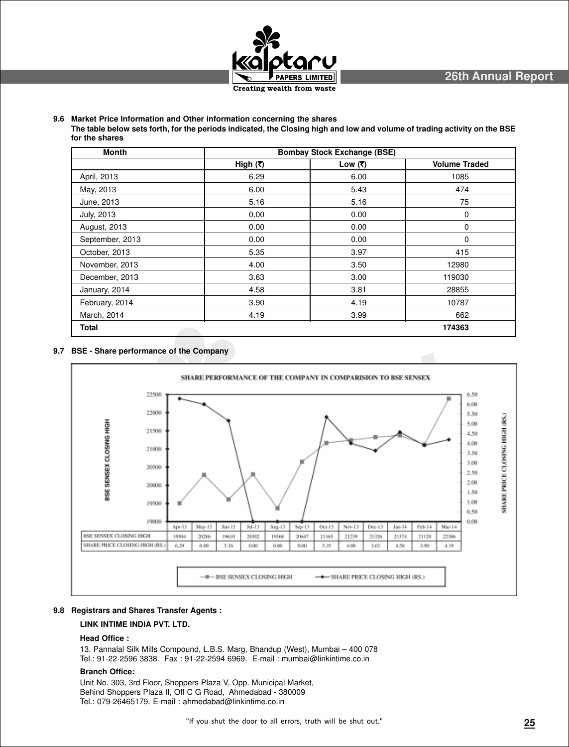### 9.6 Market Price Information and Other information concerning the shares

**The table below sets forth, for the periods indicated, the Closing high and low and volume of trading activity on the BSE for the shares**

| Month | Bombay Stock Exchange (BSE) | | |
|---|---|---|---|
| | High (₹) | Low (₹) | Volume Traded |
| April, 2013 | 6.29 | 6.00 | 1085 |
| May, 2013 | 6.00 | 5.43 | 474 |
| June, 2013 | 5.16 | 5.16 | 75 |
| July, 2013 | 0.00 | 0.00 | 0 |
| August, 2013 | 0.00 | 0.00 | 0 |
| September, 2013 | 0.00 | 0.00 | 0 |
| October, 2013 | 5.35 | 3.97 | 415 |
| November, 2013 | 4.00 | 3.50 | 12980 |
| December, 2013 | 3.63 | 3.00 | 119030 |
| January, 2014 | 4.58 | 3.81 | 28855 |
| February, 2014 | 3.90 | 4.19 | 10787 |
| March, 2014 | 4.19 | 3.99 | 662 |
| **Total** | | | **174363** |

### 9.7 BSE - Share performance of the Company

SHARE PERFORMANCE OF THE COMPANY IN COMPARISION TO BSE SENSEX

BSE SENSEX CLOSING HIGH

SHARE PRICE CLOSING HIGH (RS.)

22500
22000
21500
21000
20500
20000
19500
19000

6.50
6.00
5.50
5.00
4.50
4.00
3.50
3.00
2.50
2.00
1.50
1.00
0.50
0.00

Apr-13 May-13 Jun-13 Jul-13 Aug-13 Sep-13 Oct-13 Nov-13 Dec-13 Jan-14 Feb-14 Mar-14

BSE SENSEX CLOSING HIGH 19504 20286 19610 20302 19368 20647 21165 21239 21326 21374 21120 22386

SHARE PRICE CLOSING HIGH (RS.) 6.29 6.00 5.16 0.00 0.00 0.00 5.35 4.00 3.63 4.58 3.90 4.19

BSE SENSEX CLOSING HIGH — SHARE PRICE CLOSING HIGH (RS.)

### 9.8 Registrars and Shares Transfer Agents :

**LINK INTIME INDIA PVT. LTD.**

**Head Office :**

13, Pannalal Silk Mills Compound, L.B.S. Marg, Bhandup (West), Mumbai – 400 078
Tel.: 91-22-2596 3838. Fax : 91-22-2594 6969. E-mail : mumbai@linkintime.co.in

**Branch Office:**

Unit No. 303, 3rd Floor, Shoppers Plaza V, Opp. Municipal Market,
Behind Shoppers Plaza II, Off C G Road, Ahmedabad - 380009
Tel.: 079-26465179. E-mail : ahmedabad@linkintime.co.in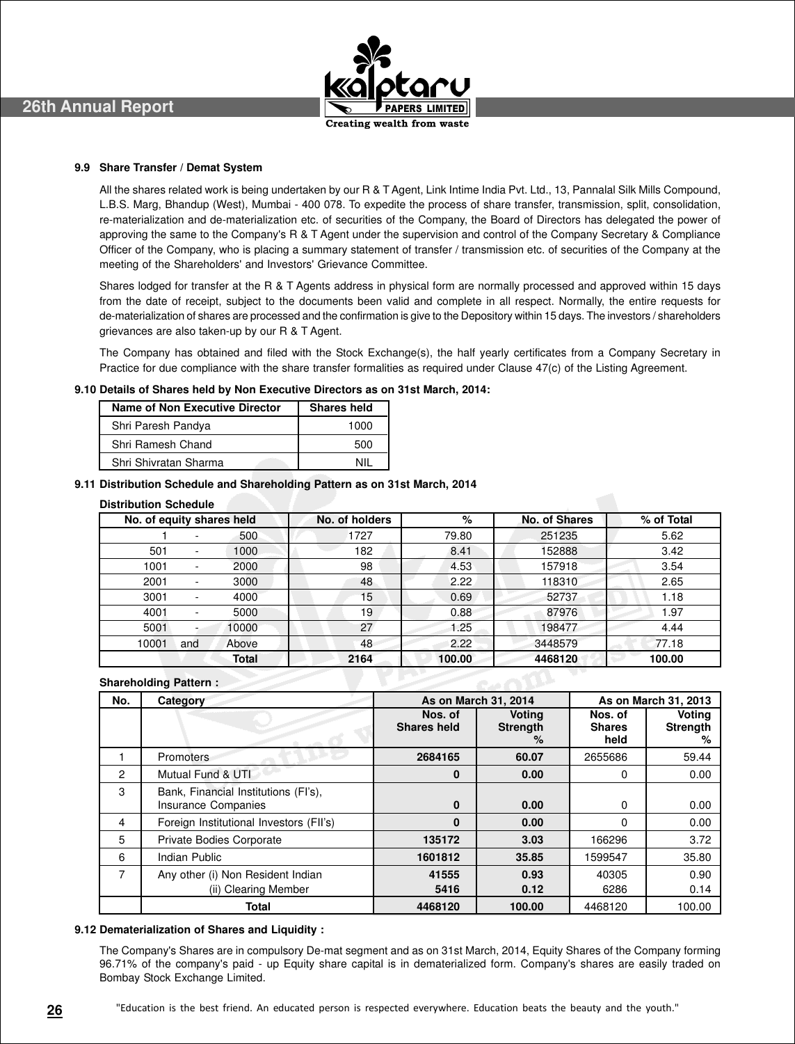### 9.9 Share Transfer / Demat System

All the shares related work is being undertaken by our R & T Agent, Link Intime India Pvt. Ltd., 13, Pannalal Silk Mills Compound, L.B.S. Marg, Bhandup (West), Mumbai - 400 078. To expedite the process of share transfer, transmission, split, consolidation, re-materialization and de-materialization etc. of securities of the Company, the Board of Directors has delegated the power of approving the same to the Company's R & T Agent under the supervision and control of the Company Secretary & Compliance Officer of the Company, who is placing a summary statement of transfer / transmission etc. of securities of the Company at the meeting of the Shareholders' and Investors' Grievance Committee.

Shares lodged for transfer at the R & T Agents address in physical form are normally processed and approved within 15 days from the date of receipt, subject to the documents been valid and complete in all respect. Normally, the entire requests for de-materialization of shares are processed and the confirmation is give to the Depository within 15 days. The investors / shareholders grievances are also taken-up by our R & T Agent.

The Company has obtained and filed with the Stock Exchange(s), the half yearly certificates from a Company Secretary in Practice for due compliance with the share transfer formalities as required under Clause 47(c) of the Listing Agreement.

### 9.10 Details of Shares held by Non Executive Directors as on 31st March, 2014:

| Name of Non Executive Director | Shares held |
|---|---|
| Shri Paresh Pandya | 1000 |
| Shri Ramesh Chand | 500 |
| Shri Shivratan Sharma | NIL |

### 9.11 Distribution Schedule and Shareholding Pattern as on 31st March, 2014

**Distribution Schedule**

| No. of equity shares held | No. of holders | % | No. of Shares | % of Total |
|---|---|---|---|---|
| 1 - 500 | 1727 | 79.80 | 251235 | 5.62 |
| 501 - 1000 | 182 | 8.41 | 152888 | 3.42 |
| 1001 - 2000 | 98 | 4.53 | 157918 | 3.54 |
| 2001 - 3000 | 48 | 2.22 | 118310 | 2.65 |
| 3001 - 4000 | 15 | 0.69 | 52737 | 1.18 |
| 4001 - 5000 | 19 | 0.88 | 87976 | 1.97 |
| 5001 - 10000 | 27 | 1.25 | 198477 | 4.44 |
| 10001 and Above | 48 | 2.22 | 3448579 | 77.18 |
| **Total** | **2164** | **100.00** | **4468120** | **100.00** |

**Shareholding Pattern :**

| No. | Category | As on March 31, 2014 | | As on March 31, 2013 | |
|---|---|---|---|---|---|
| | | Nos. of Shares held | Voting Strength % | Nos. of Shares held | Voting Strength % |
| 1 | Promoters | **2684165** | **60.07** | 2655686 | 59.44 |
| 2 | Mutual Fund & UTI | **0** | **0.00** | 0 | 0.00 |
| 3 | Bank, Financial Institutions (FI's), Insurance Companies | **0** | **0.00** | 0 | 0.00 |
| 4 | Foreign Institutional Investors (FII's) | **0** | **0.00** | 0 | 0.00 |
| 5 | Private Bodies Corporate | **135172** | **3.03** | 166296 | 3.72 |
| 6 | Indian Public | **1601812** | **35.85** | 1599547 | 35.80 |
| 7 | Any other (i) Non Resident Indian | **41555** | **0.93** | 40305 | 0.90 |
| | (ii) Clearing Member | **5416** | **0.12** | 6286 | 0.14 |
| | **Total** | **4468120** | **100.00** | 4468120 | 100.00 |

### 9.12 Dematerialization of Shares and Liquidity :

The Company's Shares are in compulsory De-mat segment and as on 31st March, 2014, Equity Shares of the Company forming 96.71% of the company's paid - up Equity share capital is in dematerialized form. Company's shares are easily traded on Bombay Stock Exchange Limited.

"Education is the best friend. An educated person is respected everywhere. Education beats the beauty and the youth."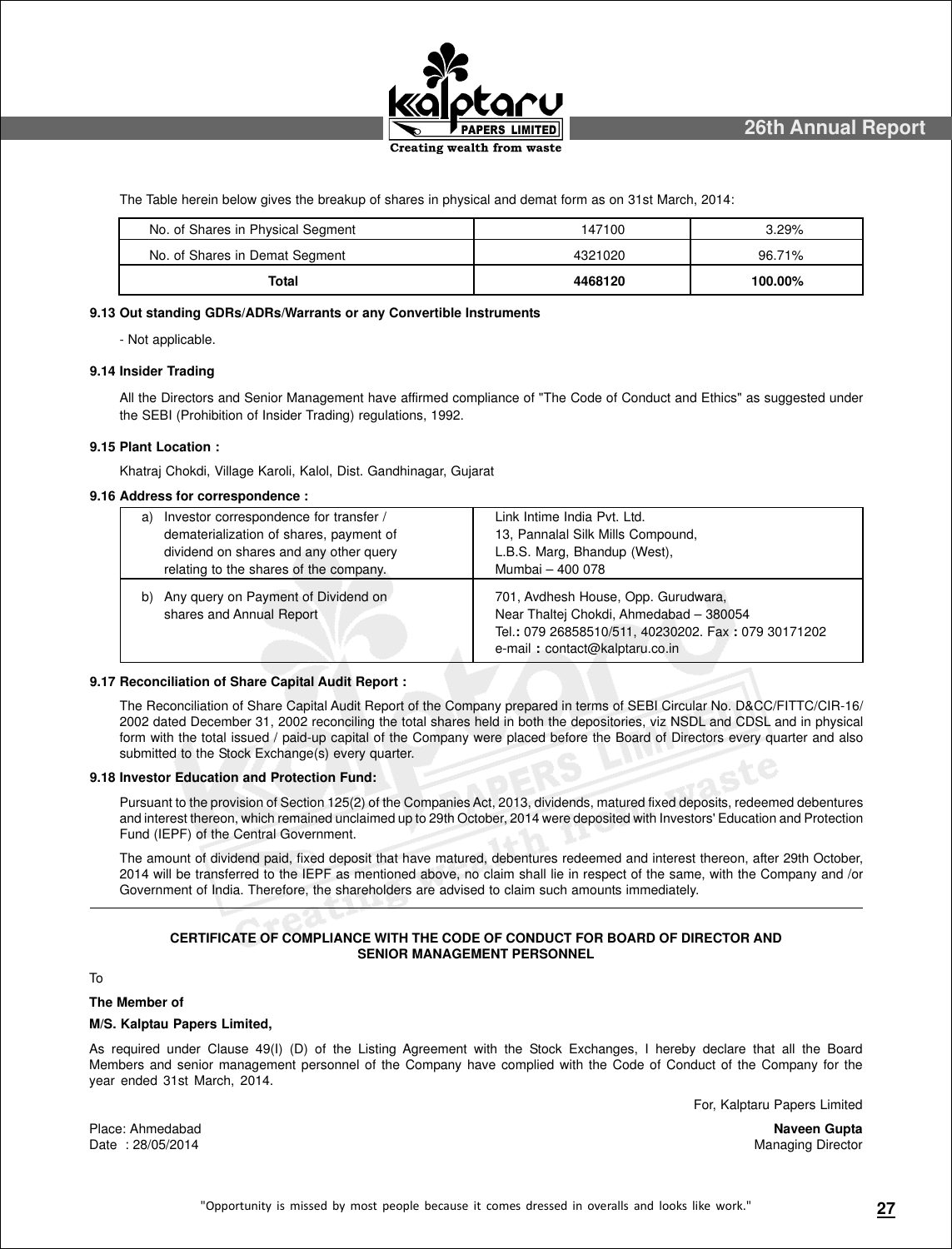The Table herein below gives the breakup of shares in physical and demat form as on 31st March, 2014:

| | | |
|---|---|---|
| No. of Shares in Physical Segment | 147100 | 3.29% |
| No. of Shares in Demat Segment | 4321020 | 96.71% |
| **Total** | **4468120** | **100.00%** |

**9.13 Out standing GDRs/ADRs/Warrants or any Convertible Instruments**

- Not applicable.

**9.14 Insider Trading**

All the Directors and Senior Management have affirmed compliance of "The Code of Conduct and Ethics" as suggested under the SEBI (Prohibition of Insider Trading) regulations, 1992.

**9.15 Plant Location :**

Khatraj Chokdi, Village Karoli, Kalol, Dist. Gandhinagar, Gujarat

**9.16 Address for correspondence :**

| | |
|---|---|
| a) Investor correspondence for transfer / dematerialization of shares, payment of dividend on shares and any other query relating to the shares of the company. | Link Intime India Pvt. Ltd.<br>13, Pannalal Silk Mills Compound,<br>L.B.S. Marg, Bhandup (West),<br>Mumbai – 400 078 |
| b) Any query on Payment of Dividend on shares and Annual Report | 701, Avdhesh House, Opp. Gurudwara,<br>Near Thaltej Chokdi, Ahmedabad – 380054<br>Tel.: 079 26858510/511, 40230202. Fax : 079 30171202<br>e-mail : contact@kalptaru.co.in |

**9.17 Reconciliation of Share Capital Audit Report :**

The Reconciliation of Share Capital Audit Report of the Company prepared in terms of SEBI Circular No. D&CC/FITTC/CIR-16/2002 dated December 31, 2002 reconciling the total shares held in both the depositories, viz NSDL and CDSL and in physical form with the total issued / paid-up capital of the Company were placed before the Board of Directors every quarter and also submitted to the Stock Exchange(s) every quarter.

**9.18 Investor Education and Protection Fund:**

Pursuant to the provision of Section 125(2) of the Companies Act, 2013, dividends, matured fixed deposits, redeemed debentures and interest thereon, which remained unclaimed up to 29th October, 2014 were deposited with Investors' Education and Protection Fund (IEPF) of the Central Government.

The amount of dividend paid, fixed deposit that have matured, debentures redeemed and interest thereon, after 29th October, 2014 will be transferred to the IEPF as mentioned above, no claim shall lie in respect of the same, with the Company and /or Government of India. Therefore, the shareholders are advised to claim such amounts immediately.

**CERTIFICATE OF COMPLIANCE WITH THE CODE OF CONDUCT FOR BOARD OF DIRECTOR AND SENIOR MANAGEMENT PERSONNEL**

To

**The Member of**

**M/S. Kalptau Papers Limited,**

As required under Clause 49(I) (D) of the Listing Agreement with the Stock Exchanges, I hereby declare that all the Board Members and senior management personnel of the Company have complied with the Code of Conduct of the Company for the year ended 31st March, 2014.

For, Kalptaru Papers Limited

Place: Ahmedabad
Date : 28/05/2014

**Naveen Gupta**
Managing Director

"Opportunity is missed by most people because it comes dressed in overalls and looks like work."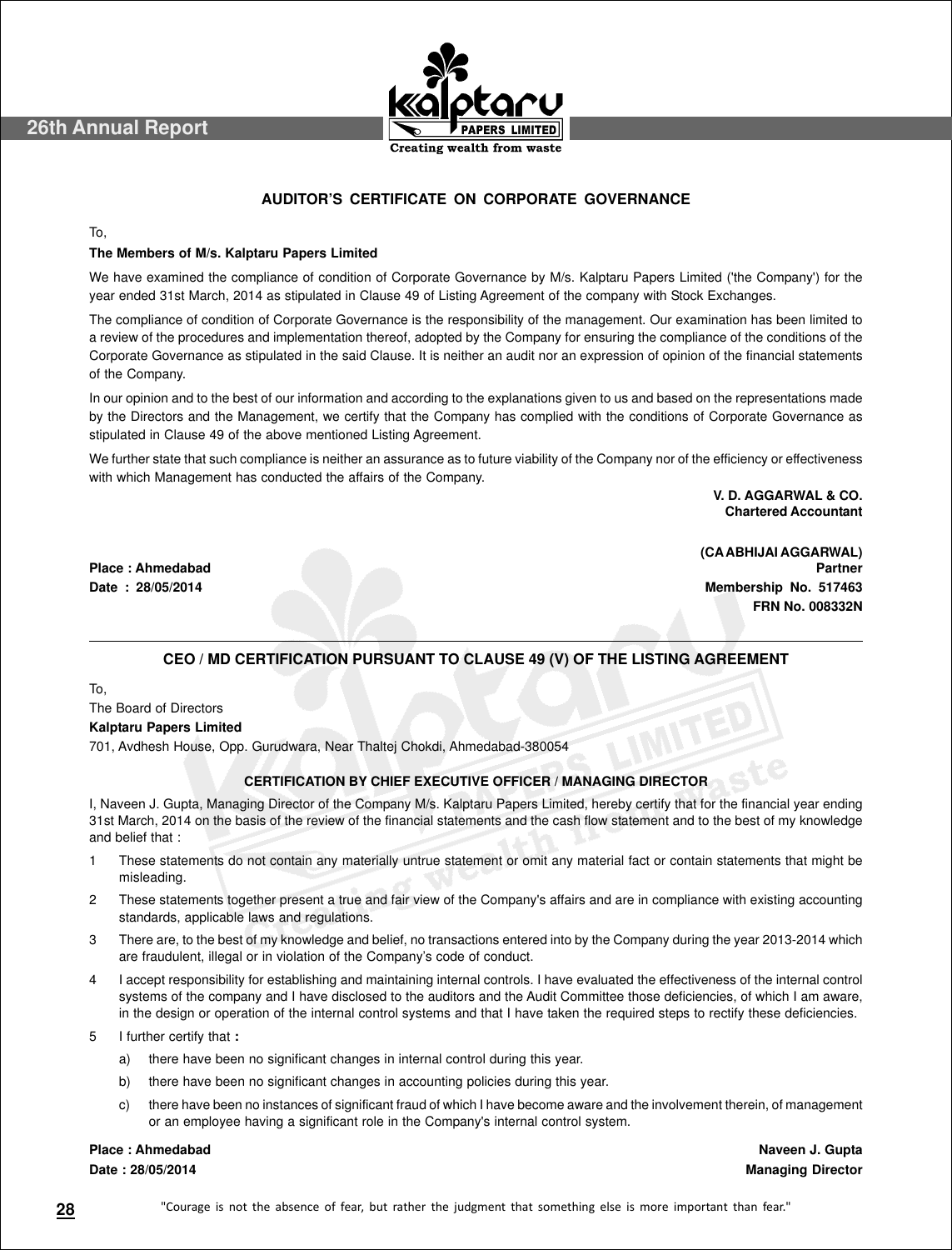## AUDITOR'S CERTIFICATE ON CORPORATE GOVERNANCE

To,

**The Members of M/s. Kalptaru Papers Limited**

We have examined the compliance of condition of Corporate Governance by M/s. Kalptaru Papers Limited ('the Company') for the year ended 31st March, 2014 as stipulated in Clause 49 of Listing Agreement of the company with Stock Exchanges.

The compliance of condition of Corporate Governance is the responsibility of the management. Our examination has been limited to a review of the procedures and implementation thereof, adopted by the Company for ensuring the compliance of the conditions of the Corporate Governance as stipulated in the said Clause. It is neither an audit nor an expression of opinion of the financial statements of the Company.

In our opinion and to the best of our information and according to the explanations given to us and based on the representations made by the Directors and the Management, we certify that the Company has complied with the conditions of Corporate Governance as stipulated in Clause 49 of the above mentioned Listing Agreement.

We further state that such compliance is neither an assurance as to future viability of the Company nor of the efficiency or effectiveness with which Management has conducted the affairs of the Company.

**V. D. AGGARWAL & CO.**
**Chartered Accountant**

**(CA ABHIJAI AGGARWAL)**
**Partner**
**Membership No. 517463**
**FRN No. 008332N**

**Place : Ahmedabad**
**Date : 28/05/2014**

---

## CEO / MD CERTIFICATION PURSUANT TO CLAUSE 49 (V) OF THE LISTING AGREEMENT

To,

The Board of Directors

**Kalptaru Papers Limited**

701, Avdhesh House, Opp. Gurudwara, Near Thaltej Chokdi, Ahmedabad-380054

### CERTIFICATION BY CHIEF EXECUTIVE OFFICER / MANAGING DIRECTOR

I, Naveen J. Gupta, Managing Director of the Company M/s. Kalptaru Papers Limited, hereby certify that for the financial year ending 31st March, 2014 on the basis of the review of the financial statements and the cash flow statement and to the best of my knowledge and belief that :

1. These statements do not contain any materially untrue statement or omit any material fact or contain statements that might be misleading.
2. These statements together present a true and fair view of the Company's affairs and are in compliance with existing accounting standards, applicable laws and regulations.
3. There are, to the best of my knowledge and belief, no transactions entered into by the Company during the year 2013-2014 which are fraudulent, illegal or in violation of the Company's code of conduct.
4. I accept responsibility for establishing and maintaining internal controls. I have evaluated the effectiveness of the internal control systems of the company and I have disclosed to the auditors and the Audit Committee those deficiencies, of which I am aware, in the design or operation of the internal control systems and that I have taken the required steps to rectify these deficiencies.
5. I further certify that **:**
   a) there have been no significant changes in internal control during this year.
   b) there have been no significant changes in accounting policies during this year.
   c) there have been no instances of significant fraud of which I have become aware and the involvement therein, of management or an employee having a significant role in the Company's internal control system.

**Place : Ahmedabad**
**Date : 28/05/2014**

**Naveen J. Gupta**
**Managing Director**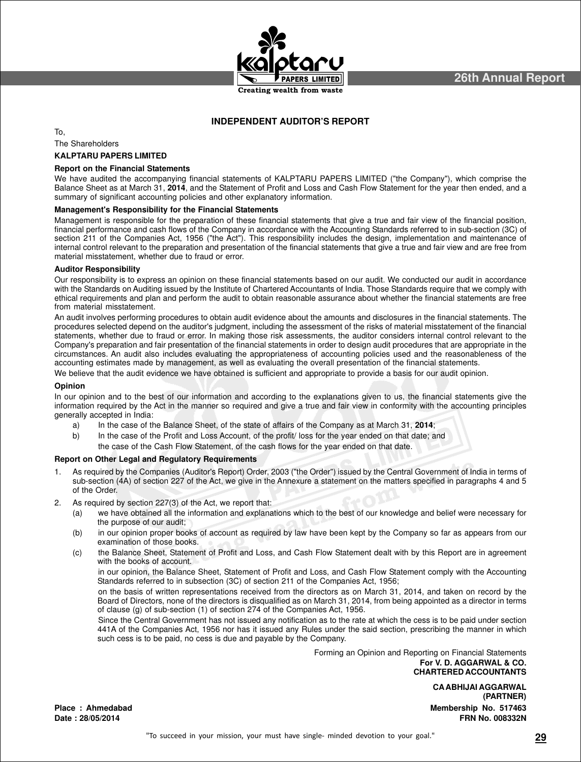# INDEPENDENT AUDITOR'S REPORT

To,

The Shareholders

**KALPTARU PAPERS LIMITED**

### Report on the Financial Statements

We have audited the accompanying financial statements of KALPTARU PAPERS LIMITED ("the Company"), which comprise the Balance Sheet as at March 31, **2014**, and the Statement of Profit and Loss and Cash Flow Statement for the year then ended, and a summary of significant accounting policies and other explanatory information.

### Management's Responsibility for the Financial Statements

Management is responsible for the preparation of these financial statements that give a true and fair view of the financial position, financial performance and cash flows of the Company in accordance with the Accounting Standards referred to in sub-section (3C) of section 211 of the Companies Act, 1956 ("the Act"). This responsibility includes the design, implementation and maintenance of internal control relevant to the preparation and presentation of the financial statements that give a true and fair view and are free from material misstatement, whether due to fraud or error.

### Auditor Responsibility

Our responsibility is to express an opinion on these financial statements based on our audit. We conducted our audit in accordance with the Standards on Auditing issued by the Institute of Chartered Accountants of India. Those Standards require that we comply with ethical requirements and plan and perform the audit to obtain reasonable assurance about whether the financial statements are free from material misstatement.

An audit involves performing procedures to obtain audit evidence about the amounts and disclosures in the financial statements. The procedures selected depend on the auditor's judgment, including the assessment of the risks of material misstatement of the financial statements, whether due to fraud or error. In making those risk assessments, the auditor considers internal control relevant to the Company's preparation and fair presentation of the financial statements in order to design audit procedures that are appropriate in the circumstances. An audit also includes evaluating the appropriateness of accounting policies used and the reasonableness of the accounting estimates made by management, as well as evaluating the overall presentation of the financial statements.

We believe that the audit evidence we have obtained is sufficient and appropriate to provide a basis for our audit opinion.

### Opinion

In our opinion and to the best of our information and according to the explanations given to us, the financial statements give the information required by the Act in the manner so required and give a true and fair view in conformity with the accounting principles generally accepted in India:

a) In the case of the Balance Sheet, of the state of affairs of the Company as at March 31, **2014**;

b) In the case of the Profit and Loss Account, of the profit/ loss for the year ended on that date; and

the case of the Cash Flow Statement, of the cash flows for the year ended on that date.

### Report on Other Legal and Regulatory Requirements

1. As required by the Companies (Auditor's Report) Order, 2003 ("the Order") issued by the Central Government of India in terms of sub-section (4A) of section 227 of the Act, we give in the Annexure a statement on the matters specified in paragraphs 4 and 5 of the Order.

2. As required by section 227(3) of the Act, we report that:

   (a) we have obtained all the information and explanations which to the best of our knowledge and belief were necessary for the purpose of our audit;

   (b) in our opinion proper books of account as required by law have been kept by the Company so far as appears from our examination of those books.

   (c) the Balance Sheet, Statement of Profit and Loss, and Cash Flow Statement dealt with by this Report are in agreement with the books of account.

   in our opinion, the Balance Sheet, Statement of Profit and Loss, and Cash Flow Statement comply with the Accounting Standards referred to in subsection (3C) of section 211 of the Companies Act, 1956;

   on the basis of written representations received from the directors as on March 31, 2014, and taken on record by the Board of Directors, none of the directors is disqualified as on March 31, 2014, from being appointed as a director in terms of clause (g) of sub-section (1) of section 274 of the Companies Act, 1956.

   Since the Central Government has not issued any notification as to the rate at which the cess is to be paid under section 441A of the Companies Act, 1956 nor has it issued any Rules under the said section, prescribing the manner in which such cess is to be paid, no cess is due and payable by the Company.

Forming an Opinion and Reporting on Financial Statements

**For V. D. AGGARWAL & CO.**
**CHARTERED ACCOUNTANTS**

**CA ABHIJAI AGGARWAL**
**(PARTNER)**
**Membership No. 517463**
**FRN No. 008332N**

**Place : Ahmedabad**
**Date : 28/05/2014**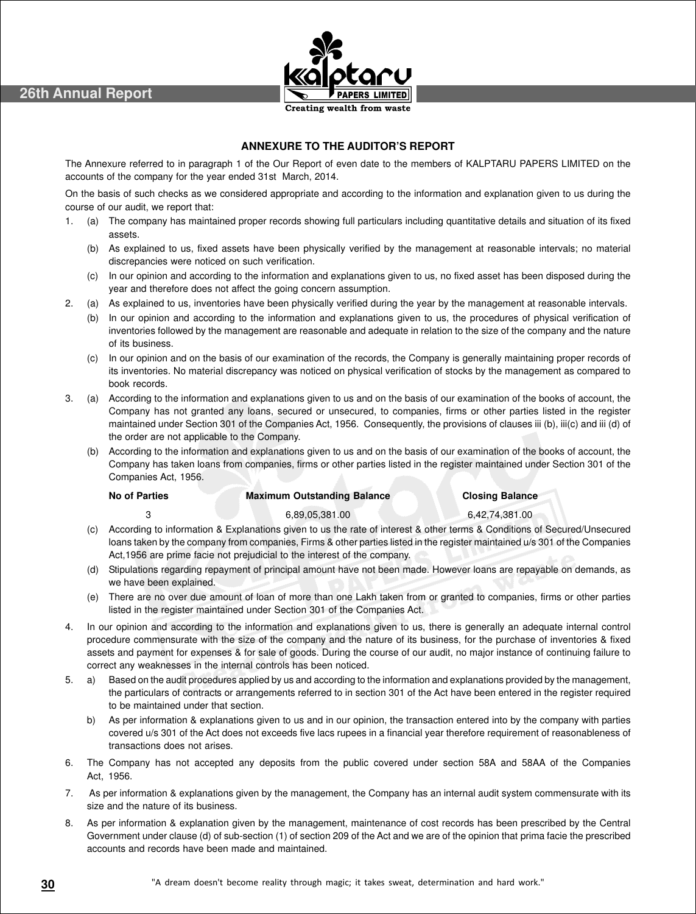## ANNEXURE TO THE AUDITOR'S REPORT

The Annexure referred to in paragraph 1 of the Our Report of even date to the members of KALPTARU PAPERS LIMITED on the accounts of the company for the year ended 31st March, 2014.

On the basis of such checks as we considered appropriate and according to the information and explanation given to us during the course of our audit, we report that:

1. (a) The company has maintained proper records showing full particulars including quantitative details and situation of its fixed assets.

   (b) As explained to us, fixed assets have been physically verified by the management at reasonable intervals; no material discrepancies were noticed on such verification.

   (c) In our opinion and according to the information and explanations given to us, no fixed asset has been disposed during the year and therefore does not affect the going concern assumption.

2. (a) As explained to us, inventories have been physically verified during the year by the management at reasonable intervals.

   (b) In our opinion and according to the information and explanations given to us, the procedures of physical verification of inventories followed by the management are reasonable and adequate in relation to the size of the company and the nature of its business.

   (c) In our opinion and on the basis of our examination of the records, the Company is generally maintaining proper records of its inventories. No material discrepancy was noticed on physical verification of stocks by the management as compared to book records.

3. (a) According to the information and explanations given to us and on the basis of our examination of the books of account, the Company has not granted any loans, secured or unsecured, to companies, firms or other parties listed in the register maintained under Section 301 of the Companies Act, 1956. Consequently, the provisions of clauses iii (b), iii(c) and iii (d) of the order are not applicable to the Company.

   (b) According to the information and explanations given to us and on the basis of our examination of the books of account, the Company has taken loans from companies, firms or other parties listed in the register maintained under Section 301 of the Companies Act, 1956.

   | No of Parties | Maximum Outstanding Balance | Closing Balance |
   |---|---|---|
   | 3 | 6,89,05,381.00 | 6,42,74,381.00 |

   (c) According to information & Explanations given to us the rate of interest & other terms & Conditions of Secured/Unsecured loans taken by the company from companies, Firms & other parties listed in the register maintained u/s 301 of the Companies Act,1956 are prime facie not prejudicial to the interest of the company.

   (d) Stipulations regarding repayment of principal amount have not been made. However loans are repayable on demands, as we have been explained.

   (e) There are no over due amount of loan of more than one Lakh taken from or granted to companies, firms or other parties listed in the register maintained under Section 301 of the Companies Act.

4. In our opinion and according to the information and explanations given to us, there is generally an adequate internal control procedure commensurate with the size of the company and the nature of its business, for the purchase of inventories & fixed assets and payment for expenses & for sale of goods. During the course of our audit, no major instance of continuing failure to correct any weaknesses in the internal controls has been noticed.

5. a) Based on the audit procedures applied by us and according to the information and explanations provided by the management, the particulars of contracts or arrangements referred to in section 301 of the Act have been entered in the register required to be maintained under that section.

   b) As per information & explanations given to us and in our opinion, the transaction entered into by the company with parties covered u/s 301 of the Act does not exceeds five lacs rupees in a financial year therefore requirement of reasonableness of transactions does not arises.

6. The Company has not accepted any deposits from the public covered under section 58A and 58AA of the Companies Act, 1956.

7. As per information & explanations given by the management, the Company has an internal audit system commensurate with its size and the nature of its business.

8. As per information & explanation given by the management, maintenance of cost records has been prescribed by the Central Government under clause (d) of sub-section (1) of section 209 of the Act and we are of the opinion that prima facie the prescribed accounts and records have been made and maintained.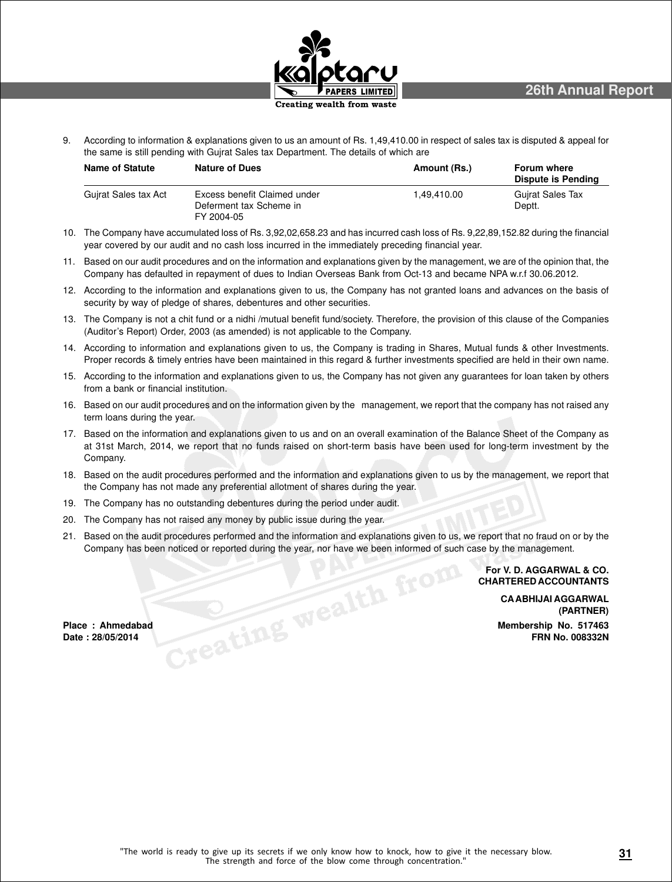9. According to information & explanations given to us an amount of Rs. 1,49,410.00 in respect of sales tax is disputed & appeal for the same is still pending with Gujrat Sales tax Department. The details of which are

| Name of Statute | Nature of Dues | Amount (Rs.) | Forum where Dispute is Pending |
|---|---|---|---|
| Gujrat Sales tax Act | Excess benefit Claimed under Deferment tax Scheme in FY 2004-05 | 1,49,410.00 | Gujrat Sales Tax Deptt. |

10. The Company have accumulated loss of Rs. 3,92,02,658.23 and has incurred cash loss of Rs. 9,22,89,152.82 during the financial year covered by our audit and no cash loss incurred in the immediately preceding financial year.

11. Based on our audit procedures and on the information and explanations given by the management, we are of the opinion that, the Company has defaulted in repayment of dues to Indian Overseas Bank from Oct-13 and became NPA w.r.f 30.06.2012.

12. According to the information and explanations given to us, the Company has not granted loans and advances on the basis of security by way of pledge of shares, debentures and other securities.

13. The Company is not a chit fund or a nidhi /mutual benefit fund/society. Therefore, the provision of this clause of the Companies (Auditor's Report) Order, 2003 (as amended) is not applicable to the Company.

14. According to information and explanations given to us, the Company is trading in Shares, Mutual funds & other Investments. Proper records & timely entries have been maintained in this regard & further investments specified are held in their own name.

15. According to the information and explanations given to us, the Company has not given any guarantees for loan taken by others from a bank or financial institution.

16. Based on our audit procedures and on the information given by the management, we report that the company has not raised any term loans during the year.

17. Based on the information and explanations given to us and on an overall examination of the Balance Sheet of the Company as at 31st March, 2014, we report that no funds raised on short-term basis have been used for long-term investment by the Company.

18. Based on the audit procedures performed and the information and explanations given to us by the management, we report that the Company has not made any preferential allotment of shares during the year.

19. The Company has no outstanding debentures during the period under audit.

20. The Company has not raised any money by public issue during the year.

21. Based on the audit procedures performed and the information and explanations given to us, we report that no fraud on or by the Company has been noticed or reported during the year, nor have we been informed of such case by the management.

**For V. D. AGGARWAL & CO.**
**CHARTERED ACCOUNTANTS**

**CA ABHIJAI AGGARWAL**
**(PARTNER)**

**Place : Ahmedabad**
**Date : 28/05/2014**

**Membership No. 517463**
**FRN No. 008332N**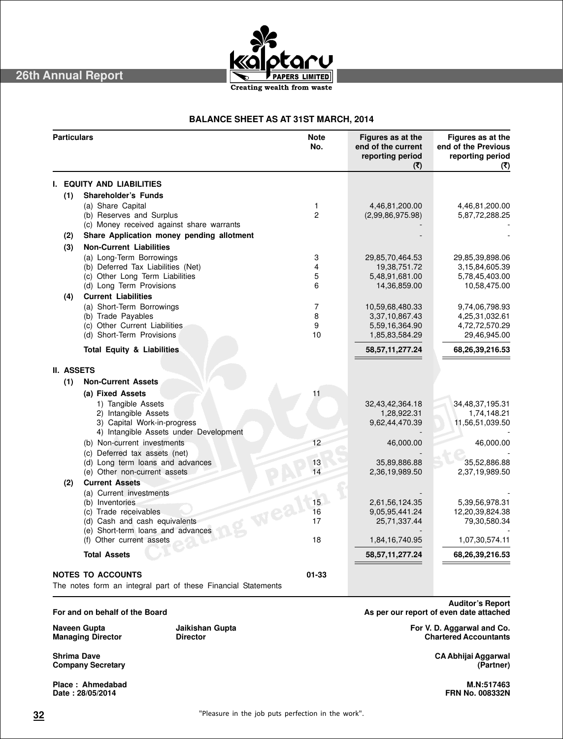## BALANCE SHEET AS AT 31ST MARCH, 2014

| Particulars | Note No. | Figures as at the end of the current reporting period (₹) | Figures as at the end of the Previous reporting period (₹) |
|---|---|---|---|
| **I. EQUITY AND LIABILITIES** | | | |
| **(1) Shareholder's Funds** | | | |
| (a) Share Capital | 1 | 4,46,81,200.00 | 4,46,81,200.00 |
| (b) Reserves and Surplus | 2 | (2,99,86,975.98) | 5,87,72,288.25 |
| (c) Money received against share warrants | | - | - |
| **(2) Share Application money pending allotment** | | - | - |
| **(3) Non-Current Liabilities** | | | |
| (a) Long-Term Borrowings | 3 | 29,85,70,464.53 | 29,85,39,898.06 |
| (b) Deferred Tax Liabilities (Net) | 4 | 19,38,751.72 | 3,15,84,605.39 |
| (c) Other Long Term Liabilities | 5 | 5,48,91,681.00 | 5,78,45,403.00 |
| (d) Long Term Provisions | 6 | 14,36,859.00 | 10,58,475.00 |
| **(4) Current Liabilities** | | | |
| (a) Short-Term Borrowings | 7 | 10,59,68,480.33 | 9,74,06,798.93 |
| (b) Trade Payables | 8 | 3,37,10,867.43 | 4,25,31,032.61 |
| (c) Other Current Liabilities | 9 | 5,59,16,364.90 | 4,72,72,570.29 |
| (d) Short-Term Provisions | 10 | 1,85,83,584.29 | 29,46,945.00 |
| **Total Equity & Liabilities** | | **58,57,11,277.24** | **68,26,39,216.53** |
| **II. ASSETS** | | | |
| **(1) Non-Current Assets** | | | |
| **(a) Fixed Assets** | 11 | | |
| 1) Tangible Assets | | 32,43,42,364.18 | 34,48,37,195.31 |
| 2) Intangible Assets | | 1,28,922.31 | 1,74,148.21 |
| 3) Capital Work-in-progress | | 9,62,44,470.39 | 11,56,51,039.50 |
| 4) Intangible Assets under Development | | - | - |
| (b) Non-current investments | 12 | 46,000.00 | 46,000.00 |
| (c) Deferred tax assets (net) | | - | - |
| (d) Long term loans and advances | 13 | 35,89,886.88 | 35,52,886.88 |
| (e) Other non-current assets | 14 | 2,36,19,989.50 | 2,37,19,989.50 |
| **(2) Current Assets** | | | |
| (a) Current investments | | - | - |
| (b) Inventories | 15 | 2,61,56,124.35 | 5,39,56,978.31 |
| (c) Trade receivables | 16 | 9,05,95,441.24 | 12,20,39,824.38 |
| (d) Cash and cash equivalents | 17 | 25,71,337.44 | 79,30,580.34 |
| (e) Short-term loans and advances | | - | - |
| (f) Other current assets | 18 | 1,84,16,740.95 | 1,07,30,574.11 |
| **Total Assets** | | **58,57,11,277.24** | **68,26,39,216.53** |
| **NOTES TO ACCOUNTS** | 01-33 | | |

The notes form an integral part of these Financial Statements

**For and on behalf of the Board**

**Naveen Gupta**
**Managing Director**

**Jaikishan Gupta**
**Director**

**Shrima Dave**
**Company Secretary**

**Place : Ahmedabad**
**Date : 28/05/2014**

**Auditor's Report**
**As per our report of even date attached**

**For V. D. Aggarwal and Co.**
**Chartered Accountants**

**CA Abhijai Aggarwal**
**(Partner)**

**M.N:517463**
**FRN No. 008332N**

"Pleasure in the job puts perfection in the work".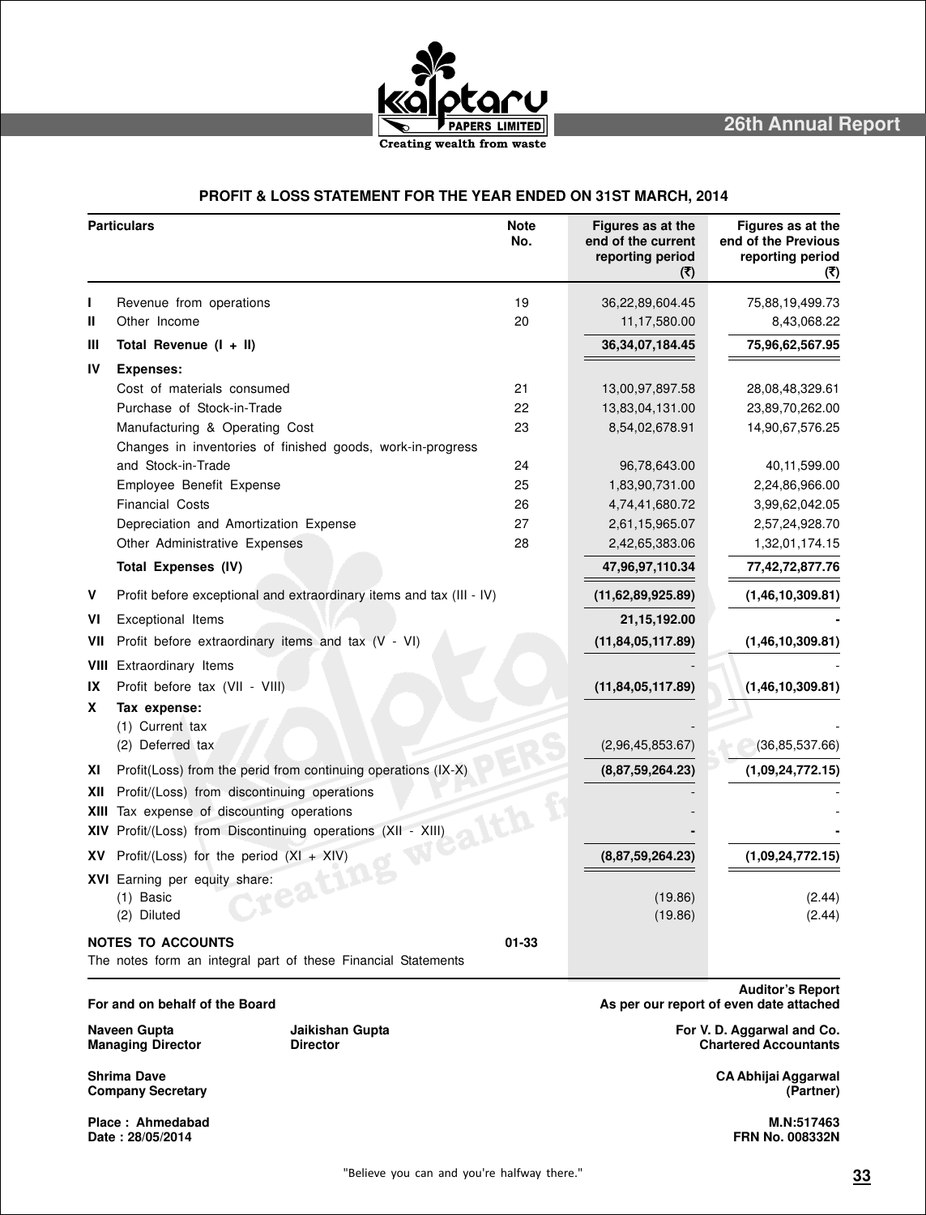## PROFIT & LOSS STATEMENT FOR THE YEAR ENDED ON 31ST MARCH, 2014

| | Particulars | Note No. | Figures as at the end of the current reporting period (₹) | Figures as at the end of the Previous reporting period (₹) |
|---|---|---|---|---|
| I | Revenue from operations | 19 | 36,22,89,604.45 | 75,88,19,499.73 |
| II | Other Income | 20 | 11,17,580.00 | 8,43,068.22 |
| III | **Total Revenue (I + II)** | | **36,34,07,184.45** | **75,96,62,567.95** |
| IV | **Expenses:** | | | |
| | Cost of materials consumed | 21 | 13,00,97,897.58 | 28,08,48,329.61 |
| | Purchase of Stock-in-Trade | 22 | 13,83,04,131.00 | 23,89,70,262.00 |
| | Manufacturing & Operating Cost | 23 | 8,54,02,678.91 | 14,90,67,576.25 |
| | Changes in inventories of finished goods, work-in-progress and Stock-in-Trade | 24 | 96,78,643.00 | 40,11,599.00 |
| | Employee Benefit Expense | 25 | 1,83,90,731.00 | 2,24,86,966.00 |
| | Financial Costs | 26 | 4,74,41,680.72 | 3,99,62,042.05 |
| | Depreciation and Amortization Expense | 27 | 2,61,15,965.07 | 2,57,24,928.70 |
| | Other Administrative Expenses | 28 | 2,42,65,383.06 | 1,32,01,174.15 |
| | **Total Expenses (IV)** | | **47,96,97,110.34** | **77,42,72,877.76** |
| V | Profit before exceptional and extraordinary items and tax (III - IV) | | **(11,62,89,925.89)** | **(1,46,10,309.81)** |
| VI | Exceptional Items | | **21,15,192.00** | **-** |
| VII | Profit before extraordinary items and tax (V - VI) | | **(11,84,05,117.89)** | **(1,46,10,309.81)** |
| VIII | Extraordinary Items | | - | - |
| IX | Profit before tax (VII - VIII) | | **(11,84,05,117.89)** | **(1,46,10,309.81)** |
| X | **Tax expense:** | | | |
| | (1) Current tax | | - | - |
| | (2) Deferred tax | | (2,96,45,853.67) | (36,85,537.66) |
| XI | Profit(Loss) from the perid from continuing operations (IX-X) | | **(8,87,59,264.23)** | **(1,09,24,772.15)** |
| XII | Profit/(Loss) from discontinuing operations | | - | - |
| XIII | Tax expense of discounting operations | | - | - |
| XIV | Profit/(Loss) from Discontinuing operations (XII - XIII) | | **-** | **-** |
| XV | Profit/(Loss) for the period (XI + XIV) | | **(8,87,59,264.23)** | **(1,09,24,772.15)** |
| XVI | Earning per equity share: | | | |
| | (1) Basic | | (19.86) | (2.44) |
| | (2) Diluted | | (19.86) | (2.44) |
| | **NOTES TO ACCOUNTS** | 01-33 | | |
| | The notes form an integral part of these Financial Statements | | | |

**For and on behalf of the Board**

**Naveen Gupta**
**Managing Director**

**Jaikishan Gupta**
**Director**

**Shrima Dave**
**Company Secretary**

**Place : Ahmedabad**
**Date : 28/05/2014**

**Auditor's Report**
**As per our report of even date attached**

**For V. D. Aggarwal and Co.**
**Chartered Accountants**

**CA Abhijai Aggarwal**
**(Partner)**

**M.N:517463**
**FRN No. 008332N**

"Believe you can and you're halfway there."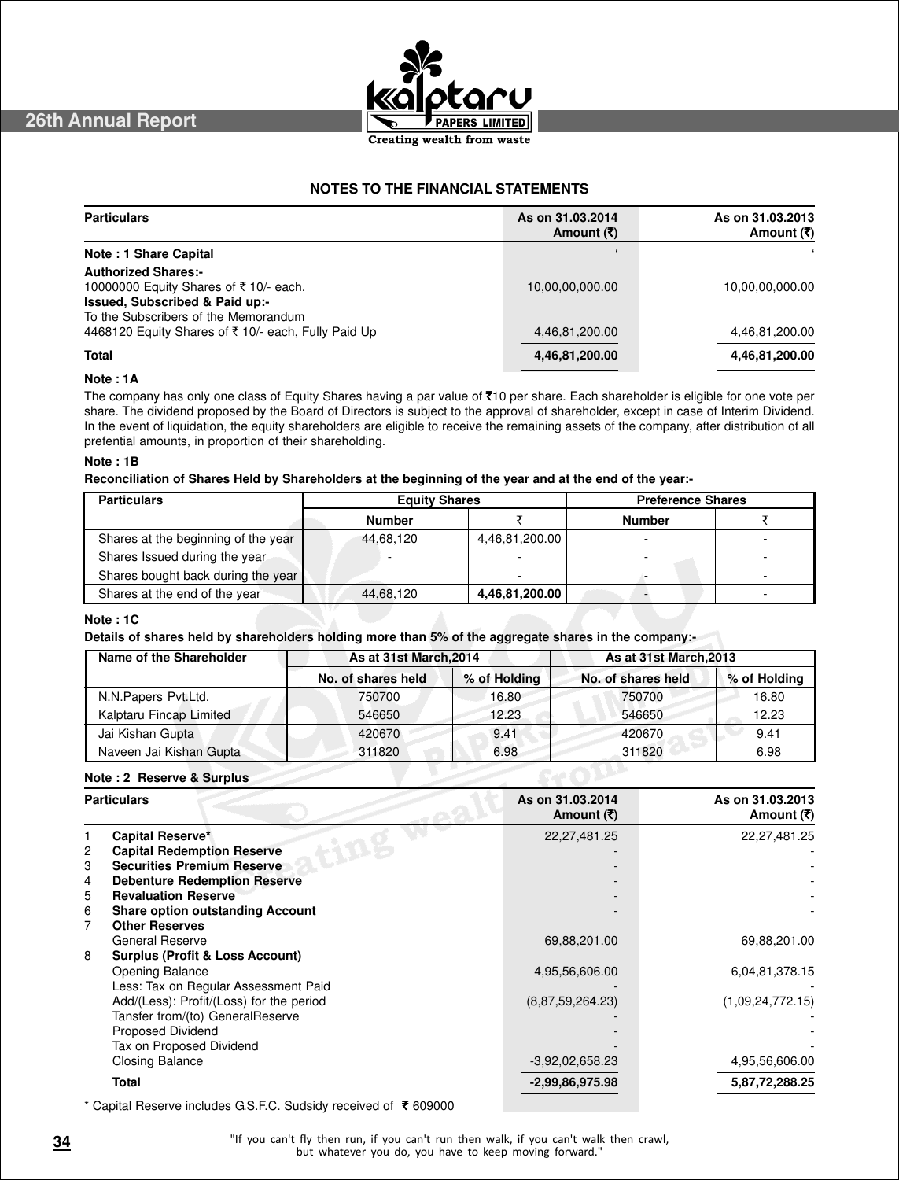## NOTES TO THE FINANCIAL STATEMENTS

| Particulars | As on 31.03.2014 Amount (₹) | As on 31.03.2013 Amount (₹) |
|---|---|---|
| **Note : 1 Share Capital** | | |
| **Authorized Shares:-** | | |
| 10000000 Equity Shares of ₹ 10/- each. | 10,00,00,000.00 | 10,00,00,000.00 |
| **Issued, Subscribed & Paid up:-** | | |
| To the Subscribers of the Memorandum | | |
| 4468120 Equity Shares of ₹ 10/- each, Fully Paid Up | 4,46,81,200.00 | 4,46,81,200.00 |
| **Total** | **4,46,81,200.00** | **4,46,81,200.00** |

**Note : 1A**

The company has only one class of Equity Shares having a par value of ₹10 per share. Each shareholder is eligible for one vote per share. The dividend proposed by the Board of Directors is subject to the approval of shareholder, except in case of Interim Dividend. In the event of liquidation, the equity shareholders are eligible to receive the remaining assets of the company, after distribution of all prefential amounts, in proportion of their shareholding.

**Note : 1B**

**Reconciliation of Shares Held by Shareholders at the beginning of the year and at the end of the year:-**

| Particulars | Equity Shares | | Preference Shares | |
|---|---|---|---|---|
| | Number | ₹ | Number | ₹ |
| Shares at the beginning of the year | 44,68,120 | 4,46,81,200.00 | - | - |
| Shares Issued during the year | - | - | - | - |
| Shares bought back during the year | | - | - | - |
| Shares at the end of the year | 44,68,120 | **4,46,81,200.00** | - | - |

**Note : 1C**

**Details of shares held by shareholders holding more than 5% of the aggregate shares in the company:-**

| Name of the Shareholder | As at 31st March,2014 | | As at 31st March,2013 | |
|---|---|---|---|---|
| | No. of shares held | % of Holding | No. of shares held | % of Holding |
| N.N.Papers Pvt.Ltd. | 750700 | 16.80 | 750700 | 16.80 |
| Kalptaru Fincap Limited | 546650 | 12.23 | 546650 | 12.23 |
| Jai Kishan Gupta | 420670 | 9.41 | 420670 | 9.41 |
| Naveen Jai Kishan Gupta | 311820 | 6.98 | 311820 | 6.98 |

**Note : 2 Reserve & Surplus**

| | Particulars | As on 31.03.2014 Amount (₹) | As on 31.03.2013 Amount (₹) |
|---|---|---|---|
| 1 | **Capital Reserve*** | 22,27,481.25 | 22,27,481.25 |
| 2 | **Capital Redemption Reserve** | - | - |
| 3 | **Securities Premium Reserve** | - | - |
| 4 | **Debenture Redemption Reserve** | - | - |
| 5 | **Revaluation Reserve** | - | - |
| 6 | **Share option outstanding Account** | - | - |
| 7 | **Other Reserves** | | |
| | General Reserve | 69,88,201.00 | 69,88,201.00 |
| 8 | **Surplus (Profit & Loss Account)** | | |
| | Opening Balance | 4,95,56,606.00 | 6,04,81,378.15 |
| | Less: Tax on Regular Assessment Paid | - | - |
| | Add/(Less): Profit/(Loss) for the period | (8,87,59,264.23) | (1,09,24,772.15) |
| | Tansfer from/(to) GeneralReserve | - | |
| | Proposed Dividend | - | - |
| | Tax on Proposed Dividend | - | - |
| | Closing Balance | -3,92,02,658.23 | 4,95,56,606.00 |
| | **Total** | **-2,99,86,975.98** | **5,87,72,288.25** |

\* Capital Reserve includes G.S.F.C. Sudsidy received of ₹ 609000

"If you can't fly then run, if you can't run then walk, if you can't walk then crawl, but whatever you do, you have to keep moving forward."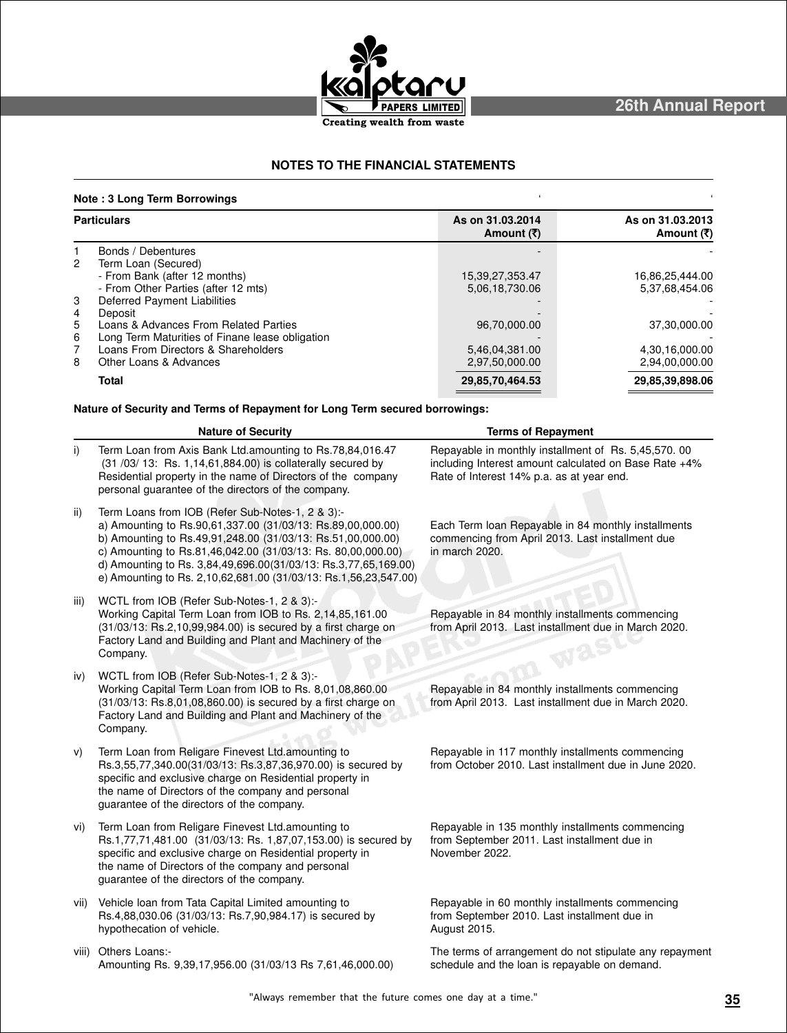## NOTES TO THE FINANCIAL STATEMENTS

**Note : 3 Long Term Borrowings**

| | **Particulars** | **As on 31.03.2014 Amount (₹)** | **As on 31.03.2013 Amount (₹)** |
|---|---|---|---|
| 1 | Bonds / Debentures | - | - |
| 2 | Term Loan (Secured) | | |
| | - From Bank (after 12 months) | 15,39,27,353.47 | 16,86,25,444.00 |
| | - From Other Parties (after 12 mts) | 5,06,18,730.06 | 5,37,68,454.06 |
| 3 | Deferred Payment Liabilities | - | - |
| 4 | Deposit | - | - |
| 5 | Loans & Advances From Related Parties | 96,70,000.00 | 37,30,000.00 |
| 6 | Long Term Maturities of Finane lease obligation | - | - |
| 7 | Loans From Directors & Shareholders | 5,46,04,381.00 | 4,30,16,000.00 |
| 8 | Other Loans & Advances | 2,97,50,000.00 | 2,94,00,000.00 |
| | **Total** | **29,85,70,464.53** | **29,85,39,898.06** |

**Nature of Security and Terms of Repayment for Long Term secured borrowings:**

| | **Nature of Security** | **Terms of Repayment** |
|---|---|---|
| i) | Term Loan from Axis Bank Ltd.amounting to Rs.78,84,016.47 (31 /03/ 13: Rs. 1,14,61,884.00) is collaterally secured by Residential property in the name of Directors of the company personal guarantee of the directors of the company. | Repayable in monthly installment of Rs. 5,45,570. 00 including Interest amount calculated on Base Rate +4% Rate of Interest 14% p.a. as at year end. |
| ii) | Term Loans from IOB (Refer Sub-Notes-1, 2 & 3):-<br>a) Amounting to Rs.90,61,337.00 (31/03/13: Rs.89,00,000.00)<br>b) Amounting to Rs.49,91,248.00 (31/03/13: Rs.51,00,000.00)<br>c) Amounting to Rs.81,46,042.00 (31/03/13: Rs. 80,00,000.00)<br>d) Amounting to Rs. 3,84,49,696.00(31/03/13: Rs.3,77,65,169.00)<br>e) Amounting to Rs. 2,10,62,681.00 (31/03/13: Rs.1,56,23,547.00) | Each Term loan Repayable in 84 monthly installments commencing from April 2013. Last installment due in march 2020. |
| iii) | WCTL from IOB (Refer Sub-Notes-1, 2 & 3):-<br>Working Capital Term Loan from IOB to Rs. 2,14,85,161.00 (31/03/13: Rs.2,10,99,984.00) is secured by a first charge on Factory Land and Building and Plant and Machinery of the Company. | Repayable in 84 monthly installments commencing from April 2013. Last installment due in March 2020. |
| iv) | WCTL from IOB (Refer Sub-Notes-1, 2 & 3):-<br>Working Capital Term Loan from IOB to Rs. 8,01,08,860.00 (31/03/13: Rs.8,01,08,860.00) is secured by a first charge on Factory Land and Building and Plant and Machinery of the Company. | Repayable in 84 monthly installments commencing from April 2013. Last installment due in March 2020. |
| v) | Term Loan from Religare Finevest Ltd.amounting to Rs.3,55,77,340.00(31/03/13: Rs.3,87,36,970.00) is secured by specific and exclusive charge on Residential property in the name of Directors of the company and personal guarantee of the directors of the company. | Repayable in 117 monthly installments commencing from October 2010. Last installment due in June 2020. |
| vi) | Term Loan from Religare Finevest Ltd.amounting to Rs.1,77,71,481.00 (31/03/13: Rs. 1,87,07,153.00) is secured by specific and exclusive charge on Residential property in the name of Directors of the company and personal guarantee of the directors of the company. | Repayable in 135 monthly installments commencing from September 2011. Last installment due in November 2022. |
| vii) | Vehicle loan from Tata Capital Limited amounting to Rs.4,88,030.06 (31/03/13: Rs.7,90,984.17) is secured by hypothecation of vehicle. | Repayable in 60 monthly installments commencing from September 2010. Last installment due in August 2015. |
| viii) | Others Loans:-<br>Amounting Rs. 9,39,17,956.00 (31/03/13 Rs 7,61,46,000.00) | The terms of arrangement do not stipulate any repayment schedule and the loan is repayable on demand. |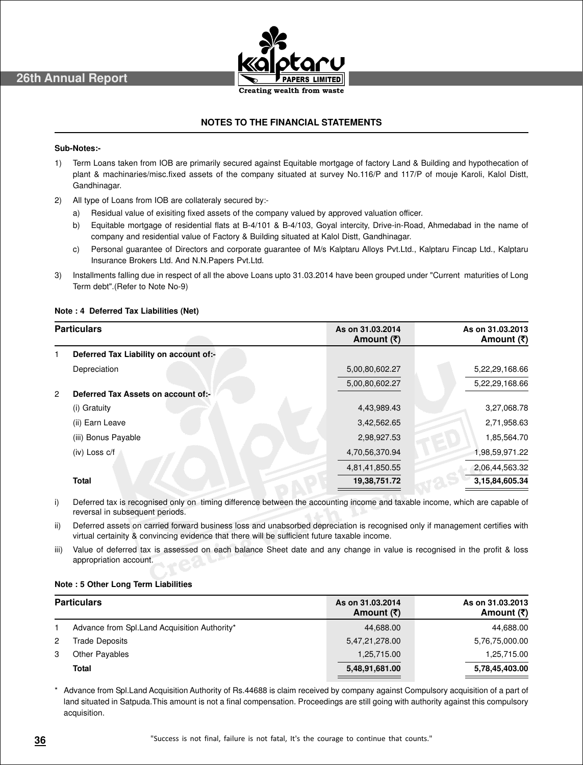## NOTES TO THE FINANCIAL STATEMENTS

**Sub-Notes:-**

1) Term Loans taken from IOB are primarily secured against Equitable mortgage of factory Land & Building and hypothecation of plant & machinaries/misc.fixed assets of the company situated at survey No.116/P and 117/P of mouje Karoli, Kalol Distt, Gandhinagar.

2) All type of Loans from IOB are collateraly secured by:-
   a) Residual value of exisiting fixed assets of the company valued by approved valuation officer.
   b) Equitable mortgage of residential flats at B-4/101 & B-4/103, Goyal intercity, Drive-in-Road, Ahmedabad in the name of company and residential value of Factory & Building situated at Kalol Distt, Gandhinagar.
   c) Personal guarantee of Directors and corporate guarantee of M/s Kalptaru Alloys Pvt.Ltd., Kalptaru Fincap Ltd., Kalptaru Insurance Brokers Ltd. And N.N.Papers Pvt.Ltd.

3) Installments falling due in respect of all the above Loans upto 31.03.2014 have been grouped under "Current maturities of Long Term debt".(Refer to Note No-9)

**Note : 4 Deferred Tax Liabilities (Net)**

| | Particulars | As on 31.03.2014 Amount (₹) | As on 31.03.2013 Amount (₹) |
|---|---|---|---|
| 1 | **Deferred Tax Liability on account of:-** | | |
| | Depreciation | 5,00,80,602.27 | 5,22,29,168.66 |
| | | 5,00,80,602.27 | 5,22,29,168.66 |
| 2 | **Deferred Tax Assets on account of:-** | | |
| | (i) Gratuity | 4,43,989.43 | 3,27,068.78 |
| | (ii) Earn Leave | 3,42,562.65 | 2,71,958.63 |
| | (iii) Bonus Payable | 2,98,927.53 | 1,85,564.70 |
| | (iv) Loss c/f | 4,70,56,370.94 | 1,98,59,971.22 |
| | | 4,81,41,850.55 | 2,06,44,563.32 |
| | **Total** | **19,38,751.72** | **3,15,84,605.34** |

i) Deferred tax is recognised only on timing difference between the accounting income and taxable income, which are capable of reversal in subsequent periods.

ii) Deferred assets on carried forward business loss and unabsorbed depreciation is recognised only if management certifies with virtual certainity & convincing evidence that there will be sufficient future taxable income.

iii) Value of deferred tax is assessed on each balance Sheet date and any change in value is recognised in the profit & loss appropriation account.

**Note : 5 Other Long Term Liabilities**

| | Particulars | As on 31.03.2014 Amount (₹) | As on 31.03.2013 Amount (₹) |
|---|---|---|---|
| 1 | Advance from Spl.Land Acquisition Authority* | 44,688.00 | 44,688.00 |
| 2 | Trade Deposits | 5,47,21,278.00 | 5,76,75,000.00 |
| 3 | Other Payables | 1,25,715.00 | 1,25,715.00 |
| | **Total** | **5,48,91,681.00** | **5,78,45,403.00** |

* Advance from Spl.Land Acquisition Authority of Rs.44688 is claim received by company against Compulsory acquisition of a part of land situated in Satpuda.This amount is not a final compensation. Proceedings are still going with authority against this compulsory acquisition.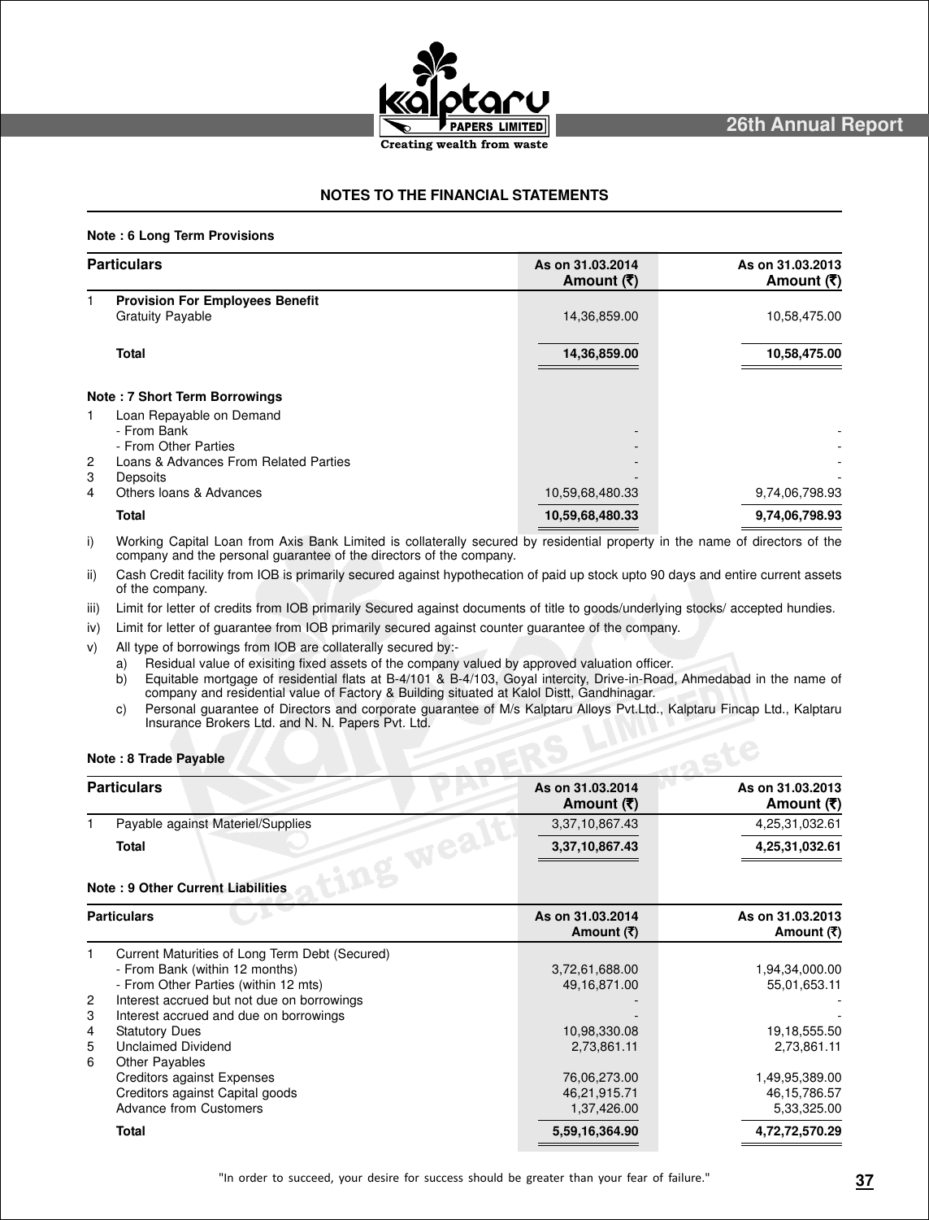## NOTES TO THE FINANCIAL STATEMENTS

### Note : 6 Long Term Provisions

| | Particulars | As on 31.03.2014 Amount (₹) | As on 31.03.2013 Amount (₹) |
|---|---|---|---|
| 1 | **Provision For Employees Benefit** | | |
| | Gratuity Payable | 14,36,859.00 | 10,58,475.00 |
| | **Total** | **14,36,859.00** | **10,58,475.00** |

### Note : 7 Short Term Borrowings

| | Particulars | As on 31.03.2014 Amount (₹) | As on 31.03.2013 Amount (₹) |
|---|---|---|---|
| 1 | Loan Repayable on Demand | | |
| | - From Bank | - | - |
| | - From Other Parties | - | - |
| 2 | Loans & Advances From Related Parties | - | - |
| 3 | Depsoits | - | - |
| 4 | Others loans & Advances | 10,59,68,480.33 | 9,74,06,798.93 |
| | **Total** | **10,59,68,480.33** | **9,74,06,798.93** |

i) Working Capital Loan from Axis Bank Limited is collaterally secured by residential property in the name of directors of the company and the personal guarantee of the directors of the company.

ii) Cash Credit facility from IOB is primarily secured against hypothecation of paid up stock upto 90 days and entire current assets of the company.

iii) Limit for letter of credits from IOB primarily Secured against documents of title to goods/underlying stocks/ accepted hundies.

iv) Limit for letter of guarantee from IOB primarily secured against counter guarantee of the company.

v) All type of borrowings from IOB are collaterally secured by:-

a) Residual value of exisiting fixed assets of the company valued by approved valuation officer.

b) Equitable mortgage of residential flats at B-4/101 & B-4/103, Goyal intercity, Drive-in-Road, Ahmedabad in the name of company and residential value of Factory & Building situated at Kalol Distt, Gandhinagar.

c) Personal guarantee of Directors and corporate guarantee of M/s Kalptaru Alloys Pvt.Ltd., Kalptaru Fincap Ltd., Kalptaru Insurance Brokers Ltd. and N. N. Papers Pvt. Ltd.

### Note : 8 Trade Payable

| | Particulars | As on 31.03.2014 Amount (₹) | As on 31.03.2013 Amount (₹) |
|---|---|---|---|
| 1 | Payable against Materiel/Supplies | 3,37,10,867.43 | 4,25,31,032.61 |
| | **Total** | **3,37,10,867.43** | **4,25,31,032.61** |

### Note : 9 Other Current Liabilities

| | Particulars | As on 31.03.2014 Amount (₹) | As on 31.03.2013 Amount (₹) |
|---|---|---|---|
| 1 | Current Maturities of Long Term Debt (Secured) | | |
| | - From Bank (within 12 months) | 3,72,61,688.00 | 1,94,34,000.00 |
| | - From Other Parties (within 12 mts) | 49,16,871.00 | 55,01,653.11 |
| 2 | Interest accrued but not due on borrowings | - | - |
| 3 | Interest accrued and due on borrowings | - | - |
| 4 | Statutory Dues | 10,98,330.08 | 19,18,555.50 |
| 5 | Unclaimed Dividend | 2,73,861.11 | 2,73,861.11 |
| 6 | Other Payables | | |
| | Creditors against Expenses | 76,06,273.00 | 1,49,95,389.00 |
| | Creditors against Capital goods | 46,21,915.71 | 46,15,786.57 |
| | Advance from Customers | 1,37,426.00 | 5,33,325.00 |
| | **Total** | **5,59,16,364.90** | **4,72,72,570.29** |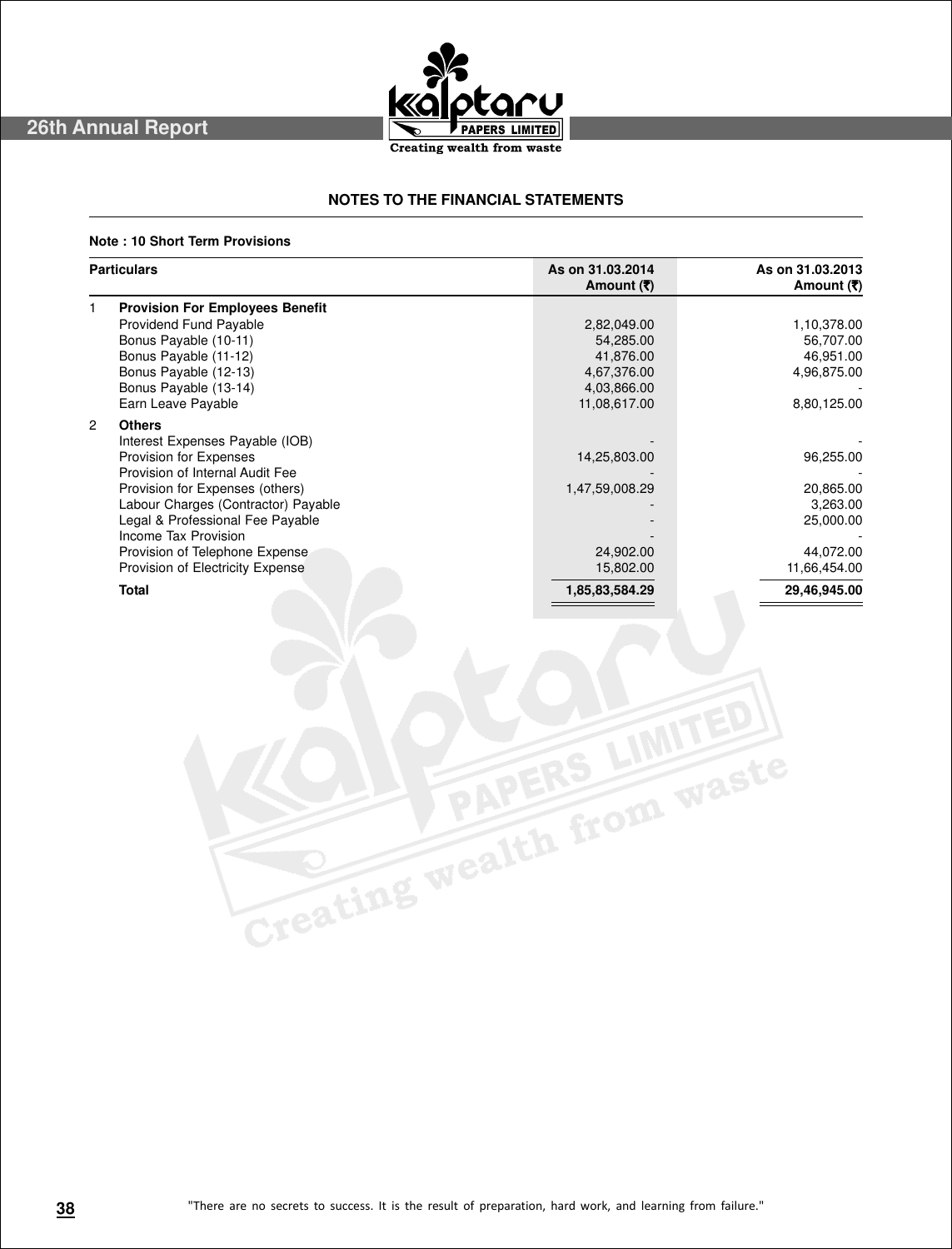## NOTES TO THE FINANCIAL STATEMENTS

**Note : 10 Short Term Provisions**

| | Particulars | As on 31.03.2014 Amount (₹) | As on 31.03.2013 Amount (₹) |
|---|---|---|---|
| 1 | **Provision For Employees Benefit** | | |
| | Providend Fund Payable | 2,82,049.00 | 1,10,378.00 |
| | Bonus Payable (10-11) | 54,285.00 | 56,707.00 |
| | Bonus Payable (11-12) | 41,876.00 | 46,951.00 |
| | Bonus Payable (12-13) | 4,67,376.00 | 4,96,875.00 |
| | Bonus Payable (13-14) | 4,03,866.00 | - |
| | Earn Leave Payable | 11,08,617.00 | 8,80,125.00 |
| 2 | **Others** | | |
| | Interest Expenses Payable (IOB) | - | - |
| | Provision for Expenses | 14,25,803.00 | 96,255.00 |
| | Provision of Internal Audit Fee | - | - |
| | Provision for Expenses (others) | 1,47,59,008.29 | 20,865.00 |
| | Labour Charges (Contractor) Payable | - | 3,263.00 |
| | Legal & Professional Fee Payable | - | 25,000.00 |
| | Income Tax Provision | - | - |
| | Provision of Telephone Expense | 24,902.00 | 44,072.00 |
| | Provision of Electricity Expense | 15,802.00 | 11,66,454.00 |
| | **Total** | **1,85,83,584.29** | **29,46,945.00** |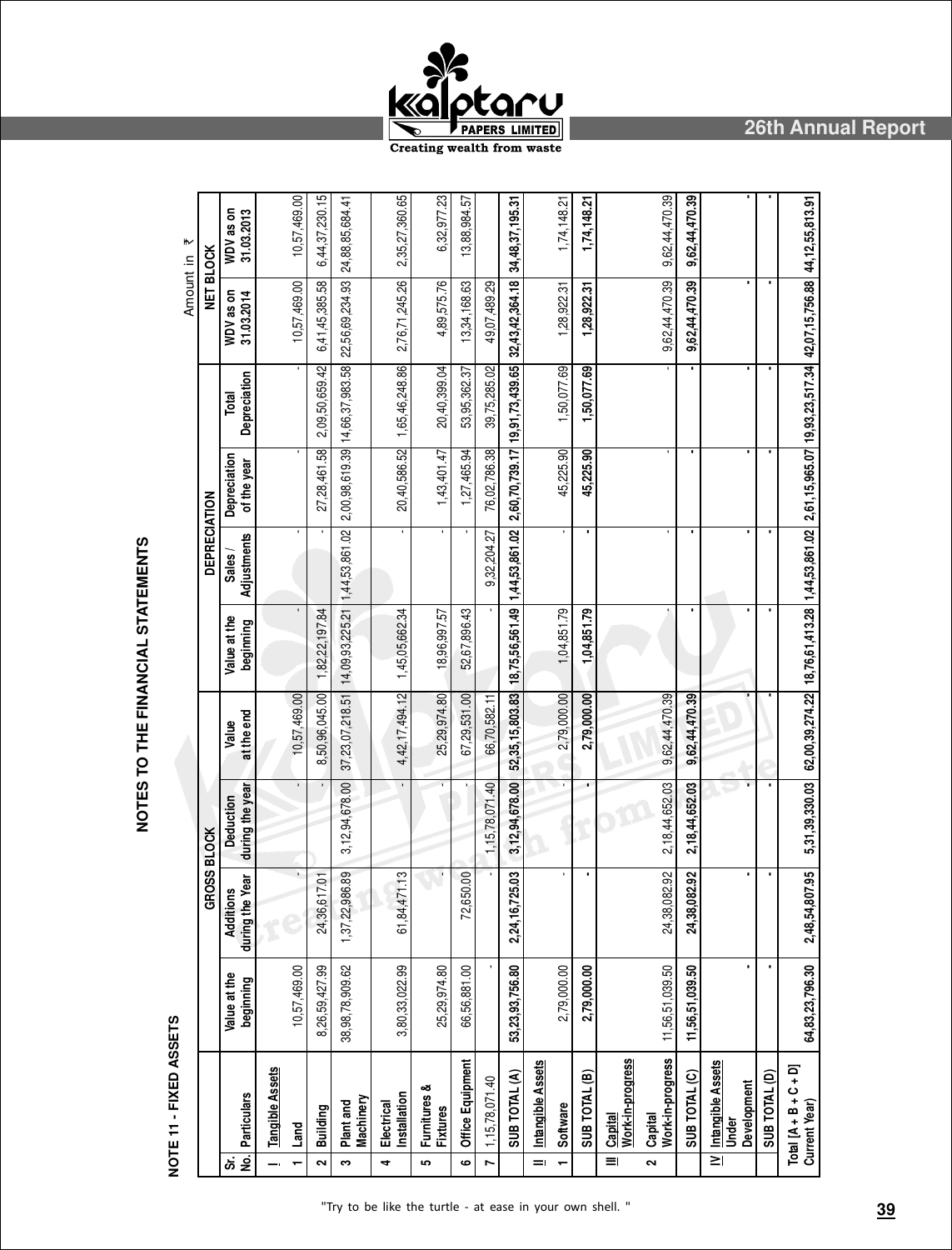## NOTES TO THE FINANCIAL STATEMENTS

### NOTE 11 - FIXED ASSETS

Amount in ₹

| Sr. No. | Particulars | GROSS BLOCK | | | | DEPRECIATION | | | | NET BLOCK | |
|---|---|---|---|---|---|---|---|---|---|---|---|
| | | Value at the beginning | Additions during the Year | Deduction during the year | Value at the end | Value at the beginning | Sales / Adjustments | Depreciation of the year | Total Depreciation | WDV as on 31.03.2014 | WDV as on 31.03.2013 |
| I | **Tangible Assets** | | | | | | | | | | |
| 1 | Land | 10,57,469.00 | - | - | 10,57,469.00 | - | - | - | - | 10,57,469.00 | 10,57,469.00 |
| 2 | Building | 8,26,59,427.99 | 24,36,617.01 | - | 8,50,96,045.00 | 1,82,22,197.84 | - | 27,28,461.58 | 2,09,50,659.42 | 6,41,45,385.58 | 6,44,37,230.15 |
| 3 | Plant and Machinery | 38,98,78,909.62 | 1,37,22,986.89 | 3,12,94,678.00 | 37,23,07,218.51 | 14,09,93,225.21 | 1,44,53,861.02 | 2,00,98,619.39 | 14,66,37,983.58 | 22,56,69,234.93 | 24,88,85,684.41 |
| 4 | Electrical Installation | 3,80,33,022.99 | 61,84,471.13 | - | 4,42,17,494.12 | 1,45,05,662.34 | - | 20,40,586.52 | 1,65,46,248.86 | 2,76,71,245.26 | 2,35,27,360.65 |
| 5 | Furnitures & Fixtures | 25,29,974.80 | - | - | 25,29,974.80 | 18,96,997.57 | - | 1,43,401.47 | 20,40,399.04 | 4,89,575.76 | 6,32,977.23 |
| 6 | Office Equipment | 66,56,881.00 | 72,650.00 | - | 67,29,531.00 | 52,67,896.43 | - | 1,27,465.94 | 53,95,362.37 | 13,34,168.63 | 13,88,984.57 |
| 7 | 1,15,78,071.40 | - | - | 1,15,78,071.40 | 66,70,582.11 | - | 9,32,204.27 | 76,02,786.38 | 39,75,285.02 | 49,07,489.29 | |
| | **SUB TOTAL (A)** | **53,23,93,756.80** | **2,24,16,725.03** | **3,12,94,678.00** | **52,35,15,803.83** | **18,75,56,561.49** | **1,44,53,861.02** | **2,60,70,739.17** | **19,91,73,439.65** | **32,43,42,364.18** | **34,48,37,195.31** |
| II | **Intangible Assets** | | | | | | | | | | |
| 1 | Software | 2,79,000.00 | - | - | 2,79,000.00 | 1,04,851.79 | - | 45,225.90 | 1,50,077.69 | 1,28,922.31 | 1,74,148.21 |
| | **SUB TOTAL (B)** | **2,79,000.00** | **-** | **-** | **2,79,000.00** | **1,04,851.79** | **-** | **45,225.90** | **1,50,077.69** | **1,28,922.31** | **1,74,148.21** |
| III | **Capital Work-in-progress** | | | | | | | | | | |
| 2 | Capital Work-in-progress | 11,56,51,039.50 | 24,38,082.92 | 2,18,44,652.03 | 9,62,44,470.39 | - | - | - | - | 9,62,44,470.39 | 9,62,44,470.39 |
| | **SUB TOTAL (C)** | **11,56,51,039.50** | **24,38,082.92** | **2,18,44,652.03** | **9,62,44,470.39** | **-** | **-** | **-** | **-** | **9,62,44,470.39** | **9,62,44,470.39** |
| IV | **Intangible Assets Under Development** | - | - | - | - | - | - | - | - | - | - |
| | **SUB TOTAL (D)** | **-** | **-** | **-** | **-** | **-** | **-** | **-** | **-** | **-** | **-** |
| | **Total [A + B + C + D] Current Year)** | **64,83,23,796.30** | **2,48,54,807.95** | **5,31,39,330.03** | **62,00,39,274.22** | **18,76,61,413.28** | **1,44,53,861.02** | **2,61,15,965.07** | **19,93,23,517.34** | **42,07,15,756.88** | **44,12,55,813.91** |

"Try to be like the turtle - at ease in your own shell."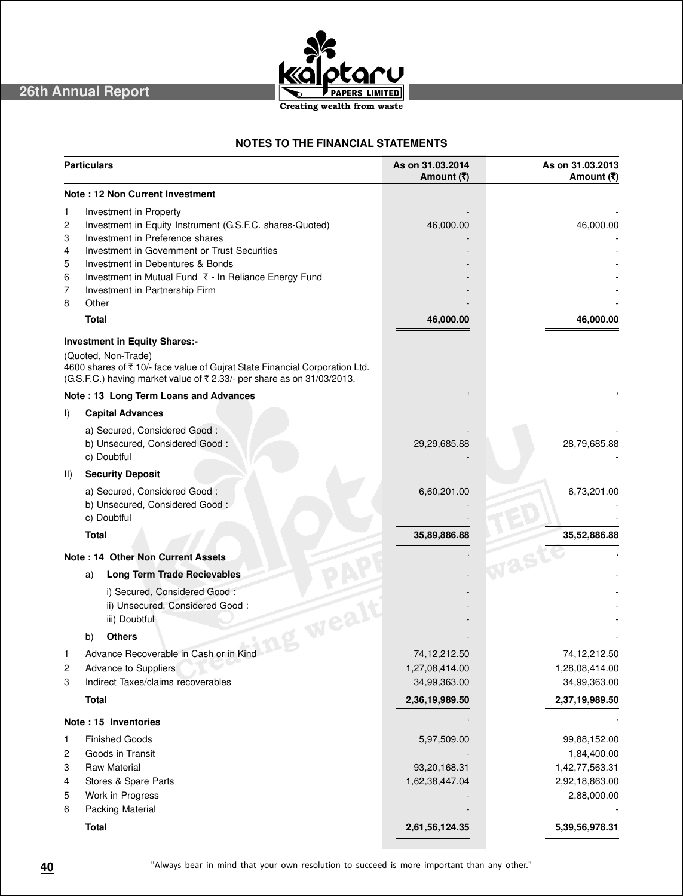## NOTES TO THE FINANCIAL STATEMENTS

| | Particulars | As on 31.03.2014 Amount (₹) | As on 31.03.2013 Amount (₹) |
|---|---|---|---|
| | **Note : 12 Non Current Investment** | | |
| 1 | Investment in Property | - | - |
| 2 | Investment in Equity Instrument (G.S.F.C. shares-Quoted) | 46,000.00 | 46,000.00 |
| 3 | Investment in Preference shares | - | - |
| 4 | Investment in Government or Trust Securities | - | - |
| 5 | Investment in Debentures & Bonds | - | - |
| 6 | Investment in Mutual Fund ₹ - In Reliance Energy Fund | - | - |
| 7 | Investment in Partnership Firm | - | - |
| 8 | Other | - | - |
| | **Total** | **46,000.00** | **46,000.00** |
| | **Investment in Equity Shares:-** | | |
| | (Quoted, Non-Trade) 4600 shares of ₹ 10/- face value of Gujrat State Financial Corporation Ltd. (G.S.F.C.) having market value of ₹ 2.33/- per share as on 31/03/2013. | | |
| | **Note : 13 Long Term Loans and Advances** | ' | ' |
| I) | **Capital Advances** | | |
| | a) Secured, Considered Good : | - | - |
| | b) Unsecured, Considered Good : | 29,29,685.88 | 28,79,685.88 |
| | c) Doubtful | - | - |
| II) | **Security Deposit** | | |
| | a) Secured, Considered Good : | 6,60,201.00 | 6,73,201.00 |
| | b) Unsecured, Considered Good : | - | - |
| | c) Doubtful | - | - |
| | **Total** | **35,89,886.88** | **35,52,886.88** |
| | **Note : 14 Other Non Current Assets** | ' | ' |
| | a) **Long Term Trade Recievables** | - | - |
| | i) Secured, Considered Good : | - | - |
| | ii) Unsecured, Considered Good : | - | - |
| | iii) Doubtful | - | - |
| | b) **Others** | - | - |
| 1 | Advance Recoverable in Cash or in Kind | 74,12,212.50 | 74,12,212.50 |
| 2 | Advance to Suppliers | 1,27,08,414.00 | 1,28,08,414.00 |
| 3 | Indirect Taxes/claims recoverables | 34,99,363.00 | 34,99,363.00 |
| | **Total** | **2,36,19,989.50** | **2,37,19,989.50** |
| | **Note : 15 Inventories** | ' | ' |
| 1 | Finished Goods | 5,97,509.00 | 99,88,152.00 |
| 2 | Goods in Transit | - | 1,84,400.00 |
| 3 | Raw Material | 93,20,168.31 | 1,42,77,563.31 |
| 4 | Stores & Spare Parts | 1,62,38,447.04 | 2,92,18,863.00 |
| 5 | Work in Progress | - | 2,88,000.00 |
| 6 | Packing Material | - | - |
| | **Total** | **2,61,56,124.35** | **5,39,56,978.31** |

"Always bear in mind that your own resolution to succeed is more important than any other."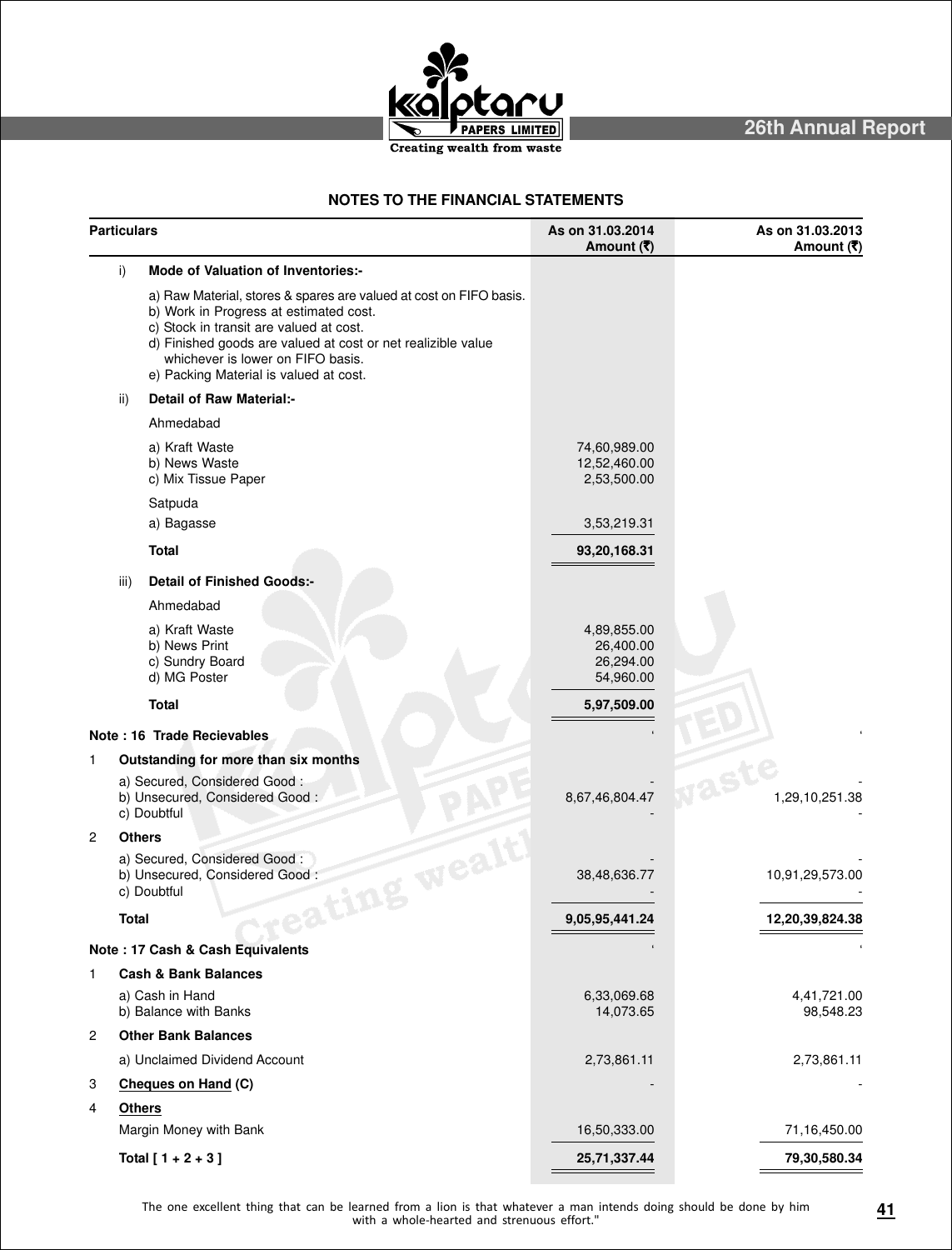## NOTES TO THE FINANCIAL STATEMENTS

| Particulars | As on 31.03.2014 Amount (₹) | As on 31.03.2013 Amount (₹) |
|---|---|---|
| i) **Mode of Valuation of Inventories:-** | | |
| a) Raw Material, stores & spares are valued at cost on FIFO basis.<br>b) Work in Progress at estimated cost.<br>c) Stock in transit are valued at cost.<br>d) Finished goods are valued at cost or net realizible value whichever is lower on FIFO basis.<br>e) Packing Material is valued at cost. | | |
| ii) **Detail of Raw Material:-** | | |
| Ahmedabad | | |
| a) Kraft Waste | 74,60,989.00 | |
| b) News Waste | 12,52,460.00 | |
| c) Mix Tissue Paper | 2,53,500.00 | |
| Satpuda | | |
| a) Bagasse | 3,53,219.31 | |
| **Total** | **93,20,168.31** | |
| iii) **Detail of Finished Goods:-** | | |
| Ahmedabad | | |
| a) Kraft Waste | 4,89,855.00 | |
| b) News Print | 26,400.00 | |
| c) Sundry Board | 26,294.00 | |
| d) MG Poster | 54,960.00 | |
| **Total** | **5,97,509.00** | |
| **Note : 16 Trade Recievables** | ` | ` |
| 1 **Outstanding for more than six months** | | |
| a) Secured, Considered Good : | - | - |
| b) Unsecured, Considered Good : | 8,67,46,804.47 | 1,29,10,251.38 |
| c) Doubtful | - | - |
| 2 **Others** | | |
| a) Secured, Considered Good : | - | - |
| b) Unsecured, Considered Good : | 38,48,636.77 | 10,91,29,573.00 |
| c) Doubtful | - | - |
| **Total** | **9,05,95,441.24** | **12,20,39,824.38** |
| **Note : 17 Cash & Cash Equivalents** | ` | ` |
| 1 **Cash & Bank Balances** | | |
| a) Cash in Hand | 6,33,069.68 | 4,41,721.00 |
| b) Balance with Banks | 14,073.65 | 98,548.23 |
| 2 **Other Bank Balances** | | |
| a) Unclaimed Dividend Account | 2,73,861.11 | 2,73,861.11 |
| 3 **Cheques on Hand (C)** | - | - |
| 4 **Others** | | |
| Margin Money with Bank | 16,50,333.00 | 71,16,450.00 |
| **Total [ 1 + 2 + 3 ]** | **25,71,337.44** | **79,30,580.34** |

The one excellent thing that can be learned from a lion is that whatever a man intends doing should be done by him with a whole-hearted and strenuous effort."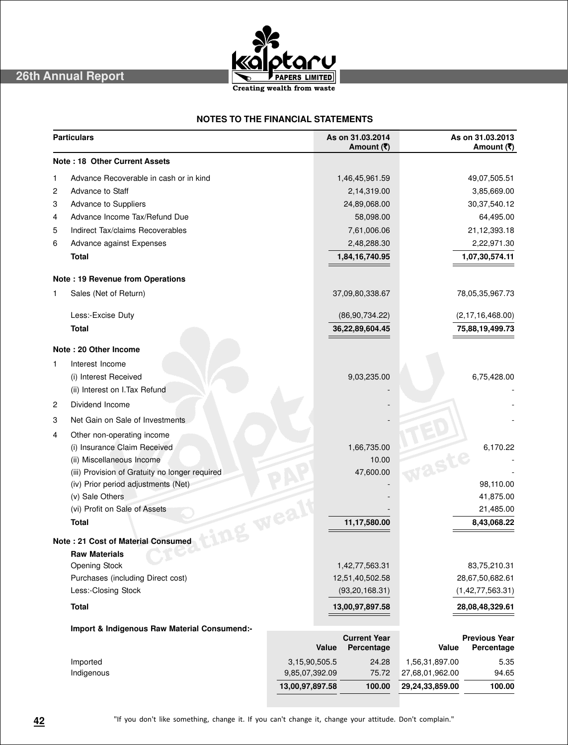## NOTES TO THE FINANCIAL STATEMENTS

| | Particulars | As on 31.03.2014 Amount (₹) | As on 31.03.2013 Amount (₹) |
|---|---|---|---|
| | **Note : 18 Other Current Assets** | | |
| 1 | Advance Recoverable in cash or in kind | 1,46,45,961.59 | 49,07,505.51 |
| 2 | Advance to Staff | 2,14,319.00 | 3,85,669.00 |
| 3 | Advance to Suppliers | 24,89,068.00 | 30,37,540.12 |
| 4 | Advance Income Tax/Refund Due | 58,098.00 | 64,495.00 |
| 5 | Indirect Tax/claims Recoverables | 7,61,006.06 | 21,12,393.18 |
| 6 | Advance against Expenses | 2,48,288.30 | 2,22,971.30 |
| | **Total** | **1,84,16,740.95** | **1,07,30,574.11** |
| | **Note : 19 Revenue from Operations** | | |
| 1 | Sales (Net of Return) | 37,09,80,338.67 | 78,05,35,967.73 |
| | Less:-Excise Duty | (86,90,734.22) | (2,17,16,468.00) |
| | **Total** | **36,22,89,604.45** | **75,88,19,499.73** |
| | **Note : 20 Other Income** | | |
| 1 | Interest Income | | |
| | (i) Interest Received | 9,03,235.00 | 6,75,428.00 |
| | (ii) Interest on I.Tax Refund | - | - |
| 2 | Dividend Income | - | - |
| 3 | Net Gain on Sale of Investments | - | - |
| 4 | Other non-operating income | | |
| | (i) Insurance Claim Received | 1,66,735.00 | 6,170.22 |
| | (ii) Miscellaneous Income | 10.00 | - |
| | (iii) Provision of Gratuity no longer required | 47,600.00 | - |
| | (iv) Prior period adjustments (Net) | - | 98,110.00 |
| | (v) Sale Others | - | 41,875.00 |
| | (vi) Profit on Sale of Assets | - | 21,485.00 |
| | **Total** | **11,17,580.00** | **8,43,068.22** |
| | **Note : 21 Cost of Material Consumed** | | |
| | **Raw Materials** | | |
| | Opening Stock | 1,42,77,563.31 | 83,75,210.31 |
| | Purchases (including Direct cost) | 12,51,40,502.58 | 28,67,50,682.61 |
| | Less:-Closing Stock | (93,20,168.31) | (1,42,77,563.31) |
| | **Total** | **13,00,97,897.58** | **28,08,48,329.61** |

**Import & Indigenous Raw Material Consumend:-**

| | Current Year Value | Current Year Percentage | Previous Year Value | Previous Year Percentage |
|---|---|---|---|---|
| Imported | 3,15,90,505.5 | 24.28 | 1,56,31,897.00 | 5.35 |
| Indigenous | 9,85,07,392.09 | 75.72 | 27,68,01,962.00 | 94.65 |
| | **13,00,97,897.58** | **100.00** | **29,24,33,859.00** | **100.00** |

"If you don't like something, change it. If you can't change it, change your attitude. Don't complain."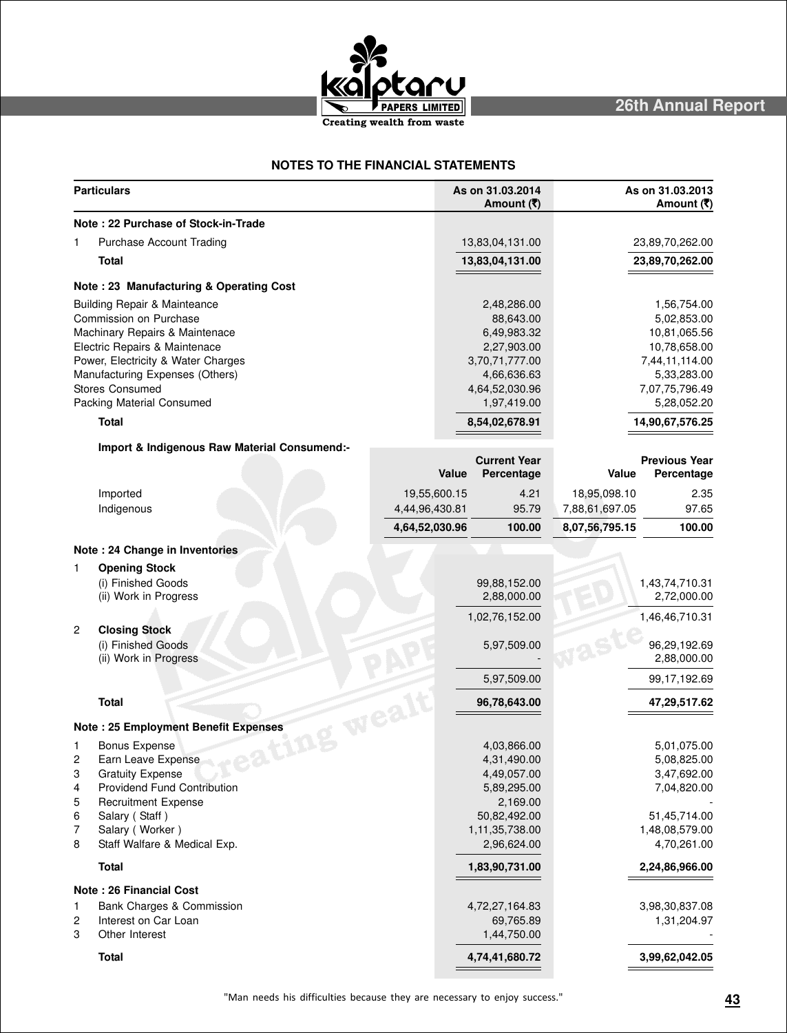## NOTES TO THE FINANCIAL STATEMENTS

| Particulars | As on 31.03.2014 Amount (₹) | As on 31.03.2013 Amount (₹) |
|---|---|---|
| **Note : 22 Purchase of Stock-in-Trade** | | |
| 1 Purchase Account Trading | 13,83,04,131.00 | 23,89,70,262.00 |
| **Total** | **13,83,04,131.00** | **23,89,70,262.00** |
| **Note : 23 Manufacturing & Operating Cost** | | |
| Building Repair & Mainteance | 2,48,286.00 | 1,56,754.00 |
| Commission on Purchase | 88,643.00 | 5,02,853.00 |
| Machinary Repairs & Maintenace | 6,49,983.32 | 10,81,065.56 |
| Electric Repairs & Maintenace | 2,27,903.00 | 10,78,658.00 |
| Power, Electricity & Water Charges | 3,70,71,777.00 | 7,44,11,114.00 |
| Manufacturing Expenses (Others) | 4,66,636.63 | 5,33,283.00 |
| Stores Consumed | 4,64,52,030.96 | 7,07,75,796.49 |
| Packing Material Consumed | 1,97,419.00 | 5,28,052.20 |
| **Total** | **8,54,02,678.91** | **14,90,67,576.25** |

**Import & Indigenous Raw Material Consumend:-**

| | Current Year Value | Current Year Percentage | Previous Year Value | Previous Year Percentage |
|---|---|---|---|---|
| Imported | 19,55,600.15 | 4.21 | 18,95,098.10 | 2.35 |
| Indigenous | 4,44,96,430.81 | 95.79 | 7,88,61,697.05 | 97.65 |
| | **4,64,52,030.96** | **100.00** | **8,07,56,795.15** | **100.00** |

| Particulars | As on 31.03.2014 Amount (₹) | As on 31.03.2013 Amount (₹) |
|---|---|---|
| **Note : 24 Change in Inventories** | | |
| 1 **Opening Stock** | | |
| (i) Finished Goods | 99,88,152.00 | 1,43,74,710.31 |
| (ii) Work in Progress | 2,88,000.00 | 2,72,000.00 |
| | 1,02,76,152.00 | 1,46,46,710.31 |
| 2 **Closing Stock** | | |
| (i) Finished Goods | 5,97,509.00 | 96,29,192.69 |
| (ii) Work in Progress | - | 2,88,000.00 |
| | 5,97,509.00 | 99,17,192.69 |
| **Total** | **96,78,643.00** | **47,29,517.62** |
| **Note : 25 Employment Benefit Expenses** | | |
| 1 Bonus Expense | 4,03,866.00 | 5,01,075.00 |
| 2 Earn Leave Expense | 4,31,490.00 | 5,08,825.00 |
| 3 Gratuity Expense | 4,49,057.00 | 3,47,692.00 |
| 4 Providend Fund Contribution | 5,89,295.00 | 7,04,820.00 |
| 5 Recruitment Expense | 2,169.00 | - |
| 6 Salary ( Staff ) | 50,82,492.00 | 51,45,714.00 |
| 7 Salary ( Worker ) | 1,11,35,738.00 | 1,48,08,579.00 |
| 8 Staff Walfare & Medical Exp. | 2,96,624.00 | 4,70,261.00 |
| **Total** | **1,83,90,731.00** | **2,24,86,966.00** |
| **Note : 26 Financial Cost** | | |
| 1 Bank Charges & Commission | 4,72,27,164.83 | 3,98,30,837.08 |
| 2 Interest on Car Loan | 69,765.89 | 1,31,204.97 |
| 3 Other Interest | 1,44,750.00 | - |
| **Total** | **4,74,41,680.72** | **3,99,62,042.05** |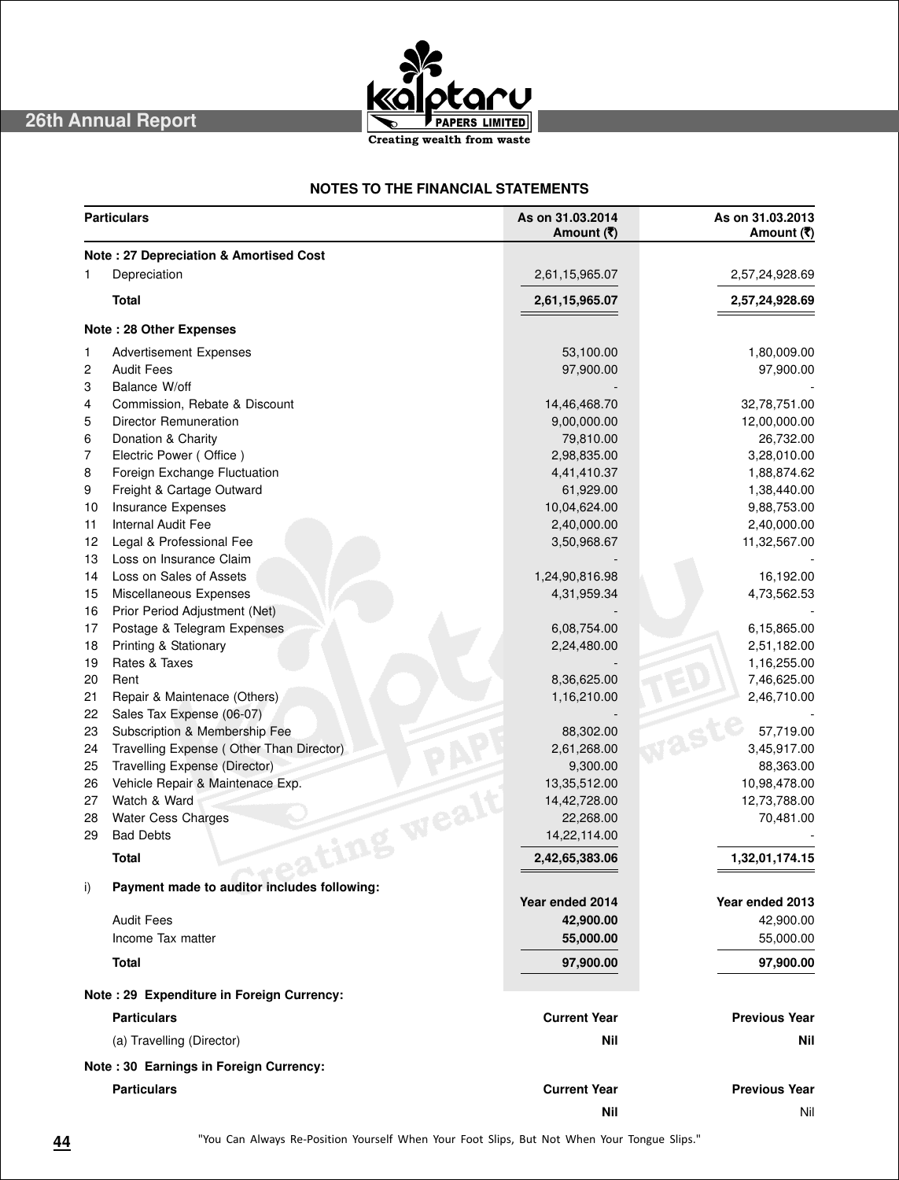## NOTES TO THE FINANCIAL STATEMENTS

| | Particulars | As on 31.03.2014 Amount (₹) | As on 31.03.2013 Amount (₹) |
|---|---|---|---|
| | **Note : 27 Depreciation & Amortised Cost** | | |
| 1 | Depreciation | 2,61,15,965.07 | 2,57,24,928.69 |
| | **Total** | **2,61,15,965.07** | **2,57,24,928.69** |
| | **Note : 28 Other Expenses** | | |
| 1 | Advertisement Expenses | 53,100.00 | 1,80,009.00 |
| 2 | Audit Fees | 97,900.00 | 97,900.00 |
| 3 | Balance W/off | - | - |
| 4 | Commission, Rebate & Discount | 14,46,468.70 | 32,78,751.00 |
| 5 | Director Remuneration | 9,00,000.00 | 12,00,000.00 |
| 6 | Donation & Charity | 79,810.00 | 26,732.00 |
| 7 | Electric Power ( Office ) | 2,98,835.00 | 3,28,010.00 |
| 8 | Foreign Exchange Fluctuation | 4,41,410.37 | 1,88,874.62 |
| 9 | Freight & Cartage Outward | 61,929.00 | 1,38,440.00 |
| 10 | Insurance Expenses | 10,04,624.00 | 9,88,753.00 |
| 11 | Internal Audit Fee | 2,40,000.00 | 2,40,000.00 |
| 12 | Legal & Professional Fee | 3,50,968.67 | 11,32,567.00 |
| 13 | Loss on Insurance Claim | - | - |
| 14 | Loss on Sales of Assets | 1,24,90,816.98 | 16,192.00 |
| 15 | Miscellaneous Expenses | 4,31,959.34 | 4,73,562.53 |
| 16 | Prior Period Adjustment (Net) | - | - |
| 17 | Postage & Telegram Expenses | 6,08,754.00 | 6,15,865.00 |
| 18 | Printing & Stationary | 2,24,480.00 | 2,51,182.00 |
| 19 | Rates & Taxes | - | 1,16,255.00 |
| 20 | Rent | 8,36,625.00 | 7,46,625.00 |
| 21 | Repair & Maintenace (Others) | 1,16,210.00 | 2,46,710.00 |
| 22 | Sales Tax Expense (06-07) | - | - |
| 23 | Subscription & Membership Fee | 88,302.00 | 57,719.00 |
| 24 | Travelling Expense ( Other Than Director) | 2,61,268.00 | 3,45,917.00 |
| 25 | Travelling Expense (Director) | 9,300.00 | 88,363.00 |
| 26 | Vehicle Repair & Maintenace Exp. | 13,35,512.00 | 10,98,478.00 |
| 27 | Watch & Ward | 14,42,728.00 | 12,73,788.00 |
| 28 | Water Cess Charges | 22,268.00 | 70,481.00 |
| 29 | Bad Debts | 14,22,114.00 | - |
| | **Total** | **2,42,65,383.06** | **1,32,01,174.15** |

i) **Payment made to auditor includes following:**

| | Year ended 2014 | Year ended 2013 |
|---|---|---|
| Audit Fees | **42,900.00** | 42,900.00 |
| Income Tax matter | **55,000.00** | 55,000.00 |
| **Total** | **97,900.00** | **97,900.00** |

**Note : 29 Expenditure in Foreign Currency:**

| Particulars | Current Year | Previous Year |
|---|---|---|
| (a) Travelling (Director) | **Nil** | **Nil** |

**Note : 30 Earnings in Foreign Currency:**

| Particulars | Current Year | Previous Year |
|---|---|---|
| | **Nil** | Nil |

"You Can Always Re-Position Yourself When Your Foot Slips, But Not When Your Tongue Slips."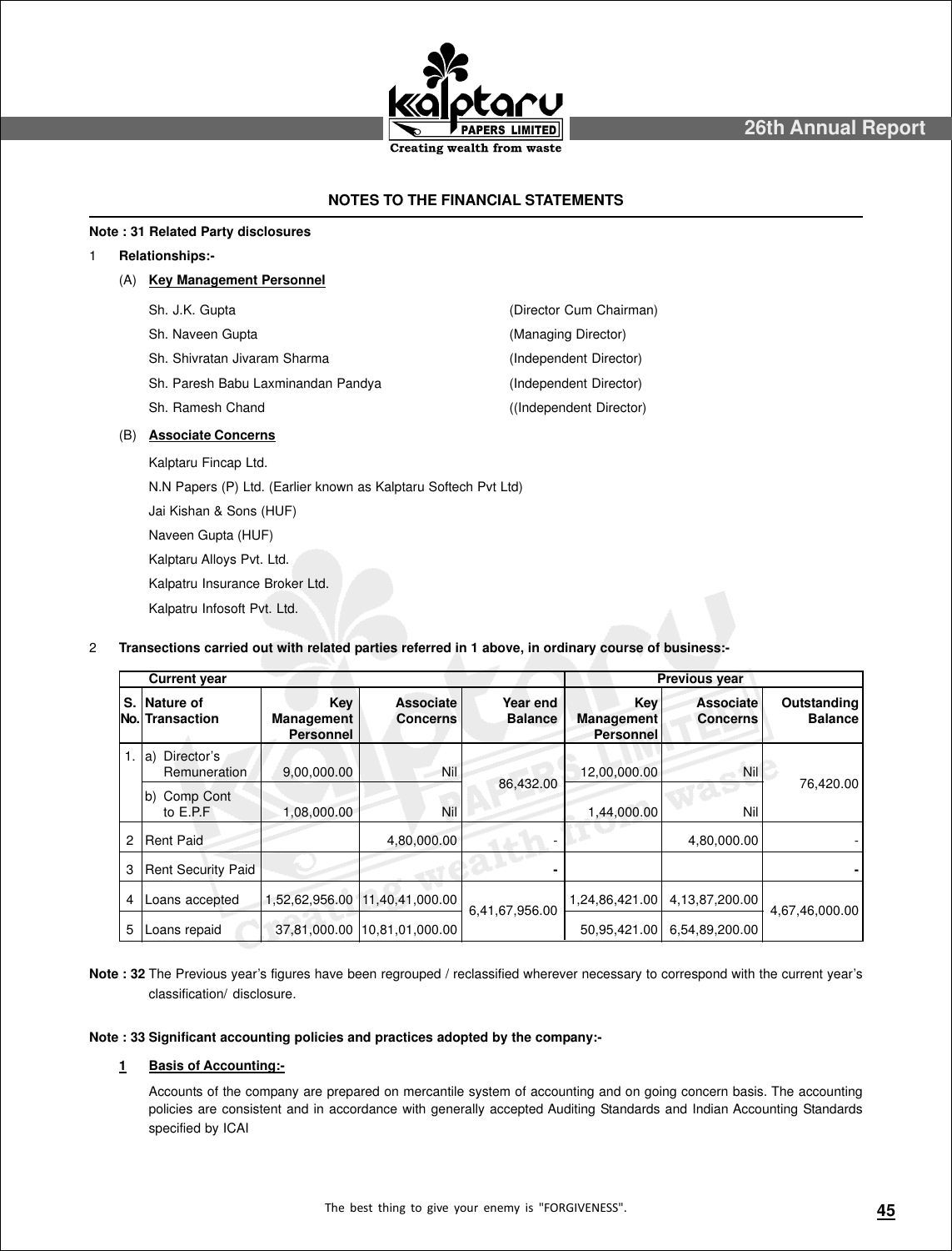## NOTES TO THE FINANCIAL STATEMENTS

**Note : 31 Related Party disclosures**

1 **Relationships:-**

(A) **Key Management Personnel**

| | |
|---|---|
| Sh. J.K. Gupta | (Director Cum Chairman) |
| Sh. Naveen Gupta | (Managing Director) |
| Sh. Shivratan Jivaram Sharma | (Independent Director) |
| Sh. Paresh Babu Laxminandan Pandya | (Independent Director) |
| Sh. Ramesh Chand | ((Independent Director) |

(B) **Associate Concerns**

Kalptaru Fincap Ltd.

N.N Papers (P) Ltd. (Earlier known as Kalptaru Softech Pvt Ltd)

Jai Kishan & Sons (HUF)

Naveen Gupta (HUF)

Kalptaru Alloys Pvt. Ltd.

Kalpatru Insurance Broker Ltd.

Kalpatru Infosoft Pvt. Ltd.

2 **Transections carried out with related parties referred in 1 above, in ordinary course of business:-**

| Current year | | | | | Previous year | | |
|---|---|---|---|---|---|---|---|
| S. No. | Nature of Transaction | Key Management Personnel | Associate Concerns | Year end Balance | Key Management Personnel | Associate Concerns | Outstanding Balance |
| 1. | a) Director's Remuneration | 9,00,000.00 | Nil | 86,432.00 | 12,00,000.00 | Nil | 76,420.00 |
| | b) Comp Cont to E.P.F | 1,08,000.00 | Nil | | 1,44,000.00 | Nil | |
| 2 | Rent Paid | | 4,80,000.00 | - | | 4,80,000.00 | - |
| 3 | Rent Security Paid | | | - | | | - |
| 4 | Loans accepted | 1,52,62,956.00 | 11,40,41,000.00 | 6,41,67,956.00 | 1,24,86,421.00 | 4,13,87,200.00 | 4,67,46,000.00 |
| 5 | Loans repaid | 37,81,000.00 | 10,81,01,000.00 | | 50,95,421.00 | 6,54,89,200.00 | |

**Note : 32** The Previous year's figures have been regrouped / reclassified wherever necessary to correspond with the current year's classification/ disclosure.

**Note : 33 Significant accounting policies and practices adopted by the company:-**

**1 Basis of Accounting:-**

Accounts of the company are prepared on mercantile system of accounting and on going concern basis. The accounting policies are consistent and in accordance with generally accepted Auditing Standards and Indian Accounting Standards specified by ICAI

The best thing to give your enemy is "FORGIVENESS".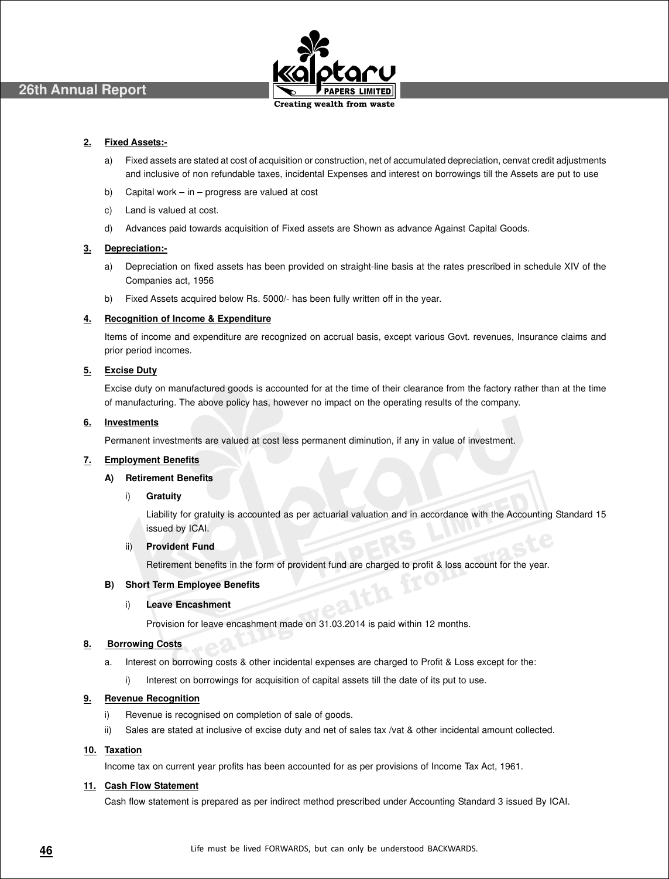**2. Fixed Assets:-**

a) Fixed assets are stated at cost of acquisition or construction, net of accumulated depreciation, cenvat credit adjustments and inclusive of non refundable taxes, incidental Expenses and interest on borrowings till the Assets are put to use

b) Capital work – in – progress are valued at cost

c) Land is valued at cost.

d) Advances paid towards acquisition of Fixed assets are Shown as advance Against Capital Goods.

**3. Depreciation:-**

a) Depreciation on fixed assets has been provided on straight-line basis at the rates prescribed in schedule XIV of the Companies act, 1956

b) Fixed Assets acquired below Rs. 5000/- has been fully written off in the year.

**4. Recognition of Income & Expenditure**

Items of income and expenditure are recognized on accrual basis, except various Govt. revenues, Insurance claims and prior period incomes.

**5. Excise Duty**

Excise duty on manufactured goods is accounted for at the time of their clearance from the factory rather than at the time of manufacturing. The above policy has, however no impact on the operating results of the company.

**6. Investments**

Permanent investments are valued at cost less permanent diminution, if any in value of investment.

**7. Employment Benefits**

**A) Retirement Benefits**

i) **Gratuity**

Liability for gratuity is accounted as per actuarial valuation and in accordance with the Accounting Standard 15 issued by ICAI.

ii) **Provident Fund**

Retirement benefits in the form of provident fund are charged to profit & loss account for the year.

**B) Short Term Employee Benefits**

i) **Leave Encashment**

Provision for leave encashment made on 31.03.2014 is paid within 12 months.

**8. Borrowing Costs**

a. Interest on borrowing costs & other incidental expenses are charged to Profit & Loss except for the:

i) Interest on borrowings for acquisition of capital assets till the date of its put to use.

**9. Revenue Recognition**

i) Revenue is recognised on completion of sale of goods.

ii) Sales are stated at inclusive of excise duty and net of sales tax /vat & other incidental amount collected.

**10. Taxation**

Income tax on current year profits has been accounted for as per provisions of Income Tax Act, 1961.

**11. Cash Flow Statement**

Cash flow statement is prepared as per indirect method prescribed under Accounting Standard 3 issued By ICAI.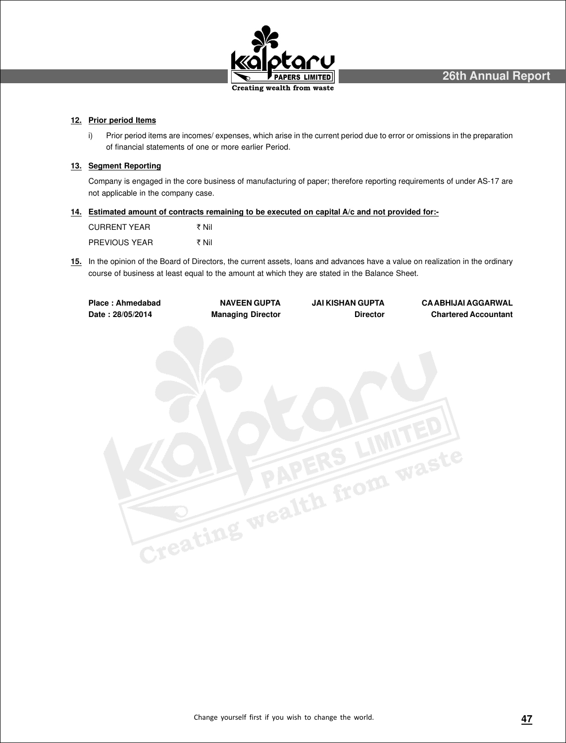**12. Prior period Items**

i) Prior period items are incomes/ expenses, which arise in the current period due to error or omissions in the preparation of financial statements of one or more earlier Period.

**13. Segment Reporting**

Company is engaged in the core business of manufacturing of paper; therefore reporting requirements of under AS-17 are not applicable in the company case.

**14. Estimated amount of contracts remaining to be executed on capital A/c and not provided for:-**

| | |
|---|---|
| CURRENT YEAR | ₹ Nil |
| PREVIOUS YEAR | ₹ Nil |

**15.** In the opinion of the Board of Directors, the current assets, loans and advances have a value on realization in the ordinary course of business at least equal to the amount at which they are stated in the Balance Sheet.

| | | | |
|---|---|---|---|
| **Place : Ahmedabad** | **NAVEEN GUPTA** | **JAI KISHAN GUPTA** | **CA ABHIJAI AGGARWAL** |
| **Date : 28/05/2014** | **Managing Director** | **Director** | **Chartered Accountant** |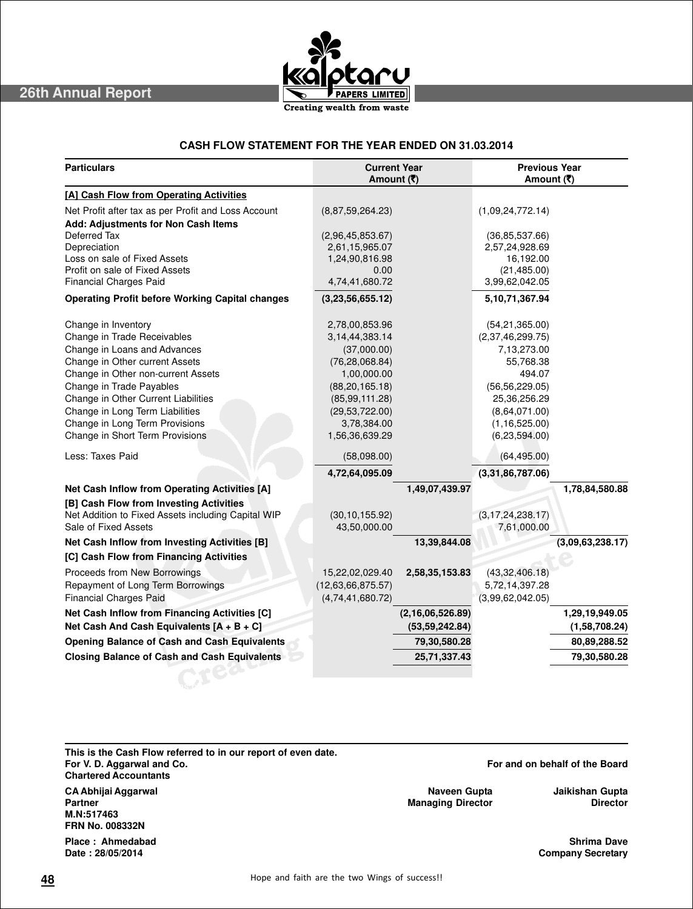## CASH FLOW STATEMENT FOR THE YEAR ENDED ON 31.03.2014

| Particulars | Current Year Amount (₹) | | Previous Year Amount (₹) | |
|---|---|---|---|---|
| **[A] Cash Flow from Operating Activities** | | | | |
| Net Profit after tax as per Profit and Loss Account | (8,87,59,264.23) | | (1,09,24,772.14) | |
| **Add: Adjustments for Non Cash Items** | | | | |
| Deferred Tax | (2,96,45,853.67) | | (36,85,537.66) | |
| Depreciation | 2,61,15,965.07 | | 2,57,24,928.69 | |
| Loss on sale of Fixed Assets | 1,24,90,816.98 | | 16,192.00 | |
| Profit on sale of Fixed Assets | 0.00 | | (21,485.00) | |
| Financial Charges Paid | 4,74,41,680.72 | | 3,99,62,042.05 | |
| **Operating Profit before Working Capital changes** | **(3,23,56,655.12)** | | **5,10,71,367.94** | |
| Change in Inventory | 2,78,00,853.96 | | (54,21,365.00) | |
| Change in Trade Receivables | 3,14,44,383.14 | | (2,37,46,299.75) | |
| Change in Loans and Advances | (37,000.00) | | 7,13,273.00 | |
| Change in Other current Assets | (76,28,068.84) | | 55,768.38 | |
| Change in Other non-current Assets | 1,00,000.00 | | 494.07 | |
| Change in Trade Payables | (88,20,165.18) | | (56,56,229.05) | |
| Change in Other Current Liabilities | (85,99,111.28) | | 25,36,256.29 | |
| Change in Long Term Liabilities | (29,53,722.00) | | (8,64,071.00) | |
| Change in Long Term Provisions | 3,78,384.00 | | (1,16,525.00) | |
| Change in Short Term Provisions | 1,56,36,639.29 | | (6,23,594.00) | |
| Less: Taxes Paid | (58,098.00) | | (64,495.00) | |
| | **4,72,64,095.09** | | **(3,31,86,787.06)** | |
| **Net Cash Inflow from Operating Activities [A]** | | **1,49,07,439.97** | | **1,78,84,580.88** |
| **[B] Cash Flow from Investing Activities** | | | | |
| Net Addition to Fixed Assets including Capital WIP | (30,10,155.92) | | (3,17,24,238.17) | |
| Sale of Fixed Assets | 43,50,000.00 | | 7,61,000.00 | |
| **Net Cash Inflow from Investing Activities [B]** | | **13,39,844.08** | | **(3,09,63,238.17)** |
| **[C] Cash Flow from Financing Activities** | | | | |
| Proceeds from New Borrowings | 15,22,02,029.40 | **2,58,35,153.83** | (43,32,406.18) | |
| Repayment of Long Term Borrowings | (12,63,66,875.57) | | 5,72,14,397.28 | |
| Financial Charges Paid | (4,74,41,680.72) | | (3,99,62,042.05) | |
| **Net Cash Inflow from Financing Activities [C]** | | **(2,16,06,526.89)** | | **1,29,19,949.05** |
| **Net Cash And Cash Equivalents [A + B + C]** | | **(53,59,242.84)** | | **(1,58,708.24)** |
| **Opening Balance of Cash and Cash Equivalents** | | **79,30,580.28** | | **80,89,288.52** |
| **Closing Balance of Cash and Cash Equivalents** | | **25,71,337.43** | | **79,30,580.28** |

**This is the Cash Flow referred to in our report of even date.**
**For V. D. Aggarwal and Co.**
**Chartered Accountants**

**For and on behalf of the Board**

**CA Abhijai Aggarwal**
**Partner**
**M.N:517463**
**FRN No. 008332N**

**Naveen Gupta**
**Managing Director**

**Jaikishan Gupta**
**Director**

**Place : Ahmedabad**
**Date : 28/05/2014**

**Shrima Dave**
**Company Secretary**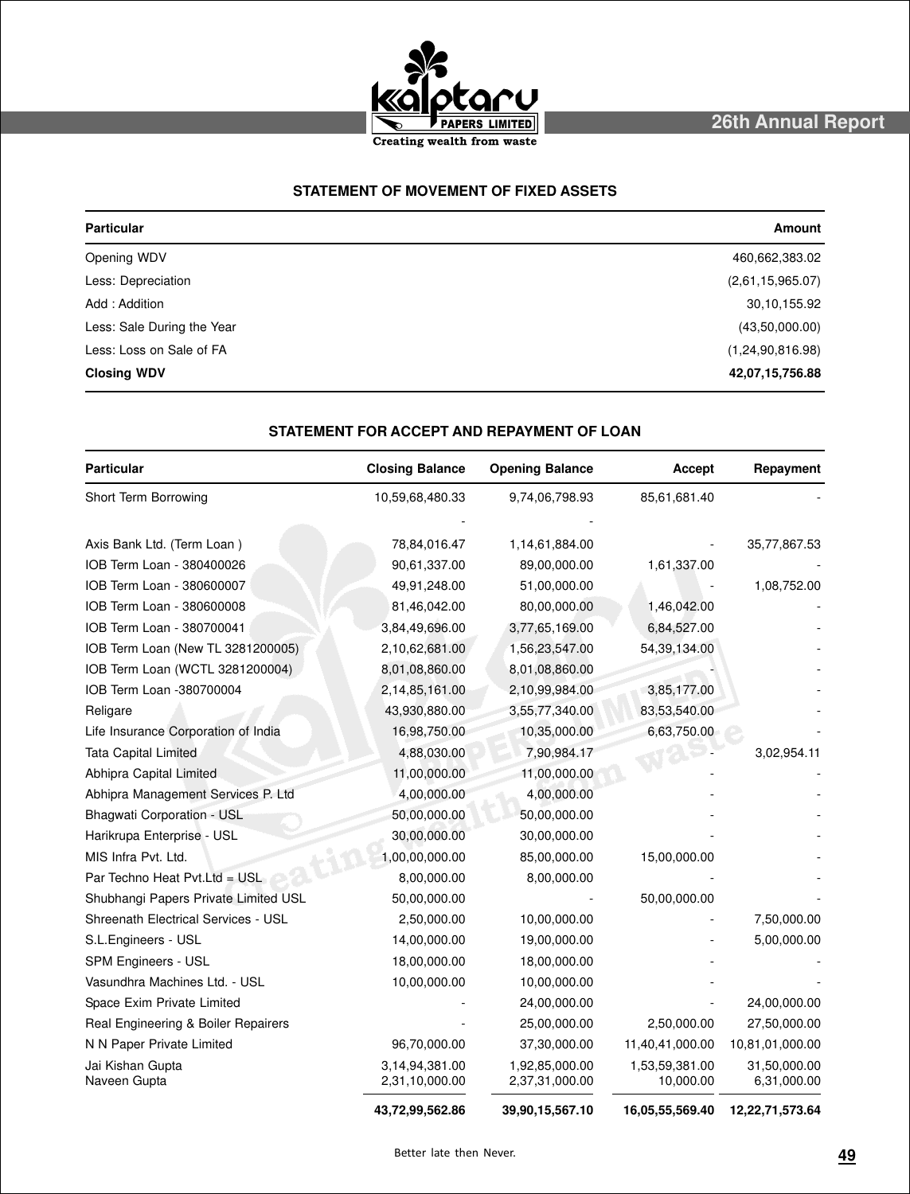## STATEMENT OF MOVEMENT OF FIXED ASSETS

| Particular | Amount |
|---|---|
| Opening WDV | 460,662,383.02 |
| Less: Depreciation | (2,61,15,965.07) |
| Add : Addition | 30,10,155.92 |
| Less: Sale During the Year | (43,50,000.00) |
| Less: Loss on Sale of FA | (1,24,90,816.98) |
| **Closing WDV** | **42,07,15,756.88** |

## STATEMENT FOR ACCEPT AND REPAYMENT OF LOAN

| Particular | Closing Balance | Opening Balance | Accept | Repayment |
|---|---|---|---|---|
| Short Term Borrowing | 10,59,68,480.33 | 9,74,06,798.93 | 85,61,681.40 | - |
| | - | - | | |
| Axis Bank Ltd. (Term Loan ) | 78,84,016.47 | 1,14,61,884.00 | - | 35,77,867.53 |
| IOB Term Loan - 380400026 | 90,61,337.00 | 89,00,000.00 | 1,61,337.00 | - |
| IOB Term Loan - 380600007 | 49,91,248.00 | 51,00,000.00 | - | 1,08,752.00 |
| IOB Term Loan - 380600008 | 81,46,042.00 | 80,00,000.00 | 1,46,042.00 | - |
| IOB Term Loan - 380700041 | 3,84,49,696.00 | 3,77,65,169.00 | 6,84,527.00 | - |
| IOB Term Loan (New TL 3281200005) | 2,10,62,681.00 | 1,56,23,547.00 | 54,39,134.00 | - |
| IOB Term Loan (WCTL 3281200004) | 8,01,08,860.00 | 8,01,08,860.00 | - | - |
| IOB Term Loan -380700004 | 2,14,85,161.00 | 2,10,99,984.00 | 3,85,177.00 | - |
| Religare | 43,930,880.00 | 3,55,77,340.00 | 83,53,540.00 | - |
| Life Insurance Corporation of India | 16,98,750.00 | 10,35,000.00 | 6,63,750.00 | - |
| Tata Capital Limited | 4,88,030.00 | 7,90,984.17 | - | 3,02,954.11 |
| Abhipra Capital Limited | 11,00,000.00 | 11,00,000.00 | - | - |
| Abhipra Management Services P. Ltd | 4,00,000.00 | 4,00,000.00 | - | - |
| Bhagwati Corporation - USL | 50,00,000.00 | 50,00,000.00 | - | - |
| Harikrupa Enterprise - USL | 30,00,000.00 | 30,00,000.00 | - | - |
| MIS Infra Pvt. Ltd. | 1,00,00,000.00 | 85,00,000.00 | 15,00,000.00 | - |
| Par Techno Heat Pvt.Ltd = USL | 8,00,000.00 | 8,00,000.00 | - | - |
| Shubhangi Papers Private Limited USL | 50,00,000.00 | - | 50,00,000.00 | - |
| Shreenath Electrical Services - USL | 2,50,000.00 | 10,00,000.00 | - | 7,50,000.00 |
| S.L.Engineers - USL | 14,00,000.00 | 19,00,000.00 | - | 5,00,000.00 |
| SPM Engineers - USL | 18,00,000.00 | 18,00,000.00 | - | - |
| Vasundhra Machines Ltd. - USL | 10,00,000.00 | 10,00,000.00 | - | - |
| Space Exim Private Limited | - | 24,00,000.00 | - | 24,00,000.00 |
| Real Engineering & Boiler Repairers | - | 25,00,000.00 | 2,50,000.00 | 27,50,000.00 |
| N N Paper Private Limited | 96,70,000.00 | 37,30,000.00 | 11,40,41,000.00 | 10,81,01,000.00 |
| Jai Kishan Gupta | 3,14,94,381.00 | 1,92,85,000.00 | 1,53,59,381.00 | 31,50,000.00 |
| Naveen Gupta | 2,31,10,000.00 | 2,37,31,000.00 | 10,000.00 | 6,31,000.00 |
| | **43,72,99,562.86** | **39,90,15,567.10** | **16,05,55,569.40** | **12,22,71,573.64** |

Better late then Never.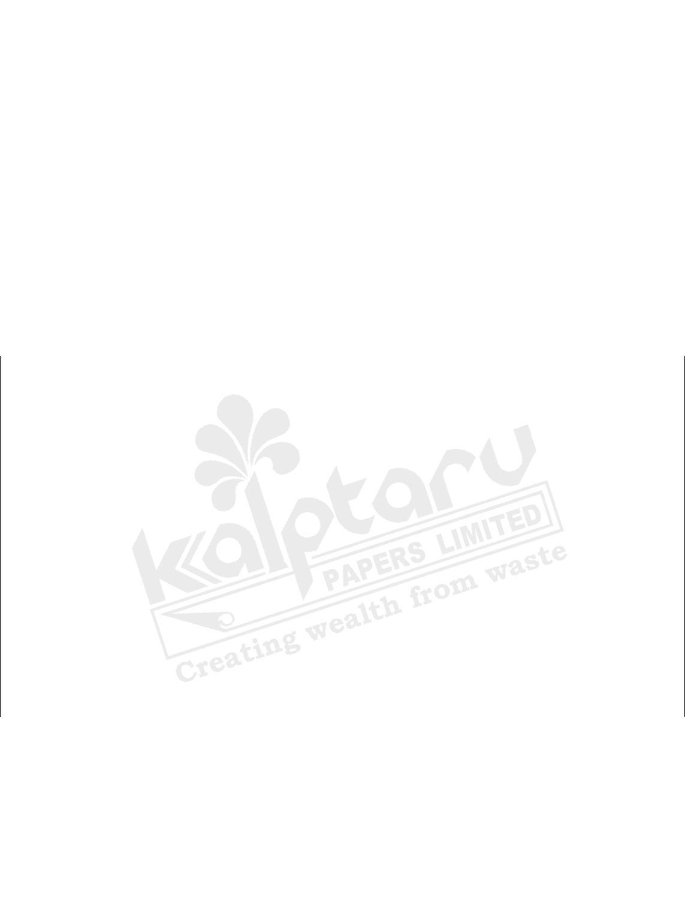Kalptaru

PAPERS LIMITED

Creating wealth from waste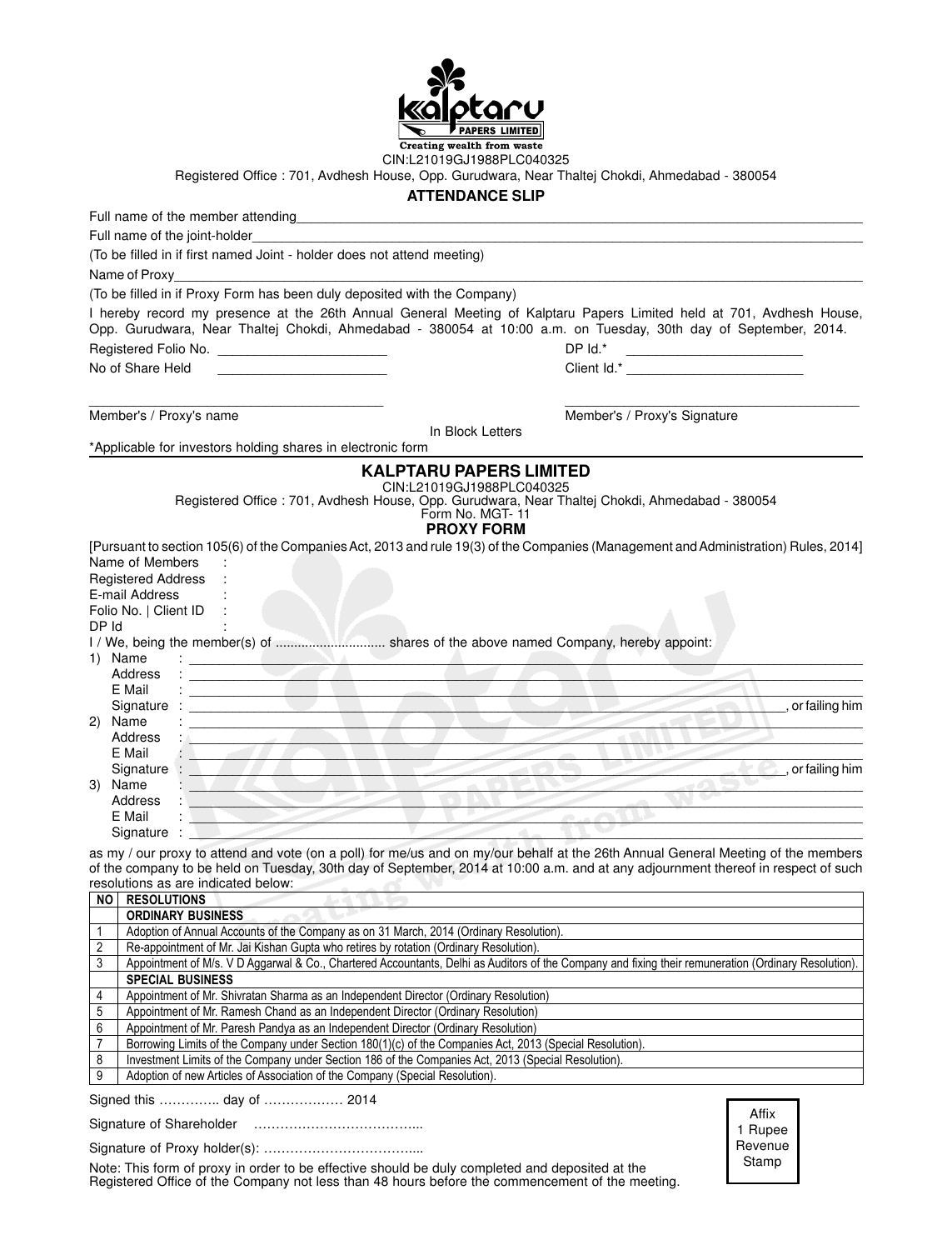kalptaru PAPERS LIMITED

Creating wealth from waste

CIN:L21019GJ1988PLC040325

Registered Office : 701, Avdhesh House, Opp. Gurudwara, Near Thaltej Chokdi, Ahmedabad - 380054

## ATTENDANCE SLIP

Full name of the member attending\_\_\_\_\_\_\_\_\_\_\_\_\_\_\_\_\_\_\_\_\_\_\_\_\_\_\_\_\_\_

Full name of the joint-holder\_\_\_\_\_\_\_\_\_\_\_\_\_\_\_\_\_\_\_\_\_\_\_\_\_\_\_\_\_\_

(To be filled in if first named Joint - holder does not attend meeting)

Name of Proxy\_\_\_\_\_\_\_\_\_\_\_\_\_\_\_\_\_\_\_\_\_\_\_\_\_\_\_\_\_\_

(To be filled in if Proxy Form has been duly deposited with the Company)

I hereby record my presence at the 26th Annual General Meeting of Kalptaru Papers Limited held at 701, Avdhesh House, Opp. Gurudwara, Near Thaltej Chokdi, Ahmedabad - 380054 at 10:00 a.m. on Tuesday, 30th day of September, 2014.

Registered Folio No. \_\_\_\_\_\_\_\_\_\_\_\_\_\_\_\_\_\_ DP Id.* \_\_\_\_\_\_\_\_\_\_\_\_\_\_\_\_\_\_

No of Share Held \_\_\_\_\_\_\_\_\_\_\_\_\_\_\_\_\_\_ Client Id.* \_\_\_\_\_\_\_\_\_\_\_\_\_\_\_\_\_\_

\_\_\_\_\_\_\_\_\_\_\_\_\_\_\_\_\_\_ \_\_\_\_\_\_\_\_\_\_\_\_\_\_\_\_\_\_

Member's / Proxy's name In Block Letters Member's / Proxy's Signature

*Applicable for investors holding shares in electronic form

## KALPTARU PAPERS LIMITED

CIN:L21019GJ1988PLC040325

Registered Office : 701, Avdhesh House, Opp. Gurudwara, Near Thaltej Chokdi, Ahmedabad - 380054

Form No. MGT- 11

## PROXY FORM

[Pursuant to section 105(6) of the Companies Act, 2013 and rule 19(3) of the Companies (Management and Administration) Rules, 2014]

Name of Members :

Registered Address :

E-mail Address :

Folio No. | Client ID :

DP Id :

I / We, being the member(s) of ............................ shares of the above named Company, hereby appoint:

1) Name : \_\_\_\_\_\_\_\_\_\_\_\_\_\_\_\_\_\_
   Address : \_\_\_\_\_\_\_\_\_\_\_\_\_\_\_\_\_\_
   E Mail : \_\_\_\_\_\_\_\_\_\_\_\_\_\_\_\_\_\_
   Signature : \_\_\_\_\_\_\_\_\_\_\_\_\_\_\_\_\_\_, or failing him
2) Name : \_\_\_\_\_\_\_\_\_\_\_\_\_\_\_\_\_\_
   Address : \_\_\_\_\_\_\_\_\_\_\_\_\_\_\_\_\_\_
   E Mail : \_\_\_\_\_\_\_\_\_\_\_\_\_\_\_\_\_\_
   Signature : \_\_\_\_\_\_\_\_\_\_\_\_\_\_\_\_\_\_, or failing him
3) Name : \_\_\_\_\_\_\_\_\_\_\_\_\_\_\_\_\_\_
   Address : \_\_\_\_\_\_\_\_\_\_\_\_\_\_\_\_\_\_
   E Mail : \_\_\_\_\_\_\_\_\_\_\_\_\_\_\_\_\_\_
   Signature : \_\_\_\_\_\_\_\_\_\_\_\_\_\_\_\_\_\_

as my / our proxy to attend and vote (on a poll) for me/us and on my/our behalf at the 26th Annual General Meeting of the members of the company to be held on Tuesday, 30th day of September, 2014 at 10:00 a.m. and at any adjournment thereof in respect of such resolutions as are indicated below:

| NO | RESOLUTIONS |
|---|---|
| | **ORDINARY BUSINESS** |
| 1 | Adoption of Annual Accounts of the Company as on 31 March, 2014 (Ordinary Resolution). |
| 2 | Re-appointment of Mr. Jai Kishan Gupta who retires by rotation (Ordinary Resolution). |
| 3 | Appointment of M/s. V D Aggarwal & Co., Chartered Accountants, Delhi as Auditors of the Company and fixing their remuneration (Ordinary Resolution). |
| | **SPECIAL BUSINESS** |
| 4 | Appointment of Mr. Shivratan Sharma as an Independent Director (Ordinary Resolution) |
| 5 | Appointment of Mr. Ramesh Chand as an Independent Director (Ordinary Resolution) |
| 6 | Appointment of Mr. Paresh Pandya as an Independent Director (Ordinary Resolution) |
| 7 | Borrowing Limits of the Company under Section 180(1)(c) of the Companies Act, 2013 (Special Resolution). |
| 8 | Investment Limits of the Company under Section 186 of the Companies Act, 2013 (Special Resolution). |
| 9 | Adoption of new Articles of Association of the Company (Special Resolution). |

Signed this ………….. day of ……………… 2014

Signature of Shareholder ………………………………...

Signature of Proxy holder(s): ……………………………....

Affix 1 Rupee Revenue Stamp

Note: This form of proxy in order to be effective should be duly completed and deposited at the Registered Office of the Company not less than 48 hours before the commencement of the meeting.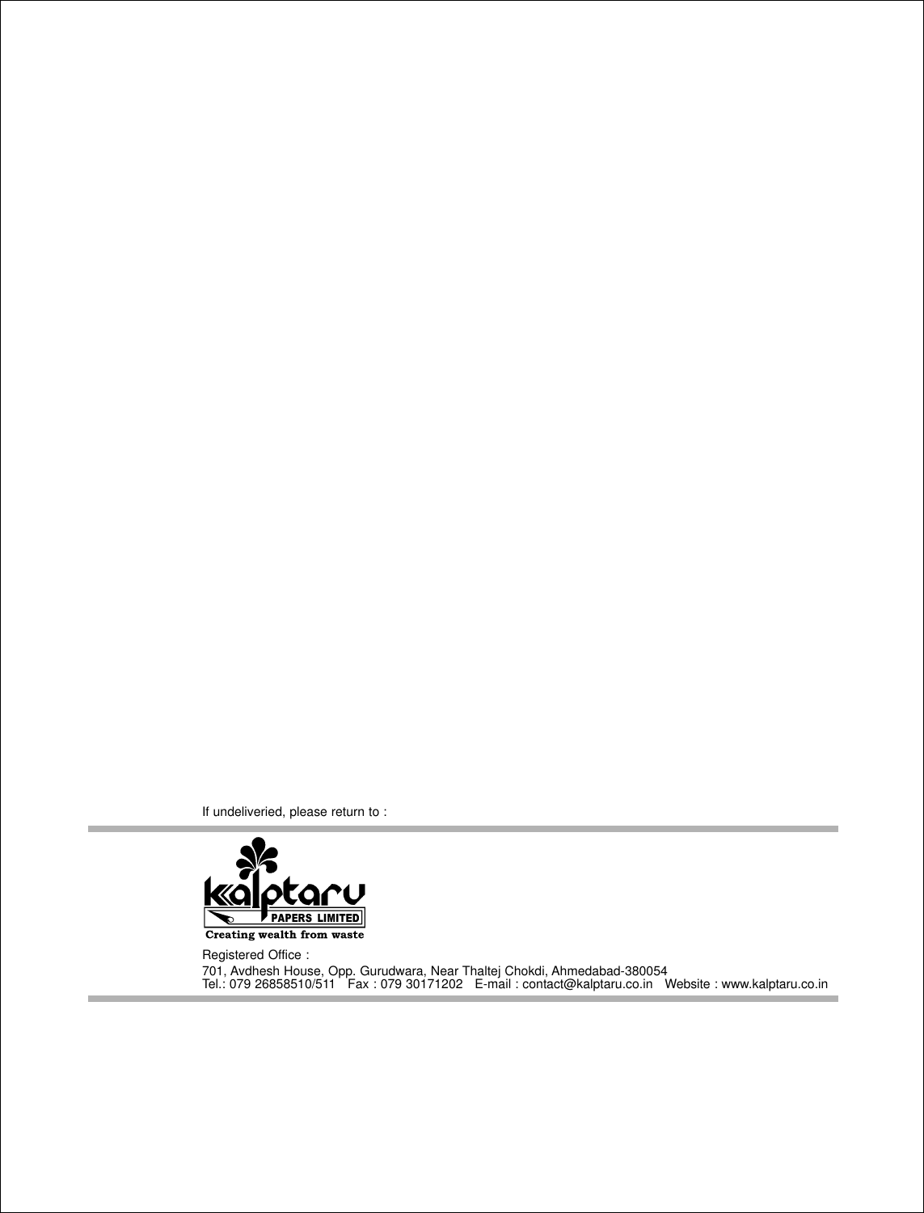If undeliveried, please return to :

kalptaru

PAPERS LIMITED

Creating wealth from waste

Registered Office :

701, Avdhesh House, Opp. Gurudwara, Near Thaltej Chokdi, Ahmedabad-380054
Tel.: 079 26858510/511 Fax : 079 30171202 E-mail : contact@kalptaru.co.in Website : www.kalptaru.co.in